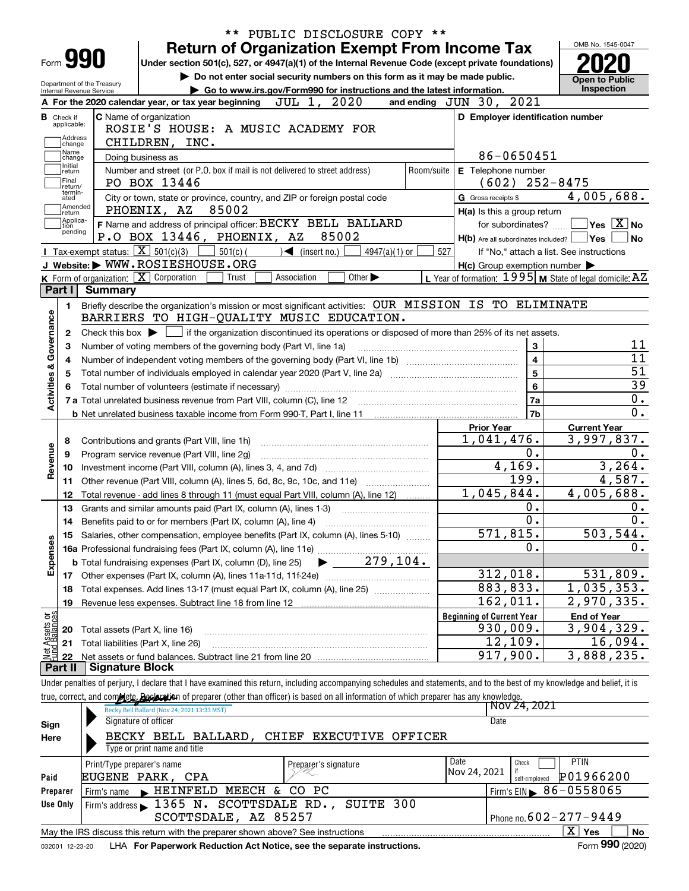** PUBLIC DISCLOSURE COPY **

# Form 990 — Return of Organization Exempt From Income Tax

Under section 501(c), 527, or 4947(a)(1) of the Internal Revenue Code (except private foundations)

▶ Do not enter social security numbers on this form as it may be made public.

▶ Go to www.irs.gov/Form990 for instructions and the latest information.

Department of the Treasury
Internal Revenue Service

OMB No. 1545-0047

**2020**

Open to Public Inspection

**A** For the 2020 calendar year, or tax year beginning JUL 1, 2020 and ending JUN 30, 2021

**B** Check if applicable: Address change, Name change, Initial return, Final return/terminated, Amended return, Application pending

**C** Name of organization: ROSIE'S HOUSE: A MUSIC ACADEMY FOR CHILDREN, INC.

Doing business as

Number and street (or P.O. box if mail is not delivered to street address): PO BOX 13446 — Room/suite

City or town, state or province, country, and ZIP or foreign postal code: PHOENIX, AZ 85002

**D** Employer identification number: 86-0650451

**E** Telephone number: (602) 252-8475

**G** Gross receipts $ 4,005,688.

**F** Name and address of principal officer: BECKY BELL BALLARD, P.O BOX 13446, PHOENIX, AZ 85002

**H(a)** Is this a group return for subordinates? ☐ Yes ☒ No

**H(b)** Are all subordinates included? ☐ Yes ☐ No — If "No," attach a list. See instructions

**H(c)** Group exemption number ▶

**I** Tax-exempt status: ☒ 501(c)(3) ☐ 501(c) ( ) ◀ (insert no.) ☐ 4947(a)(1) or ☐ 527

**J** Website: ▶ WWW.ROSIESHOUSE.ORG

**K** Form of organization: ☒ Corporation ☐ Trust ☐ Association ☐ Other ▶

**L** Year of formation: 1995 **M** State of legal domicile: AZ

## Part I Summary

**Activities & Governance**

1. Briefly describe the organization's mission or most significant activities: OUR MISSION IS TO ELIMINATE BARRIERS TO HIGH-QUALITY MUSIC EDUCATION.
2. Check this box ▶ ☐ if the organization discontinued its operations or disposed of more than 25% of its net assets.

| | | | |
|---|---|---|---|
| 3 | Number of voting members of the governing body (Part VI, line 1a) | 3 | 11 |
| 4 | Number of independent voting members of the governing body (Part VI, line 1b) | 4 | 11 |
| 5 | Total number of individuals employed in calendar year 2020 (Part V, line 2a) | 5 | 51 |
| 6 | Total number of volunteers (estimate if necessary) | 6 | 39 |
| 7a | Total unrelated business revenue from Part VIII, column (C), line 12 | 7a | 0. |
| b | Net unrelated business taxable income from Form 990-T, Part I, line 11 | 7b | 0. |

| | | | Prior Year | Current Year |
|---|---|---|---|---|
| **Revenue** | 8 | Contributions and grants (Part VIII, line 1h) | 1,041,476. | 3,997,837. |
| | 9 | Program service revenue (Part VIII, line 2g) | 0. | 0. |
| | 10 | Investment income (Part VIII, column (A), lines 3, 4, and 7d) | 4,169. | 3,264. |
| | 11 | Other revenue (Part VIII, column (A), lines 5, 6d, 8c, 9c, 10c, and 11e) | 199. | 4,587. |
| | 12 | Total revenue - add lines 8 through 11 (must equal Part VIII, column (A), line 12) | 1,045,844. | 4,005,688. |
| **Expenses** | 13 | Grants and similar amounts paid (Part IX, column (A), lines 1-3) | 0. | 0. |
| | 14 | Benefits paid to or for members (Part IX, column (A), line 4) | 0. | 0. |
| | 15 | Salaries, other compensation, employee benefits (Part IX, column (A), lines 5-10) | 571,815. | 503,544. |
| | 16a | Professional fundraising fees (Part IX, column (A), line 11e) | 0. | 0. |
| | b | Total fundraising expenses (Part IX, column (D), line 25) ▶ 279,104. | | |
| | 17 | Other expenses (Part IX, column (A), lines 11a-11d, 11f-24e) | 312,018. | 531,809. |
| | 18 | Total expenses. Add lines 13-17 (must equal Part IX, column (A), line 25) | 883,833. | 1,035,353. |
| | 19 | Revenue less expenses. Subtract line 18 from line 12 | 162,011. | 2,970,335. |

| | | | Beginning of Current Year | End of Year |
|---|---|---|---|---|
| **Net Assets or Fund Balances** | 20 | Total assets (Part X, line 16) | 930,009. | 3,904,329. |
| | 21 | Total liabilities (Part X, line 26) | 12,109. | 16,094. |
| | 22 | Net assets or fund balances. Subtract line 21 from line 20 | 917,900. | 3,888,235. |

## Part II Signature Block

Under penalties of perjury, I declare that I have examined this return, including accompanying schedules and statements, and to the best of my knowledge and belief, it is true, correct, and complete. Declaration of preparer (other than officer) is based on all information of which preparer has any knowledge.

**Sign Here**

Signature of officer: Becky Bell Ballard (Nov 24, 2021 13:33 MST) — Date: Nov 24, 2021

Type or print name and title: BECKY BELL BALLARD, CHIEF EXECUTIVE OFFICER

**Paid Preparer Use Only**

| Print/Type preparer's name | Preparer's signature | Date | Check ☐ if self-employed | PTIN |
|---|---|---|---|---|
| EUGENE PARK, CPA | | Nov 24, 2021 | | P01966200 |

Firm's name ▶ HEINFELD MEECH & CO PC — Firm's EIN ▶ 86-0558065

Firm's address ▶ 1365 N. SCOTTSDALE RD., SUITE 300, SCOTTSDALE, AZ 85257 — Phone no. 602-277-9449

May the IRS discuss this return with the preparer shown above? See instructions ☒ Yes ☐ No

032001 12-23-20 LHA For Paperwork Reduction Act Notice, see the separate instructions. Form 990 (2020)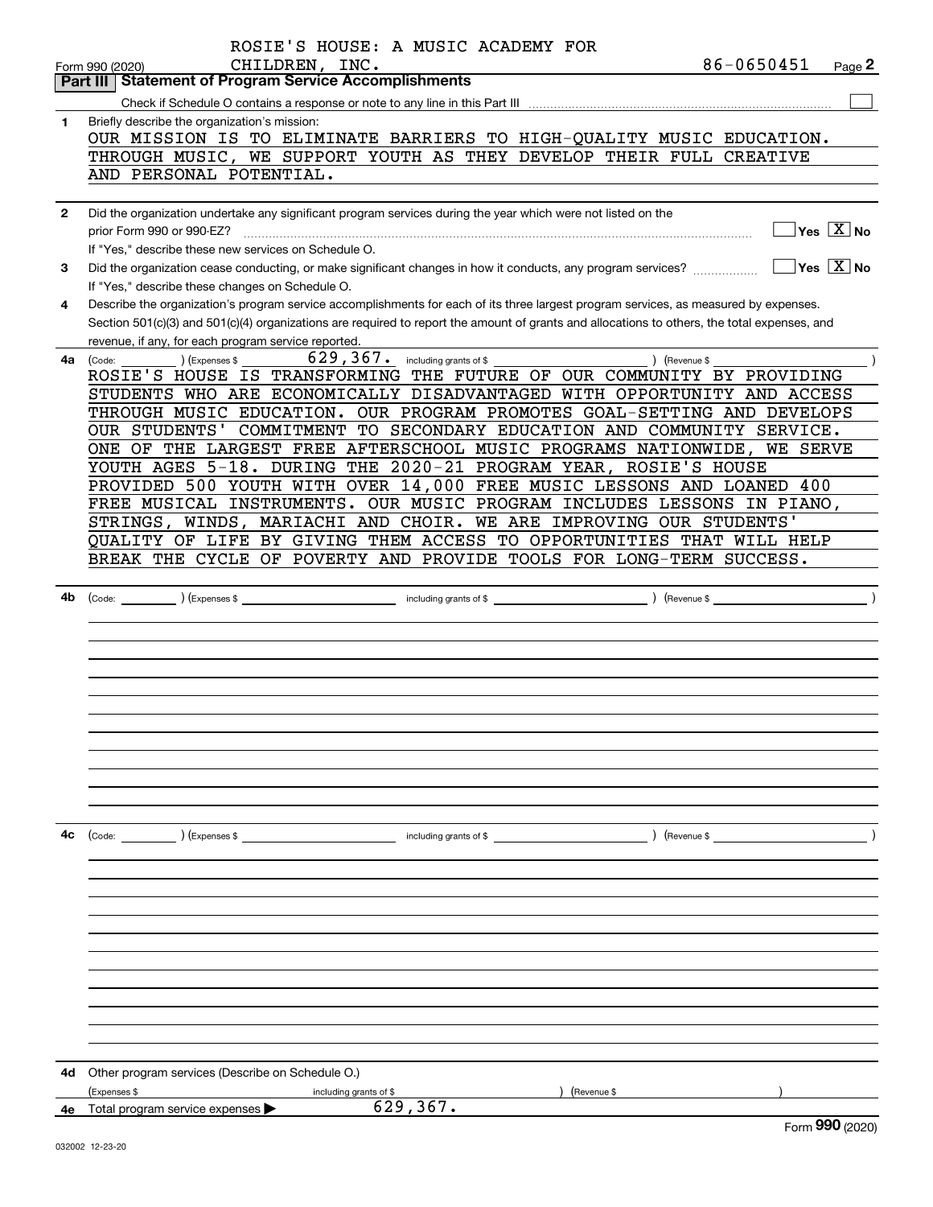ROSIE'S HOUSE: A MUSIC ACADEMY FOR CHILDREN, INC.

Form 990 (2020) 86-0650451 Page 2

## Part III Statement of Program Service Accomplishments

Check if Schedule O contains a response or note to any line in this Part III

**1** Briefly describe the organization's mission:

OUR MISSION IS TO ELIMINATE BARRIERS TO HIGH-QUALITY MUSIC EDUCATION. THROUGH MUSIC, WE SUPPORT YOUTH AS THEY DEVELOP THEIR FULL CREATIVE AND PERSONAL POTENTIAL.

**2** Did the organization undertake any significant program services during the year which were not listed on the prior Form 990 or 990-EZ? Yes [ ] No [X]

If "Yes," describe these new services on Schedule O.

**3** Did the organization cease conducting, or make significant changes in how it conducts, any program services? Yes [ ] No [X]

If "Yes," describe these changes on Schedule O.

**4** Describe the organization's program service accomplishments for each of its three largest program services, as measured by expenses. Section 501(c)(3) and 501(c)(4) organizations are required to report the amount of grants and allocations to others, the total expenses, and revenue, if any, for each program service reported.

**4a** (Code: ) (Expenses $ 629,367. including grants of $ ) (Revenue $ )

ROSIE'S HOUSE IS TRANSFORMING THE FUTURE OF OUR COMMUNITY BY PROVIDING STUDENTS WHO ARE ECONOMICALLY DISADVANTAGED WITH OPPORTUNITY AND ACCESS THROUGH MUSIC EDUCATION. OUR PROGRAM PROMOTES GOAL-SETTING AND DEVELOPS OUR STUDENTS' COMMITMENT TO SECONDARY EDUCATION AND COMMUNITY SERVICE. ONE OF THE LARGEST FREE AFTERSCHOOL MUSIC PROGRAMS NATIONWIDE, WE SERVE YOUTH AGES 5-18. DURING THE 2020-21 PROGRAM YEAR, ROSIE'S HOUSE PROVIDED 500 YOUTH WITH OVER 14,000 FREE MUSIC LESSONS AND LOANED 400 FREE MUSICAL INSTRUMENTS. OUR MUSIC PROGRAM INCLUDES LESSONS IN PIANO, STRINGS, WINDS, MARIACHI AND CHOIR. WE ARE IMPROVING OUR STUDENTS' QUALITY OF LIFE BY GIVING THEM ACCESS TO OPPORTUNITIES THAT WILL HELP BREAK THE CYCLE OF POVERTY AND PROVIDE TOOLS FOR LONG-TERM SUCCESS.

**4b** (Code: ) (Expenses $ including grants of $ ) (Revenue $ )

**4c** (Code: ) (Expenses $ including grants of $ ) (Revenue $ )

**4d** Other program services (Describe on Schedule O.)

(Expenses $ including grants of $ ) (Revenue $ )

**4e** Total program service expenses 629,367.

Form 990 (2020)

032002 12-23-20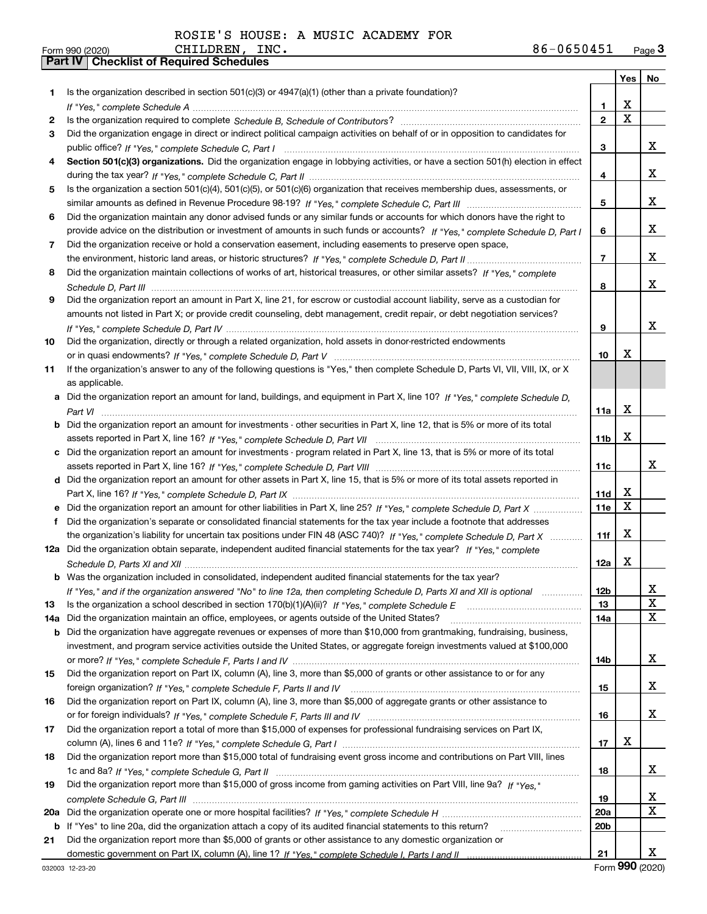ROSIE'S HOUSE: A MUSIC ACADEMY FOR CHILDREN, INC. 86-0650451

Form 990 (2020)

## Part IV Checklist of Required Schedules

| | | | Yes | No |
|---|---|---|---|---|
| 1 | Is the organization described in section 501(c)(3) or 4947(a)(1) (other than a private foundation)? *If "Yes," complete Schedule A* | 1 | X | |
| 2 | Is the organization required to complete *Schedule B, Schedule of Contributors*? | 2 | X | |
| 3 | Did the organization engage in direct or indirect political campaign activities on behalf of or in opposition to candidates for public office? *If "Yes," complete Schedule C, Part I* | 3 | | X |
| 4 | **Section 501(c)(3) organizations.** Did the organization engage in lobbying activities, or have a section 501(h) election in effect during the tax year? *If "Yes," complete Schedule C, Part II* | 4 | | X |
| 5 | Is the organization a section 501(c)(4), 501(c)(5), or 501(c)(6) organization that receives membership dues, assessments, or similar amounts as defined in Revenue Procedure 98-19? *If "Yes," complete Schedule C, Part III* | 5 | | X |
| 6 | Did the organization maintain any donor advised funds or any similar funds or accounts for which donors have the right to provide advice on the distribution or investment of amounts in such funds or accounts? *If "Yes," complete Schedule D, Part I* | 6 | | X |
| 7 | Did the organization receive or hold a conservation easement, including easements to preserve open space, the environment, historic land areas, or historic structures? *If "Yes," complete Schedule D, Part II* | 7 | | X |
| 8 | Did the organization maintain collections of works of art, historical treasures, or other similar assets? *If "Yes," complete Schedule D, Part III* | 8 | | X |
| 9 | Did the organization report an amount in Part X, line 21, for escrow or custodial account liability, serve as a custodian for amounts not listed in Part X; or provide credit counseling, debt management, credit repair, or debt negotiation services? *If "Yes," complete Schedule D, Part IV* | 9 | | X |
| 10 | Did the organization, directly or through a related organization, hold assets in donor-restricted endowments or in quasi endowments? *If "Yes," complete Schedule D, Part V* | 10 | X | |
| 11 | If the organization's answer to any of the following questions is "Yes," then complete Schedule D, Parts VI, VII, VIII, IX, or X as applicable. | | | |
| a | Did the organization report an amount for land, buildings, and equipment in Part X, line 10? *If "Yes," complete Schedule D, Part VI* | 11a | X | |
| b | Did the organization report an amount for investments - other securities in Part X, line 12, that is 5% or more of its total assets reported in Part X, line 16? *If "Yes," complete Schedule D, Part VII* | 11b | X | |
| c | Did the organization report an amount for investments - program related in Part X, line 13, that is 5% or more of its total assets reported in Part X, line 16? *If "Yes," complete Schedule D, Part VIII* | 11c | | X |
| d | Did the organization report an amount for other assets in Part X, line 15, that is 5% or more of its total assets reported in Part X, line 16? *If "Yes," complete Schedule D, Part IX* | 11d | X | |
| e | Did the organization report an amount for other liabilities in Part X, line 25? *If "Yes," complete Schedule D, Part X* | 11e | X | |
| f | Did the organization's separate or consolidated financial statements for the tax year include a footnote that addresses the organization's liability for uncertain tax positions under FIN 48 (ASC 740)? *If "Yes," complete Schedule D, Part X* | 11f | X | |
| 12a | Did the organization obtain separate, independent audited financial statements for the tax year? *If "Yes," complete Schedule D, Parts XI and XII* | 12a | X | |
| b | Was the organization included in consolidated, independent audited financial statements for the tax year? *If "Yes," and if the organization answered "No" to line 12a, then completing Schedule D, Parts XI and XII is optional* | 12b | | X |
| 13 | Is the organization a school described in section 170(b)(1)(A)(ii)? *If "Yes," complete Schedule E* | 13 | | X |
| 14a | Did the organization maintain an office, employees, or agents outside of the United States? | 14a | | X |
| b | Did the organization have aggregate revenues or expenses of more than $10,000 from grantmaking, fundraising, business, investment, and program service activities outside the United States, or aggregate foreign investments valued at $100,000 or more? *If "Yes," complete Schedule F, Parts I and IV* | 14b | | X |
| 15 | Did the organization report on Part IX, column (A), line 3, more than $5,000 of grants or other assistance to or for any foreign organization? *If "Yes," complete Schedule F, Parts II and IV* | 15 | | X |
| 16 | Did the organization report on Part IX, column (A), line 3, more than $5,000 of aggregate grants or other assistance to or for foreign individuals? *If "Yes," complete Schedule F, Parts III and IV* | 16 | | X |
| 17 | Did the organization report a total of more than $15,000 of expenses for professional fundraising services on Part IX, column (A), lines 6 and 11e? *If "Yes," complete Schedule G, Part I* | 17 | X | |
| 18 | Did the organization report more than $15,000 total of fundraising event gross income and contributions on Part VIII, lines 1c and 8a? *If "Yes," complete Schedule G, Part II* | 18 | | X |
| 19 | Did the organization report more than $15,000 of gross income from gaming activities on Part VIII, line 9a? *If "Yes," complete Schedule G, Part III* | 19 | | X |
| 20a | Did the organization operate one or more hospital facilities? *If "Yes," complete Schedule H* | 20a | | X |
| b | If "Yes" to line 20a, did the organization attach a copy of its audited financial statements to this return? | 20b | | |
| 21 | Did the organization report more than $5,000 of grants or other assistance to any domestic organization or domestic government on Part IX, column (A), line 1? *If "Yes," complete Schedule I, Parts I and II* | 21 | | X |

032003 12-23-20

Form 990 (2020)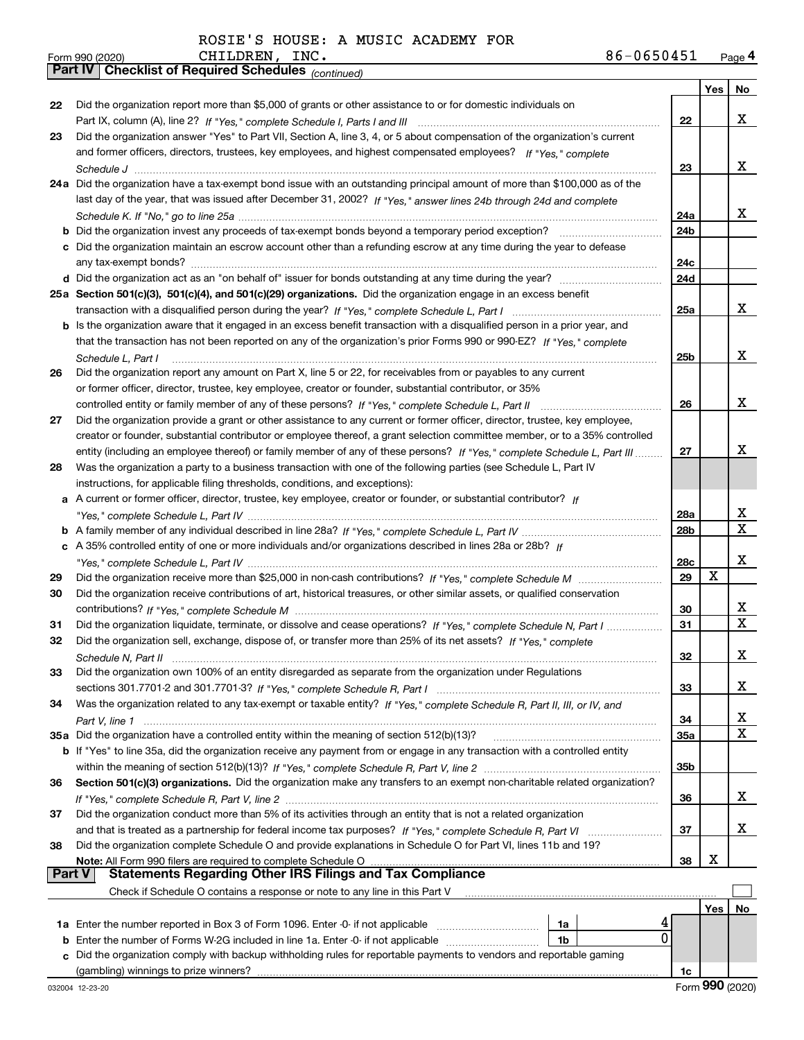ROSIE'S HOUSE: A MUSIC ACADEMY FOR CHILDREN, INC.

Form 990 (2020) 86-0650451 Page 4

**Part IV Checklist of Required Schedules** *(continued)*

| | | | Yes | No |
|---|---|---|---|---|
| 22 | Did the organization report more than $5,000 of grants or other assistance to or for domestic individuals on Part IX, column (A), line 2? *If "Yes," complete Schedule I, Parts I and III* | 22 | | X |
| 23 | Did the organization answer "Yes" to Part VII, Section A, line 3, 4, or 5 about compensation of the organization's current and former officers, directors, trustees, key employees, and highest compensated employees? *If "Yes," complete Schedule J* | 23 | | X |
| 24a | Did the organization have a tax-exempt bond issue with an outstanding principal amount of more than $100,000 as of the last day of the year, that was issued after December 31, 2002? *If "Yes," answer lines 24b through 24d and complete Schedule K. If "No," go to line 25a* | 24a | | X |
| b | Did the organization invest any proceeds of tax-exempt bonds beyond a temporary period exception? | 24b | | |
| c | Did the organization maintain an escrow account other than a refunding escrow at any time during the year to defease any tax-exempt bonds? | 24c | | |
| d | Did the organization act as an "on behalf of" issuer for bonds outstanding at any time during the year? | 24d | | |
| 25a | **Section 501(c)(3), 501(c)(4), and 501(c)(29) organizations.** Did the organization engage in an excess benefit transaction with a disqualified person during the year? *If "Yes," complete Schedule L, Part I* | 25a | | X |
| b | Is the organization aware that it engaged in an excess benefit transaction with a disqualified person in a prior year, and that the transaction has not been reported on any of the organization's prior Forms 990 or 990-EZ? *If "Yes," complete Schedule L, Part I* | 25b | | X |
| 26 | Did the organization report any amount on Part X, line 5 or 22, for receivables from or payables to any current or former officer, director, trustee, key employee, creator or founder, substantial contributor, or 35% controlled entity or family member of any of these persons? *If "Yes," complete Schedule L, Part II* | 26 | | X |
| 27 | Did the organization provide a grant or other assistance to any current or former officer, director, trustee, key employee, creator or founder, substantial contributor or employee thereof, a grant selection committee member, or to a 35% controlled entity (including an employee thereof) or family member of any of these persons? *If "Yes," complete Schedule L, Part III* | 27 | | X |
| 28 | Was the organization a party to a business transaction with one of the following parties (see Schedule L, Part IV instructions, for applicable filing thresholds, conditions, and exceptions): | | | |
| a | A current or former officer, director, trustee, key employee, creator or founder, or substantial contributor? *If "Yes," complete Schedule L, Part IV* | 28a | | X |
| b | A family member of any individual described in line 28a? *If "Yes," complete Schedule L, Part IV* | 28b | | X |
| c | A 35% controlled entity of one or more individuals and/or organizations described in lines 28a or 28b? *If "Yes," complete Schedule L, Part IV* | 28c | | X |
| 29 | Did the organization receive more than $25,000 in non-cash contributions? *If "Yes," complete Schedule M* | 29 | X | |
| 30 | Did the organization receive contributions of art, historical treasures, or other similar assets, or qualified conservation contributions? *If "Yes," complete Schedule M* | 30 | | X |
| 31 | Did the organization liquidate, terminate, or dissolve and cease operations? *If "Yes," complete Schedule N, Part I* | 31 | | X |
| 32 | Did the organization sell, exchange, dispose of, or transfer more than 25% of its net assets? *If "Yes," complete Schedule N, Part II* | 32 | | X |
| 33 | Did the organization own 100% of an entity disregarded as separate from the organization under Regulations sections 301.7701-2 and 301.7701-3? *If "Yes," complete Schedule R, Part I* | 33 | | X |
| 34 | Was the organization related to any tax-exempt or taxable entity? *If "Yes," complete Schedule R, Part II, III, or IV, and Part V, line 1* | 34 | | X |
| 35a | Did the organization have a controlled entity within the meaning of section 512(b)(13)? | 35a | | X |
| b | If "Yes" to line 35a, did the organization receive any payment from or engage in any transaction with a controlled entity within the meaning of section 512(b)(13)? *If "Yes," complete Schedule R, Part V, line 2* | 35b | | |
| 36 | **Section 501(c)(3) organizations.** Did the organization make any transfers to an exempt non-charitable related organization? *If "Yes," complete Schedule R, Part V, line 2* | 36 | | X |
| 37 | Did the organization conduct more than 5% of its activities through an entity that is not a related organization and that is treated as a partnership for federal income tax purposes? *If "Yes," complete Schedule R, Part VI* | 37 | | X |
| 38 | Did the organization complete Schedule O and provide explanations in Schedule O for Part VI, lines 11b and 19? **Note:** All Form 990 filers are required to complete Schedule O | 38 | X | |

**Part V Statements Regarding Other IRS Filings and Tax Compliance**

Check if Schedule O contains a response or note to any line in this Part V ☐

| | | | | Yes | No |
|---|---|---|---|---|---|
| 1a | Enter the number reported in Box 3 of Form 1096. Enter -0- if not applicable | 1a | 4 | | |
| b | Enter the number of Forms W-2G included in line 1a. Enter -0- if not applicable | 1b | 0 | | |
| c | Did the organization comply with backup withholding rules for reportable payments to vendors and reportable gaming (gambling) winnings to prize winners? | | 1c | | |

032004 12-23-20 Form 990 (2020)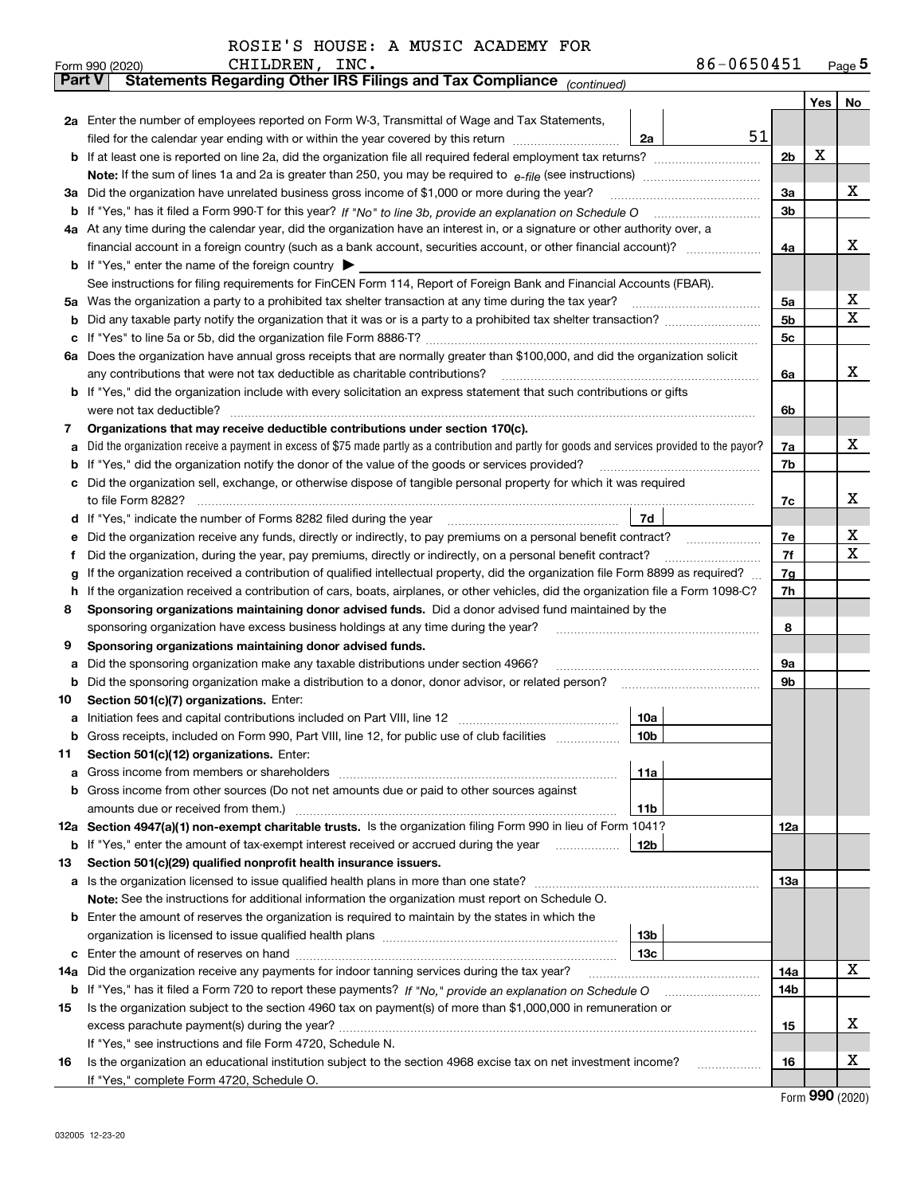ROSIE'S HOUSE: A MUSIC ACADEMY FOR CHILDREN, INC. 86-0650451

Form 990 (2020) Page 5

**Part V Statements Regarding Other IRS Filings and Tax Compliance** *(continued)*

| | | | | | Yes | No |
|---|---|---|---|---|---|---|
| **2a** | Enter the number of employees reported on Form W-3, Transmittal of Wage and Tax Statements, filed for the calendar year ending with or within the year covered by this return | 2a | 51 | | | |
| **b** | If at least one is reported on line 2a, did the organization file all required federal employment tax returns? | | | 2b | X | |
| | **Note:** If the sum of lines 1a and 2a is greater than 250, you may be required to *e-file* (see instructions) | | | | | |
| **3a** | Did the organization have unrelated business gross income of $1,000 or more during the year? | | | 3a | | X |
| **b** | If "Yes," has it filed a Form 990-T for this year? *If "No" to line 3b, provide an explanation on Schedule O* | | | 3b | | |
| **4a** | At any time during the calendar year, did the organization have an interest in, or a signature or other authority over, a financial account in a foreign country (such as a bank account, securities account, or other financial account)? | | | 4a | | X |
| **b** | If "Yes," enter the name of the foreign country ▶ | | | | | |
| | See instructions for filing requirements for FinCEN Form 114, Report of Foreign Bank and Financial Accounts (FBAR). | | | | | |
| **5a** | Was the organization a party to a prohibited tax shelter transaction at any time during the tax year? | | | 5a | | X |
| **b** | Did any taxable party notify the organization that it was or is a party to a prohibited tax shelter transaction? | | | 5b | | X |
| **c** | If "Yes" to line 5a or 5b, did the organization file Form 8886-T? | | | 5c | | |
| **6a** | Does the organization have annual gross receipts that are normally greater than $100,000, and did the organization solicit any contributions that were not tax deductible as charitable contributions? | | | 6a | | X |
| **b** | If "Yes," did the organization include with every solicitation an express statement that such contributions or gifts were not tax deductible? | | | 6b | | |
| **7** | **Organizations that may receive deductible contributions under section 170(c).** | | | | | |
| **a** | Did the organization receive a payment in excess of $75 made partly as a contribution and partly for goods and services provided to the payor? | | | 7a | | X |
| **b** | If "Yes," did the organization notify the donor of the value of the goods or services provided? | | | 7b | | |
| **c** | Did the organization sell, exchange, or otherwise dispose of tangible personal property for which it was required to file Form 8282? | | | 7c | | X |
| **d** | If "Yes," indicate the number of Forms 8282 filed during the year | 7d | | | | |
| **e** | Did the organization receive any funds, directly or indirectly, to pay premiums on a personal benefit contract? | | | 7e | | X |
| **f** | Did the organization, during the year, pay premiums, directly or indirectly, on a personal benefit contract? | | | 7f | | X |
| **g** | If the organization received a contribution of qualified intellectual property, did the organization file Form 8899 as required? | | | 7g | | |
| **h** | If the organization received a contribution of cars, boats, airplanes, or other vehicles, did the organization file a Form 1098-C? | | | 7h | | |
| **8** | **Sponsoring organizations maintaining donor advised funds.** Did a donor advised fund maintained by the sponsoring organization have excess business holdings at any time during the year? | | | 8 | | |
| **9** | **Sponsoring organizations maintaining donor advised funds.** | | | | | |
| **a** | Did the sponsoring organization make any taxable distributions under section 4966? | | | 9a | | |
| **b** | Did the sponsoring organization make a distribution to a donor, donor advisor, or related person? | | | 9b | | |
| **10** | **Section 501(c)(7) organizations.** Enter: | | | | | |
| **a** | Initiation fees and capital contributions included on Part VIII, line 12 | 10a | | | | |
| **b** | Gross receipts, included on Form 990, Part VIII, line 12, for public use of club facilities | 10b | | | | |
| **11** | **Section 501(c)(12) organizations.** Enter: | | | | | |
| **a** | Gross income from members or shareholders | 11a | | | | |
| **b** | Gross income from other sources (Do not net amounts due or paid to other sources against amounts due or received from them.) | 11b | | | | |
| **12a** | **Section 4947(a)(1) non-exempt charitable trusts.** Is the organization filing Form 990 in lieu of Form 1041? | | | 12a | | |
| **b** | If "Yes," enter the amount of tax-exempt interest received or accrued during the year | 12b | | | | |
| **13** | **Section 501(c)(29) qualified nonprofit health insurance issuers.** | | | | | |
| **a** | Is the organization licensed to issue qualified health plans in more than one state? | | | 13a | | |
| | **Note:** See the instructions for additional information the organization must report on Schedule O. | | | | | |
| **b** | Enter the amount of reserves the organization is required to maintain by the states in which the organization is licensed to issue qualified health plans | 13b | | | | |
| **c** | Enter the amount of reserves on hand | 13c | | | | |
| **14a** | Did the organization receive any payments for indoor tanning services during the tax year? | | | 14a | | X |
| **b** | If "Yes," has it filed a Form 720 to report these payments? *If "No," provide an explanation on Schedule O* | | | 14b | | |
| **15** | Is the organization subject to the section 4960 tax on payment(s) of more than $1,000,000 in remuneration or excess parachute payment(s) during the year? | | | 15 | | X |
| | If "Yes," see instructions and file Form 4720, Schedule N. | | | | | |
| **16** | Is the organization an educational institution subject to the section 4968 excise tax on net investment income? | | | 16 | | X |
| | If "Yes," complete Form 4720, Schedule O. | | | | | |

Form **990** (2020)

032005 12-23-20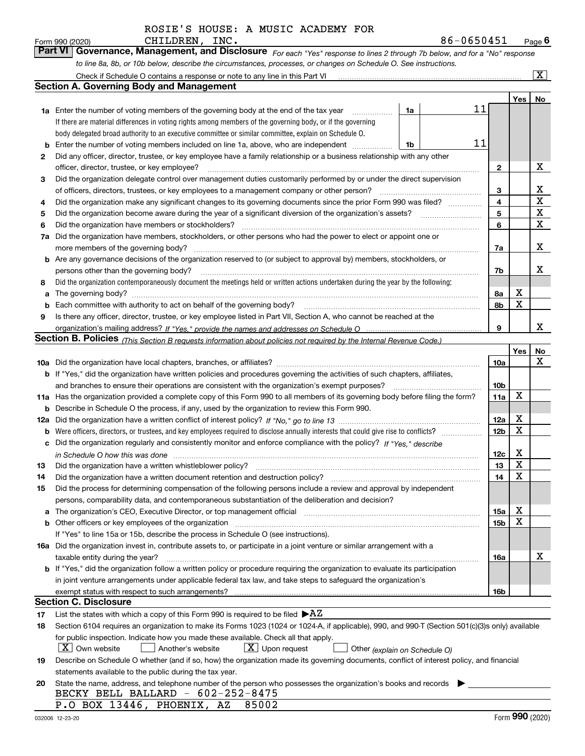ROSIE'S HOUSE: A MUSIC ACADEMY FOR CHILDREN, INC.

Form 990 (2020) 86-0650451 Page 6

**Part VI Governance, Management, and Disclosure** *For each "Yes" response to lines 2 through 7b below, and for a "No" response to line 8a, 8b, or 10b below, describe the circumstances, processes, or changes on Schedule O. See instructions.*

Check if Schedule O contains a response or note to any line in this Part VI [X]

## Section A. Governing Body and Management

| | | | | Yes | No |
|---|---|---|---|---|---|
| **1a** | Enter the number of voting members of the governing body at the end of the tax year. If there are material differences in voting rights among members of the governing body, or if the governing body delegated broad authority to an executive committee or similar committee, explain on Schedule O. | 1a | 11 | | |
| **b** | Enter the number of voting members included on line 1a, above, who are independent | 1b | 11 | | |
| **2** | Did any officer, director, trustee, or key employee have a family relationship or a business relationship with any other officer, director, trustee, or key employee? | | 2 | | X |
| **3** | Did the organization delegate control over management duties customarily performed by or under the direct supervision of officers, directors, trustees, or key employees to a management company or other person? | | 3 | | X |
| **4** | Did the organization make any significant changes to its governing documents since the prior Form 990 was filed? | | 4 | | X |
| **5** | Did the organization become aware during the year of a significant diversion of the organization's assets? | | 5 | | X |
| **6** | Did the organization have members or stockholders? | | 6 | | X |
| **7a** | Did the organization have members, stockholders, or other persons who had the power to elect or appoint one or more members of the governing body? | | 7a | | X |
| **b** | Are any governance decisions of the organization reserved to (or subject to approval by) members, stockholders, or persons other than the governing body? | | 7b | | X |
| **8** | Did the organization contemporaneously document the meetings held or written actions undertaken during the year by the following: | | | | |
| **a** | The governing body? | | 8a | X | |
| **b** | Each committee with authority to act on behalf of the governing body? | | 8b | X | |
| **9** | Is there any officer, director, trustee, or key employee listed in Part VII, Section A, who cannot be reached at the organization's mailing address? *If "Yes," provide the names and addresses on Schedule O* | | 9 | | X |

## Section B. Policies *(This Section B requests information about policies not required by the Internal Revenue Code.)*

| | | | Yes | No |
|---|---|---|---|---|
| **10a** | Did the organization have local chapters, branches, or affiliates? | 10a | | X |
| **b** | If "Yes," did the organization have written policies and procedures governing the activities of such chapters, affiliates, and branches to ensure their operations are consistent with the organization's exempt purposes? | 10b | | |
| **11a** | Has the organization provided a complete copy of this Form 990 to all members of its governing body before filing the form? | 11a | X | |
| **b** | Describe in Schedule O the process, if any, used by the organization to review this Form 990. | | | |
| **12a** | Did the organization have a written conflict of interest policy? *If "No," go to line 13* | 12a | X | |
| **b** | Were officers, directors, or trustees, and key employees required to disclose annually interests that could give rise to conflicts? | 12b | X | |
| **c** | Did the organization regularly and consistently monitor and enforce compliance with the policy? *If "Yes," describe in Schedule O how this was done* | 12c | X | |
| **13** | Did the organization have a written whistleblower policy? | 13 | X | |
| **14** | Did the organization have a written document retention and destruction policy? | 14 | X | |
| **15** | Did the process for determining compensation of the following persons include a review and approval by independent persons, comparability data, and contemporaneous substantiation of the deliberation and decision? | | | |
| **a** | The organization's CEO, Executive Director, or top management official | 15a | X | |
| **b** | Other officers or key employees of the organization | 15b | X | |
| | If "Yes" to line 15a or 15b, describe the process in Schedule O (see instructions). | | | |
| **16a** | Did the organization invest in, contribute assets to, or participate in a joint venture or similar arrangement with a taxable entity during the year? | 16a | | X |
| **b** | If "Yes," did the organization follow a written policy or procedure requiring the organization to evaluate its participation in joint venture arrangements under applicable federal tax law, and take steps to safeguard the organization's exempt status with respect to such arrangements? | 16b | | |

## Section C. Disclosure

**17** List the states with which a copy of this Form 990 is required to be filed ▶AZ

**18** Section 6104 requires an organization to make its Forms 1023 (1024 or 1024-A, if applicable), 990, and 990-T (Section 501(c)(3)s only) available for public inspection. Indicate how you made these available. Check all that apply.

[X] Own website [ ] Another's website [X] Upon request [ ] Other *(explain on Schedule O)*

**19** Describe on Schedule O whether (and if so, how) the organization made its governing documents, conflict of interest policy, and financial statements available to the public during the tax year.

**20** State the name, address, and telephone number of the person who possesses the organization's books and records ▶

BECKY BELL BALLARD - 602-252-8475
P.O BOX 13446, PHOENIX, AZ 85002

032006 12-23-20 Form **990** (2020)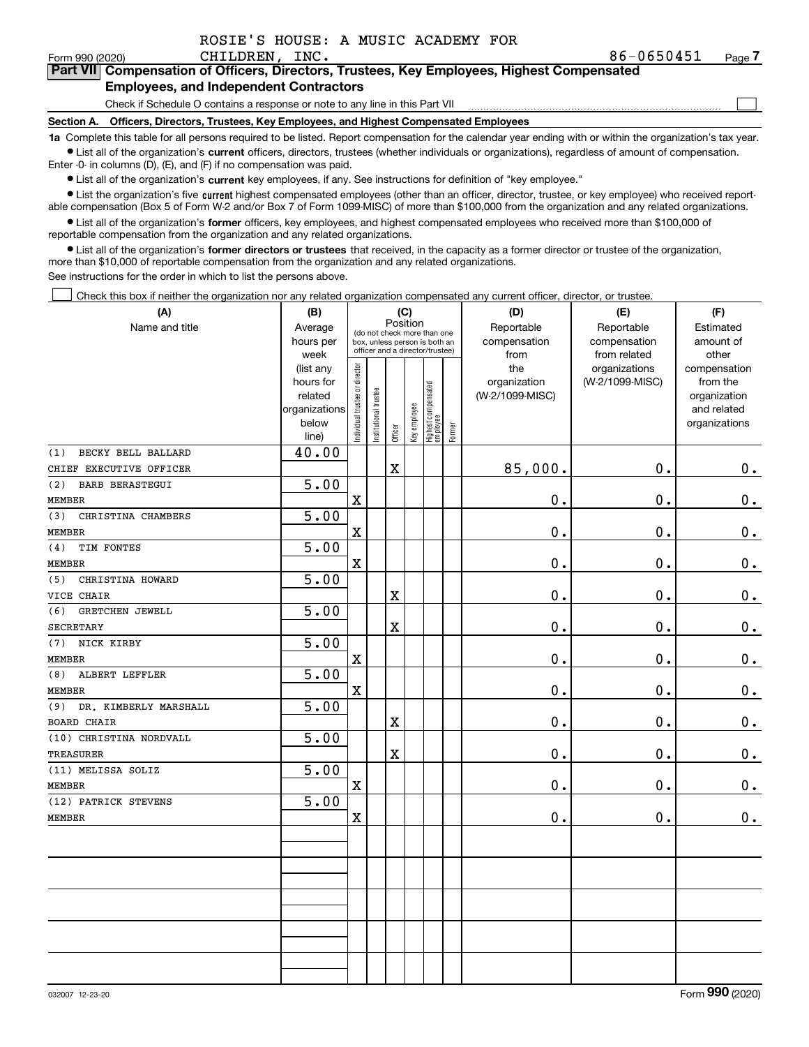ROSIE'S HOUSE: A MUSIC ACADEMY FOR CHILDREN, INC. 86-0650451

Form 990 (2020) Page **7**

## Part VII Compensation of Officers, Directors, Trustees, Key Employees, Highest Compensated Employees, and Independent Contractors

Check if Schedule O contains a response or note to any line in this Part VII ☐

**Section A. Officers, Directors, Trustees, Key Employees, and Highest Compensated Employees**

**1a** Complete this table for all persons required to be listed. Report compensation for the calendar year ending with or within the organization's tax year.

- List all of the organization's **current** officers, directors, trustees (whether individuals or organizations), regardless of amount of compensation. Enter -0- in columns (D), (E), and (F) if no compensation was paid.
- List all of the organization's **current** key employees, if any. See instructions for definition of "key employee."
- List the organization's five **current** highest compensated employees (other than an officer, director, trustee, or key employee) who received reportable compensation (Box 5 of Form W-2 and/or Box 7 of Form 1099-MISC) of more than $100,000 from the organization and any related organizations.
- List all of the organization's **former** officers, key employees, and highest compensated employees who received more than $100,000 of reportable compensation from the organization and any related organizations.
- List all of the organization's **former directors or trustees** that received, in the capacity as a former director or trustee of the organization, more than $10,000 of reportable compensation from the organization and any related organizations.

See instructions for the order in which to list the persons above.

☐ Check this box if neither the organization nor any related organization compensated any current officer, director, or trustee.

| (A) Name and title | (B) Average hours per week (list any hours for related organizations below line) | (C) Position: Individual trustee or director | Institutional trustee | Officer | Key employee | Highest compensated employee | Former | (D) Reportable compensation from the organization (W-2/1099-MISC) | (E) Reportable compensation from related organizations (W-2/1099-MISC) | (F) Estimated amount of other compensation from the organization and related organizations |
|---|---|---|---|---|---|---|---|---|---|---|
| (1) BECKY BELL BALLARD<br>CHIEF EXECUTIVE OFFICER | 40.00 | | | X | | | | 85,000. | 0. | 0. |
| (2) BARB BERASTEGUI<br>MEMBER | 5.00 | X | | | | | | 0. | 0. | 0. |
| (3) CHRISTINA CHAMBERS<br>MEMBER | 5.00 | X | | | | | | 0. | 0. | 0. |
| (4) TIM FONTES<br>MEMBER | 5.00 | X | | | | | | 0. | 0. | 0. |
| (5) CHRISTINA HOWARD<br>VICE CHAIR | 5.00 | | | X | | | | 0. | 0. | 0. |
| (6) GRETCHEN JEWELL<br>SECRETARY | 5.00 | | | X | | | | 0. | 0. | 0. |
| (7) NICK KIRBY<br>MEMBER | 5.00 | X | | | | | | 0. | 0. | 0. |
| (8) ALBERT LEFFLER<br>MEMBER | 5.00 | X | | | | | | 0. | 0. | 0. |
| (9) DR. KIMBERLY MARSHALL<br>BOARD CHAIR | 5.00 | | | X | | | | 0. | 0. | 0. |
| (10) CHRISTINA NORDVALL<br>TREASURER | 5.00 | | | X | | | | 0. | 0. | 0. |
| (11) MELISSA SOLIZ<br>MEMBER | 5.00 | X | | | | | | 0. | 0. | 0. |
| (12) PATRICK STEVENS<br>MEMBER | 5.00 | X | | | | | | 0. | 0. | 0. |

032007 12-23-20 Form **990** (2020)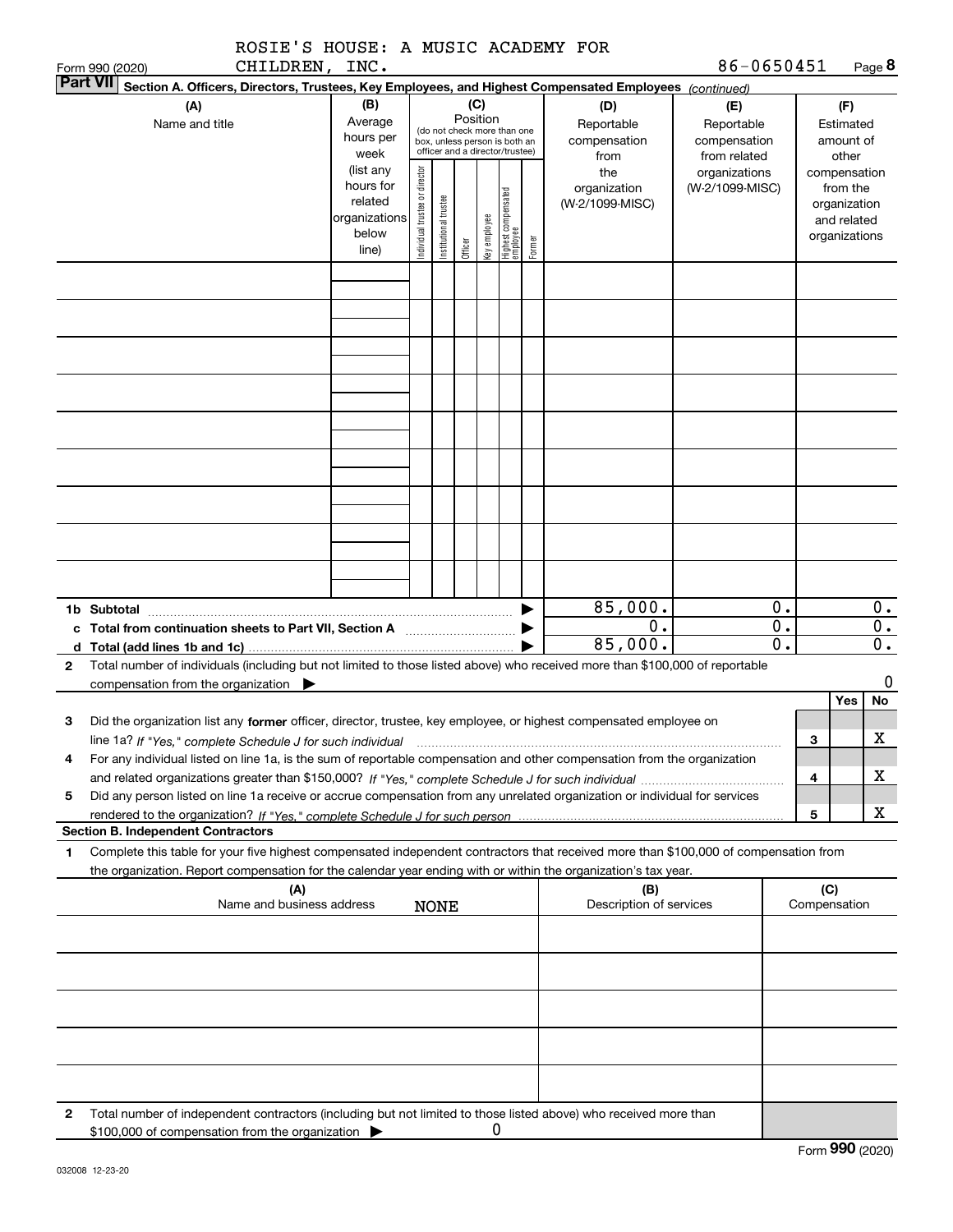ROSIE'S HOUSE: A MUSIC ACADEMY FOR CHILDREN, INC.

Form 990 (2020) 86-0650451 Page **8**

**Part VII** **Section A. Officers, Directors, Trustees, Key Employees, and Highest Compensated Employees** *(continued)*

| (A) Name and title | (B) Average hours per week (list any hours for related organizations below line) | (C) Position (do not check more than one box, unless person is both an officer and a director/trustee): Individual trustee or director | Institutional trustee | Officer | Key employee | Highest compensated employee | Former | (D) Reportable compensation from the organization (W-2/1099-MISC) | (E) Reportable compensation from related organizations (W-2/1099-MISC) | (F) Estimated amount of other compensation from the organization and related organizations |
|---|---|---|---|---|---|---|---|---|---|---|
| | | | | | | | | | | |
| | | | | | | | | | | |
| | | | | | | | | | | |
| | | | | | | | | | | |
| | | | | | | | | | | |
| | | | | | | | | | | |
| | | | | | | | | | | |
| | | | | | | | | | | |
| | | | | | | | | | | |

| | | (D) | (E) | (F) |
|---|---|---|---|---|
| **1b** | **Subtotal** | 85,000. | 0. | 0. |
| **c** | **Total from continuation sheets to Part VII, Section A** | 0. | 0. | 0. |
| **d** | **Total (add lines 1b and 1c)** | 85,000. | 0. | 0. |

**2** Total number of individuals (including but not limited to those listed above) who received more than $100,000 of reportable compensation from the organization ▶ 0

| | | | Yes | No |
|---|---|---|---|---|
| **3** | Did the organization list any **former** officer, director, trustee, key employee, or highest compensated employee on line 1a? *If "Yes," complete Schedule J for such individual* | 3 | | X |
| **4** | For any individual listed on line 1a, is the sum of reportable compensation and other compensation from the organization and related organizations greater than $150,000? *If "Yes," complete Schedule J for such individual* | 4 | | X |
| **5** | Did any person listed on line 1a receive or accrue compensation from any unrelated organization or individual for services rendered to the organization? *If "Yes," complete Schedule J for such person* | 5 | | X |

**Section B. Independent Contractors**

**1** Complete this table for your five highest compensated independent contractors that received more than $100,000 of compensation from the organization. Report compensation for the calendar year ending with or within the organization's tax year.

| (A) Name and business address | (B) Description of services | (C) Compensation |
|---|---|---|
| NONE | | |
| | | |
| | | |
| | | |
| | | |

**2** Total number of independent contractors (including but not limited to those listed above) who received more than $100,000 of compensation from the organization ▶ 0

Form **990** (2020)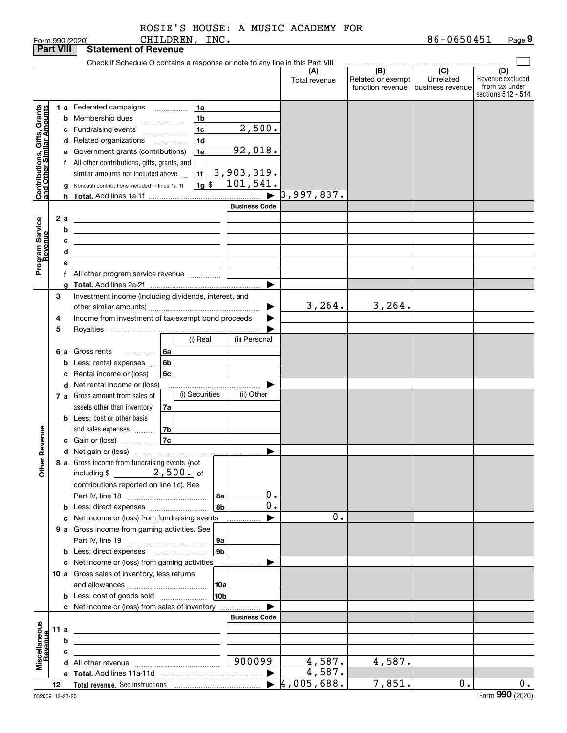ROSIE'S HOUSE: A MUSIC ACADEMY FOR CHILDREN, INC. 86-0650451

Form 990 (2020) Page 9

## Part VIII Statement of Revenue

Check if Schedule O contains a response or note to any line in this Part VIII

| | | | | (A) Total revenue | (B) Related or exempt function revenue | (C) Unrelated business revenue | (D) Revenue excluded from tax under sections 512 - 514 |
|---|---|---|---|---|---|---|---|
| **Contributions, Gifts, Grants and Other Similar Amounts** | 1 a Federated campaigns | 1a | | | | | |
| | b Membership dues | 1b | | | | | |
| | c Fundraising events | 1c | 2,500. | | | | |
| | d Related organizations | 1d | | | | | |
| | e Government grants (contributions) | 1e | 92,018. | | | | |
| | f All other contributions, gifts, grants, and similar amounts not included above | 1f | 3,903,319. | | | | |
| | g Noncash contributions included in lines 1a-1f | 1g $ | 101,541. | | | | |
| | h Total. Add lines 1a-1f | | ▶ | 3,997,837. | | | |
| | | | Business Code | | | | |
| **Program Service Revenue** | 2 a | | | | | | |
| | b | | | | | | |
| | c | | | | | | |
| | d | | | | | | |
| | e | | | | | | |
| | f All other program service revenue | | | | | | |
| | g Total. Add lines 2a-2f | | ▶ | | | | |
| **Other Revenue** | 3 Investment income (including dividends, interest, and other similar amounts) | | ▶ | 3,264. | 3,264. | | |
| | 4 Income from investment of tax-exempt bond proceeds | | ▶ | | | | |
| | 5 Royalties | | ▶ | | | | |
| | | (i) Real | (ii) Personal | | | | |
| | 6 a Gross rents 6a | | | | | | |
| | b Less: rental expenses 6b | | | | | | |
| | c Rental income or (loss) 6c | | | | | | |
| | d Net rental income or (loss) | | ▶ | | | | |
| | | (i) Securities | (ii) Other | | | | |
| | 7 a Gross amount from sales of assets other than inventory 7a | | | | | | |
| | b Less: cost or other basis and sales expenses 7b | | | | | | |
| | c Gain or (loss) 7c | | | | | | |
| | d Net gain or (loss) | | ▶ | | | | |
| | 8 a Gross income from fundraising events (not including $ 2,500. of contributions reported on line 1c). See Part IV, line 18 | 8a | 0. | | | | |
| | b Less: direct expenses | 8b | 0. | | | | |
| | c Net income or (loss) from fundraising events | | ▶ | 0. | | | |
| | 9 a Gross income from gaming activities. See Part IV, line 19 | 9a | | | | | |
| | b Less: direct expenses | 9b | | | | | |
| | c Net income or (loss) from gaming activities | | ▶ | | | | |
| | 10 a Gross sales of inventory, less returns and allowances | 10a | | | | | |
| | b Less: cost of goods sold | 10b | | | | | |
| | c Net income or (loss) from sales of inventory | | ▶ | | | | |
| | | | Business Code | | | | |
| **Miscellaneous Revenue** | 11 a | | | | | | |
| | b | | | | | | |
| | c | | | | | | |
| | d All other revenue | | 900099 | 4,587. | 4,587. | | |
| | e Total. Add lines 11a-11d | | ▶ | 4,587. | | | |
| | 12 Total revenue. See instructions | | ▶ | 4,005,688. | 7,851. | 0. | 0. |

032009 12-23-20 Form **990** (2020)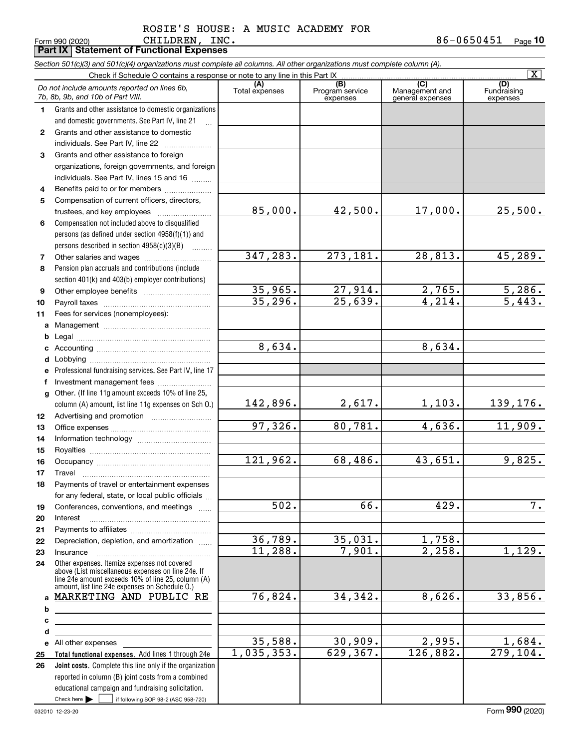ROSIE'S HOUSE: A MUSIC ACADEMY FOR CHILDREN, INC. 86-0650451

Form 990 (2020) Page **10**

## Part IX Statement of Functional Expenses

*Section 501(c)(3) and 501(c)(4) organizations must complete all columns. All other organizations must complete column (A).*

Check if Schedule O contains a response or note to any line in this Part IX [X]

| | *Do not include amounts reported on lines 6b, 7b, 8b, 9b, and 10b of Part VIII.* | (A) Total expenses | (B) Program service expenses | (C) Management and general expenses | (D) Fundraising expenses |
|---|---|---|---|---|---|
| 1 | Grants and other assistance to domestic organizations and domestic governments. See Part IV, line 21 | | | | |
| 2 | Grants and other assistance to domestic individuals. See Part IV, line 22 | | | | |
| 3 | Grants and other assistance to foreign organizations, foreign governments, and foreign individuals. See Part IV, lines 15 and 16 | | | | |
| 4 | Benefits paid to or for members | | | | |
| 5 | Compensation of current officers, directors, trustees, and key employees | 85,000. | 42,500. | 17,000. | 25,500. |
| 6 | Compensation not included above to disqualified persons (as defined under section 4958(f)(1)) and persons described in section 4958(c)(3)(B) | | | | |
| 7 | Other salaries and wages | 347,283. | 273,181. | 28,813. | 45,289. |
| 8 | Pension plan accruals and contributions (include section 401(k) and 403(b) employer contributions) | | | | |
| 9 | Other employee benefits | 35,965. | 27,914. | 2,765. | 5,286. |
| 10 | Payroll taxes | 35,296. | 25,639. | 4,214. | 5,443. |
| 11 | Fees for services (nonemployees): | | | | |
| a | Management | | | | |
| b | Legal | | | | |
| c | Accounting | 8,634. | | 8,634. | |
| d | Lobbying | | | | |
| e | Professional fundraising services. See Part IV, line 17 | | | | |
| f | Investment management fees | | | | |
| g | Other. (If line 11g amount exceeds 10% of line 25, column (A) amount, list line 11g expenses on Sch O.) | 142,896. | 2,617. | 1,103. | 139,176. |
| 12 | Advertising and promotion | | | | |
| 13 | Office expenses | 97,326. | 80,781. | 4,636. | 11,909. |
| 14 | Information technology | | | | |
| 15 | Royalties | | | | |
| 16 | Occupancy | 121,962. | 68,486. | 43,651. | 9,825. |
| 17 | Travel | | | | |
| 18 | Payments of travel or entertainment expenses for any federal, state, or local public officials | | | | |
| 19 | Conferences, conventions, and meetings | 502. | 66. | 429. | 7. |
| 20 | Interest | | | | |
| 21 | Payments to affiliates | | | | |
| 22 | Depreciation, depletion, and amortization | 36,789. | 35,031. | 1,758. | |
| 23 | Insurance | 11,288. | 7,901. | 2,258. | 1,129. |
| 24 | Other expenses. Itemize expenses not covered above (List miscellaneous expenses on line 24e. If line 24e amount exceeds 10% of line 25, column (A) amount, list line 24e expenses on Schedule O.) | | | | |
| a | MARKETING AND PUBLIC RE | 76,824. | 34,342. | 8,626. | 33,856. |
| b | | | | | |
| c | | | | | |
| d | | | | | |
| e | All other expenses | 35,588. | 30,909. | 2,995. | 1,684. |
| 25 | **Total functional expenses.** Add lines 1 through 24e | 1,035,353. | 629,367. | 126,882. | 279,104. |
| 26 | **Joint costs.** Complete this line only if the organization reported in column (B) joint costs from a combined educational campaign and fundraising solicitation. Check here [ ] if following SOP 98-2 (ASC 958-720) | | | | |

032010 12-23-20 Form **990** (2020)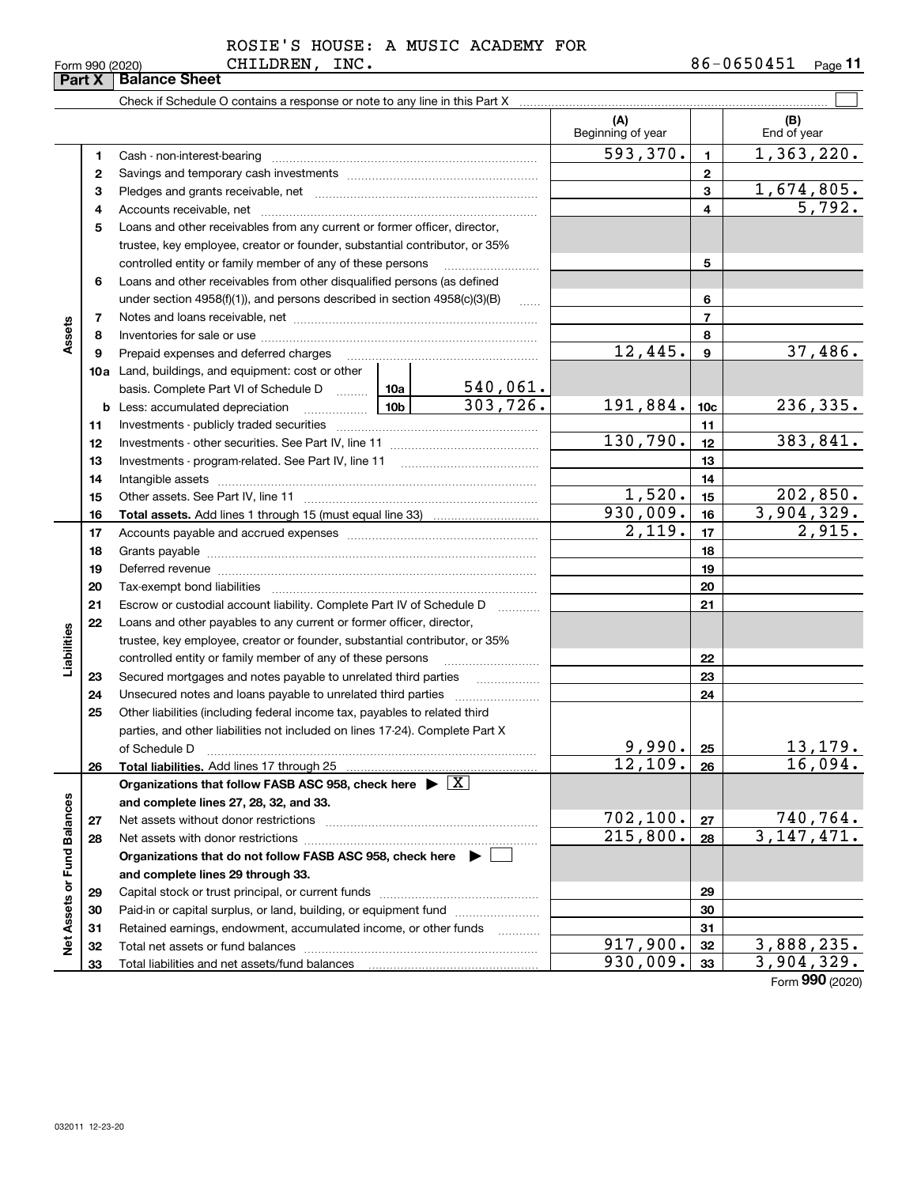ROSIE'S HOUSE: A MUSIC ACADEMY FOR CHILDREN, INC.

Form 990 (2020) 86-0650451 Page **11**

**Part X | Balance Sheet**

Check if Schedule O contains a response or note to any line in this Part X ☐

| | | | (A) Beginning of year | | (B) End of year |
|---|---|---|---|---|---|
| Assets | 1 | Cash - non-interest-bearing | 593,370. | 1 | 1,363,220. |
| | 2 | Savings and temporary cash investments | | 2 | |
| | 3 | Pledges and grants receivable, net | | 3 | 1,674,805. |
| | 4 | Accounts receivable, net | | 4 | 5,792. |
| | 5 | Loans and other receivables from any current or former officer, director, trustee, key employee, creator or founder, substantial contributor, or 35% controlled entity or family member of any of these persons | | 5 | |
| | 6 | Loans and other receivables from other disqualified persons (as defined under section 4958(f)(1)), and persons described in section 4958(c)(3)(B) | | 6 | |
| | 7 | Notes and loans receivable, net | | 7 | |
| | 8 | Inventories for sale or use | | 8 | |
| | 9 | Prepaid expenses and deferred charges | 12,445. | 9 | 37,486. |
| | 10a | Land, buildings, and equipment: cost or other basis. Complete Part VI of Schedule D 10a 540,061. | | | |
| | b | Less: accumulated depreciation 10b 303,726. | 191,884. | 10c | 236,335. |
| | 11 | Investments - publicly traded securities | | 11 | |
| | 12 | Investments - other securities. See Part IV, line 11 | 130,790. | 12 | 383,841. |
| | 13 | Investments - program-related. See Part IV, line 11 | | 13 | |
| | 14 | Intangible assets | | 14 | |
| | 15 | Other assets. See Part IV, line 11 | 1,520. | 15 | 202,850. |
| | 16 | **Total assets.** Add lines 1 through 15 (must equal line 33) | 930,009. | 16 | 3,904,329. |
| Liabilities | 17 | Accounts payable and accrued expenses | 2,119. | 17 | 2,915. |
| | 18 | Grants payable | | 18 | |
| | 19 | Deferred revenue | | 19 | |
| | 20 | Tax-exempt bond liabilities | | 20 | |
| | 21 | Escrow or custodial account liability. Complete Part IV of Schedule D | | 21 | |
| | 22 | Loans and other payables to any current or former officer, director, trustee, key employee, creator or founder, substantial contributor, or 35% controlled entity or family member of any of these persons | | 22 | |
| | 23 | Secured mortgages and notes payable to unrelated third parties | | 23 | |
| | 24 | Unsecured notes and loans payable to unrelated third parties | | 24 | |
| | 25 | Other liabilities (including federal income tax, payables to related third parties, and other liabilities not included on lines 17-24). Complete Part X of Schedule D | 9,990. | 25 | 13,179. |
| | 26 | **Total liabilities.** Add lines 17 through 25 | 12,109. | 26 | 16,094. |
| Net Assets or Fund Balances | | **Organizations that follow FASB ASC 958, check here ▶ ☒ and complete lines 27, 28, 32, and 33.** | | | |
| | 27 | Net assets without donor restrictions | 702,100. | 27 | 740,764. |
| | 28 | Net assets with donor restrictions | 215,800. | 28 | 3,147,471. |
| | | **Organizations that do not follow FASB ASC 958, check here ▶ ☐ and complete lines 29 through 33.** | | | |
| | 29 | Capital stock or trust principal, or current funds | | 29 | |
| | 30 | Paid-in or capital surplus, or land, building, or equipment fund | | 30 | |
| | 31 | Retained earnings, endowment, accumulated income, or other funds | | 31 | |
| | 32 | Total net assets or fund balances | 917,900. | 32 | 3,888,235. |
| | 33 | Total liabilities and net assets/fund balances | 930,009. | 33 | 3,904,329. |

Form **990** (2020)

032011 12-23-20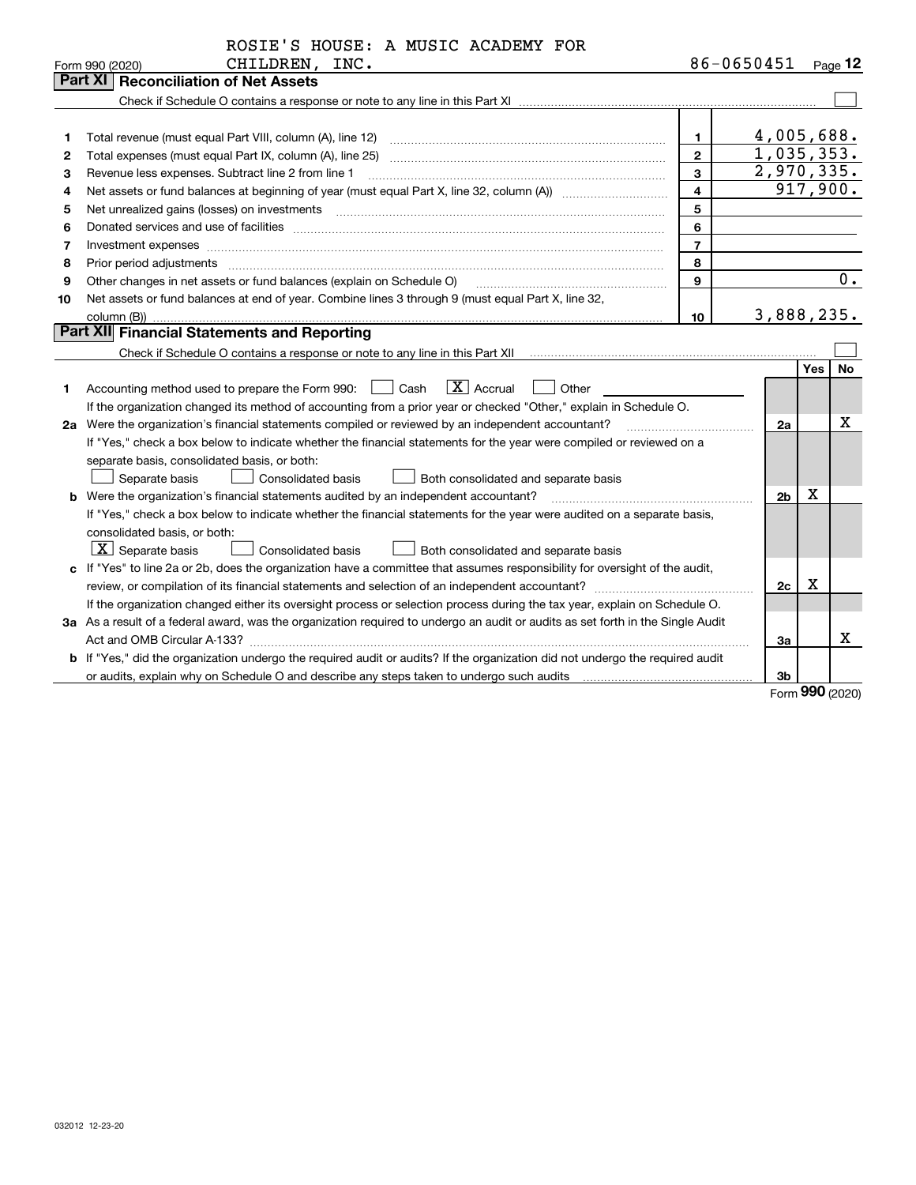ROSIE'S HOUSE: A MUSIC ACADEMY FOR CHILDREN, INC. 86-0650451

Form 990 (2020)

## Part XI Reconciliation of Net Assets

Check if Schedule O contains a response or note to any line in this Part XI ☐

| | | | |
|---|---|---|---|
| 1 | Total revenue (must equal Part VIII, column (A), line 12) | 1 | 4,005,688. |
| 2 | Total expenses (must equal Part IX, column (A), line 25) | 2 | 1,035,353. |
| 3 | Revenue less expenses. Subtract line 2 from line 1 | 3 | 2,970,335. |
| 4 | Net assets or fund balances at beginning of year (must equal Part X, line 32, column (A)) | 4 | 917,900. |
| 5 | Net unrealized gains (losses) on investments | 5 | |
| 6 | Donated services and use of facilities | 6 | |
| 7 | Investment expenses | 7 | |
| 8 | Prior period adjustments | 8 | |
| 9 | Other changes in net assets or fund balances (explain on Schedule O) | 9 | 0. |
| 10 | Net assets or fund balances at end of year. Combine lines 3 through 9 (must equal Part X, line 32, column (B)) | 10 | 3,888,235. |

## Part XII Financial Statements and Reporting

Check if Schedule O contains a response or note to any line in this Part XII ☐

| | | | Yes | No |
|---|---|---|---|---|
| 1 | Accounting method used to prepare the Form 990: ☐ Cash ☒ Accrual ☐ Other<br>If the organization changed its method of accounting from a prior year or checked "Other," explain in Schedule O. | | | |
| 2a | Were the organization's financial statements compiled or reviewed by an independent accountant?<br>If "Yes," check a box below to indicate whether the financial statements for the year were compiled or reviewed on a separate basis, consolidated basis, or both:<br>☐ Separate basis ☐ Consolidated basis ☐ Both consolidated and separate basis | 2a | | X |
| b | Were the organization's financial statements audited by an independent accountant?<br>If "Yes," check a box below to indicate whether the financial statements for the year were audited on a separate basis, consolidated basis, or both:<br>☒ Separate basis ☐ Consolidated basis ☐ Both consolidated and separate basis | 2b | X | |
| c | If "Yes" to line 2a or 2b, does the organization have a committee that assumes responsibility for oversight of the audit, review, or compilation of its financial statements and selection of an independent accountant?<br>If the organization changed either its oversight process or selection process during the tax year, explain on Schedule O. | 2c | X | |
| 3a | As a result of a federal award, was the organization required to undergo an audit or audits as set forth in the Single Audit Act and OMB Circular A-133? | 3a | | X |
| b | If "Yes," did the organization undergo the required audit or audits? If the organization did not undergo the required audit or audits, explain why on Schedule O and describe any steps taken to undergo such audits | 3b | | |

Form 990 (2020)

032012 12-23-20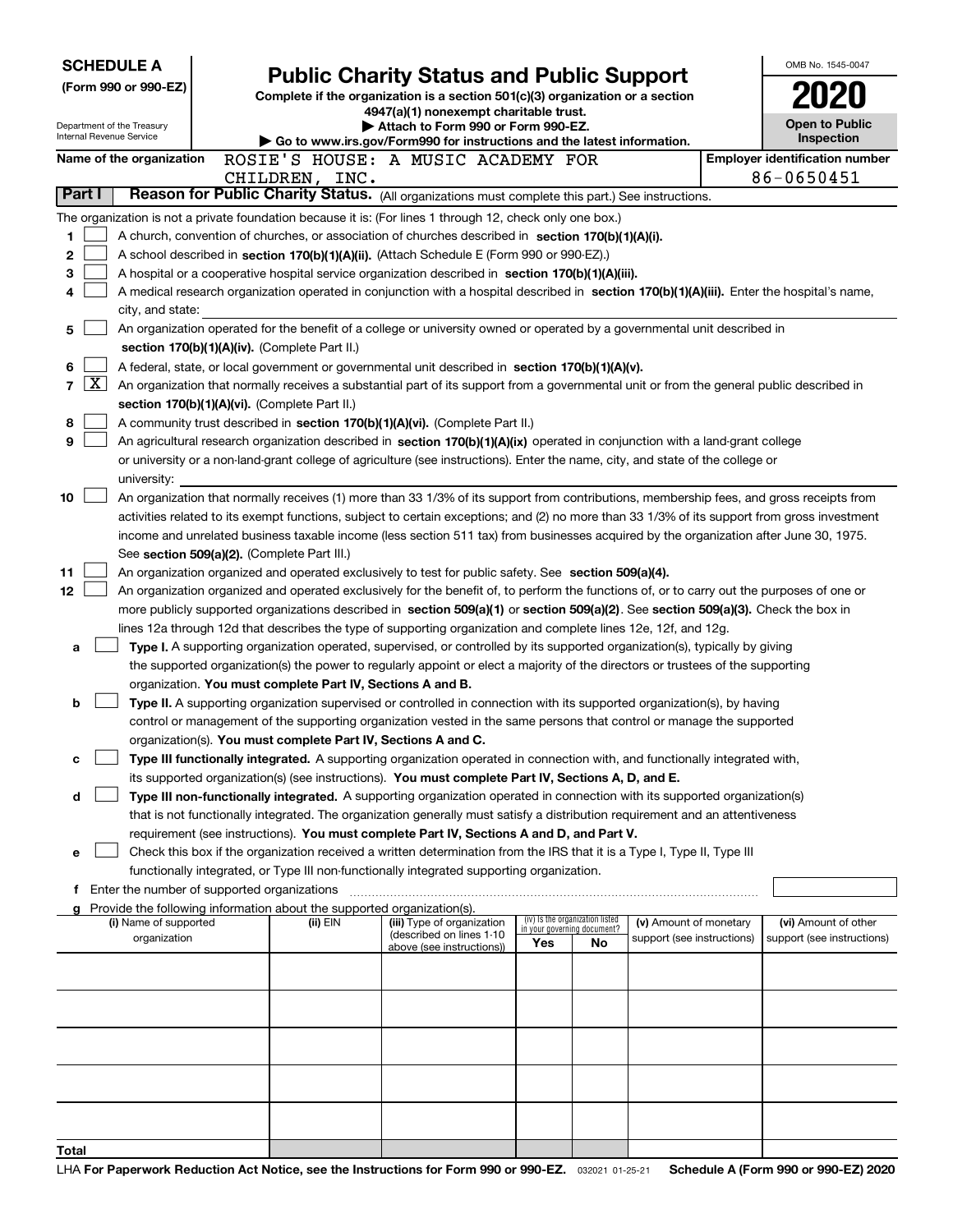**SCHEDULE A**
**(Form 990 or 990-EZ)**

Department of the Treasury
Internal Revenue Service

# Public Charity Status and Public Support

**Complete if the organization is a section 501(c)(3) organization or a section 4947(a)(1) nonexempt charitable trust.**
**▶ Attach to Form 990 or Form 990-EZ.**
**▶ Go to www.irs.gov/Form990 for instructions and the latest information.**

OMB No. 1545-0047

**2020**

**Open to Public Inspection**

**Name of the organization** ROSIE'S HOUSE: A MUSIC ACADEMY FOR CHILDREN, INC.

**Employer identification number** 86-0650451

## Part I — Reason for Public Charity Status. (All organizations must complete this part.) See instructions.

The organization is not a private foundation because it is: (For lines 1 through 12, check only one box.)

1. [ ] A church, convention of churches, or association of churches described in **section 170(b)(1)(A)(i).**
2. [ ] A school described in **section 170(b)(1)(A)(ii).** (Attach Schedule E (Form 990 or 990-EZ).)
3. [ ] A hospital or a cooperative hospital service organization described in **section 170(b)(1)(A)(iii).**
4. [ ] A medical research organization operated in conjunction with a hospital described in **section 170(b)(1)(A)(iii).** Enter the hospital's name, city, and state:
5. [ ] An organization operated for the benefit of a college or university owned or operated by a governmental unit described in **section 170(b)(1)(A)(iv).** (Complete Part II.)
6. [ ] A federal, state, or local government or governmental unit described in **section 170(b)(1)(A)(v).**
7. [X] An organization that normally receives a substantial part of its support from a governmental unit or from the general public described in **section 170(b)(1)(A)(vi).** (Complete Part II.)
8. [ ] A community trust described in **section 170(b)(1)(A)(vi).** (Complete Part II.)
9. [ ] An agricultural research organization described in **section 170(b)(1)(A)(ix)** operated in conjunction with a land-grant college or university or a non-land-grant college of agriculture (see instructions). Enter the name, city, and state of the college or university:
10. [ ] An organization that normally receives (1) more than 33 1/3% of its support from contributions, membership fees, and gross receipts from activities related to its exempt functions, subject to certain exceptions; and (2) no more than 33 1/3% of its support from gross investment income and unrelated business taxable income (less section 511 tax) from businesses acquired by the organization after June 30, 1975. See **section 509(a)(2).** (Complete Part III.)
11. [ ] An organization organized and operated exclusively to test for public safety. See **section 509(a)(4).**
12. [ ] An organization organized and operated exclusively for the benefit of, to perform the functions of, or to carry out the purposes of one or more publicly supported organizations described in **section 509(a)(1)** or **section 509(a)(2).** See **section 509(a)(3).** Check the box in lines 12a through 12d that describes the type of supporting organization and complete lines 12e, 12f, and 12g.
   - **a** [ ] **Type I.** A supporting organization operated, supervised, or controlled by its supported organization(s), typically by giving the supported organization(s) the power to regularly appoint or elect a majority of the directors or trustees of the supporting organization. **You must complete Part IV, Sections A and B.**
   - **b** [ ] **Type II.** A supporting organization supervised or controlled in connection with its supported organization(s), by having control or management of the supporting organization vested in the same persons that control or manage the supported organization(s). **You must complete Part IV, Sections A and C.**
   - **c** [ ] **Type III functionally integrated.** A supporting organization operated in connection with, and functionally integrated with, its supported organization(s) (see instructions). **You must complete Part IV, Sections A, D, and E.**
   - **d** [ ] **Type III non-functionally integrated.** A supporting organization operated in connection with its supported organization(s) that is not functionally integrated. The organization generally must satisfy a distribution requirement and an attentiveness requirement (see instructions). **You must complete Part IV, Sections A and D, and Part V.**
   - **e** [ ] Check this box if the organization received a written determination from the IRS that it is a Type I, Type II, Type III functionally integrated, or Type III non-functionally integrated supporting organization.
   - **f** Enter the number of supported organizations
   - **g** Provide the following information about the supported organization(s).

| (i) Name of supported organization | (ii) EIN | (iii) Type of organization (described on lines 1-10 above (see instructions)) | (iv) Is the organization listed in your governing document? Yes | No | (v) Amount of monetary support (see instructions) | (vi) Amount of other support (see instructions) |
|---|---|---|---|---|---|---|
| | | | | | | |
| | | | | | | |
| | | | | | | |
| | | | | | | |
| | | | | | | |
| **Total** | | | | | | |

LHA **For Paperwork Reduction Act Notice, see the Instructions for Form 990 or 990-EZ.** 032021 01-25-21 **Schedule A (Form 990 or 990-EZ) 2020**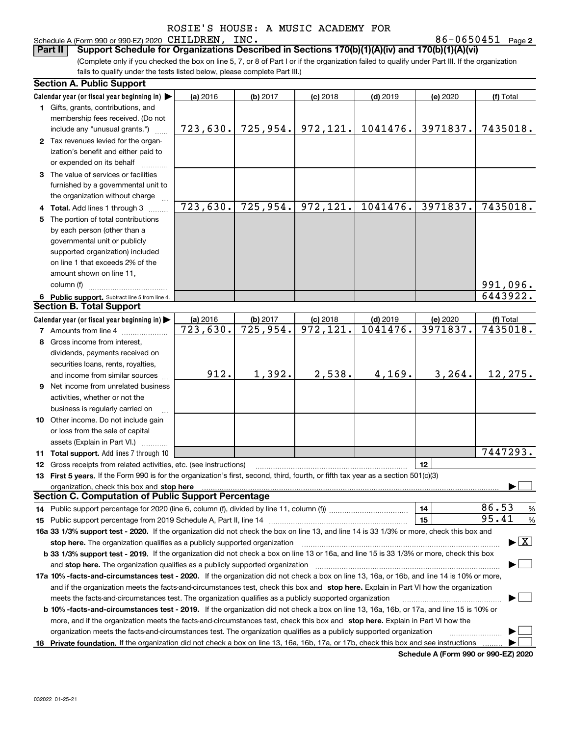ROSIE'S HOUSE: A MUSIC ACADEMY FOR

Schedule A (Form 990 or 990-EZ) 2020 CHILDREN, INC. 86-0650451 Page 2

**Part II** **Support Schedule for Organizations Described in Sections 170(b)(1)(A)(iv) and 170(b)(1)(A)(vi)**

(Complete only if you checked the box on line 5, 7, or 8 of Part I or if the organization failed to qualify under Part III. If the organization fails to qualify under the tests listed below, please complete Part III.)

## Section A. Public Support

| Calendar year (or fiscal year beginning in) ▶ | (a) 2016 | (b) 2017 | (c) 2018 | (d) 2019 | (e) 2020 | (f) Total |
|---|---|---|---|---|---|---|
| **1** Gifts, grants, contributions, and membership fees received. (Do not include any "unusual grants.") | 723,630. | 725,954. | 972,121. | 1041476. | 3971837. | 7435018. |
| **2** Tax revenues levied for the organization's benefit and either paid to or expended on its behalf | | | | | | |
| **3** The value of services or facilities furnished by a governmental unit to the organization without charge | | | | | | |
| **4 Total.** Add lines 1 through 3 | 723,630. | 725,954. | 972,121. | 1041476. | 3971837. | 7435018. |
| **5** The portion of total contributions by each person (other than a governmental unit or publicly supported organization) included on line 1 that exceeds 2% of the amount shown on line 11, column (f) | | | | | | 991,096. |
| **6 Public support.** Subtract line 5 from line 4. | | | | | | 6443922. |

## Section B. Total Support

| Calendar year (or fiscal year beginning in) ▶ | (a) 2016 | (b) 2017 | (c) 2018 | (d) 2019 | (e) 2020 | (f) Total |
|---|---|---|---|---|---|---|
| **7** Amounts from line 4 | 723,630. | 725,954. | 972,121. | 1041476. | 3971837. | 7435018. |
| **8** Gross income from interest, dividends, payments received on securities loans, rents, royalties, and income from similar sources | 912. | 1,392. | 2,538. | 4,169. | 3,264. | 12,275. |
| **9** Net income from unrelated business activities, whether or not the business is regularly carried on | | | | | | |
| **10** Other income. Do not include gain or loss from the sale of capital assets (Explain in Part VI.) | | | | | | |
| **11 Total support.** Add lines 7 through 10 | | | | | | 7447293. |

**12** Gross receipts from related activities, etc. (see instructions) | **12** |

**13 First 5 years.** If the Form 990 is for the organization's first, second, third, fourth, or fifth tax year as a section 501(c)(3) organization, check this box and **stop here** ▶ ☐

## Section C. Computation of Public Support Percentage

**14** Public support percentage for 2020 (line 6, column (f), divided by line 11, column (f)) | **14** | 86.53 %

**15** Public support percentage from 2019 Schedule A, Part II, line 14 | **15** | 95.41 %

**16a 33 1/3% support test - 2020.** If the organization did not check the box on line 13, and line 14 is 33 1/3% or more, check this box and **stop here.** The organization qualifies as a publicly supported organization ▶ ☒

**b 33 1/3% support test - 2019.** If the organization did not check a box on line 13 or 16a, and line 15 is 33 1/3% or more, check this box and **stop here.** The organization qualifies as a publicly supported organization ▶ ☐

**17a 10% -facts-and-circumstances test - 2020.** If the organization did not check a box on line 13, 16a, or 16b, and line 14 is 10% or more, and if the organization meets the facts-and-circumstances test, check this box and **stop here.** Explain in Part VI how the organization meets the facts-and-circumstances test. The organization qualifies as a publicly supported organization ▶ ☐

**b 10% -facts-and-circumstances test - 2019.** If the organization did not check a box on line 13, 16a, 16b, or 17a, and line 15 is 10% or more, and if the organization meets the facts-and-circumstances test, check this box and **stop here.** Explain in Part VI how the organization meets the facts-and-circumstances test. The organization qualifies as a publicly supported organization ▶ ☐

**18 Private foundation.** If the organization did not check a box on line 13, 16a, 16b, 17a, or 17b, check this box and see instructions ▶ ☐

**Schedule A (Form 990 or 990-EZ) 2020**

032022 01-25-21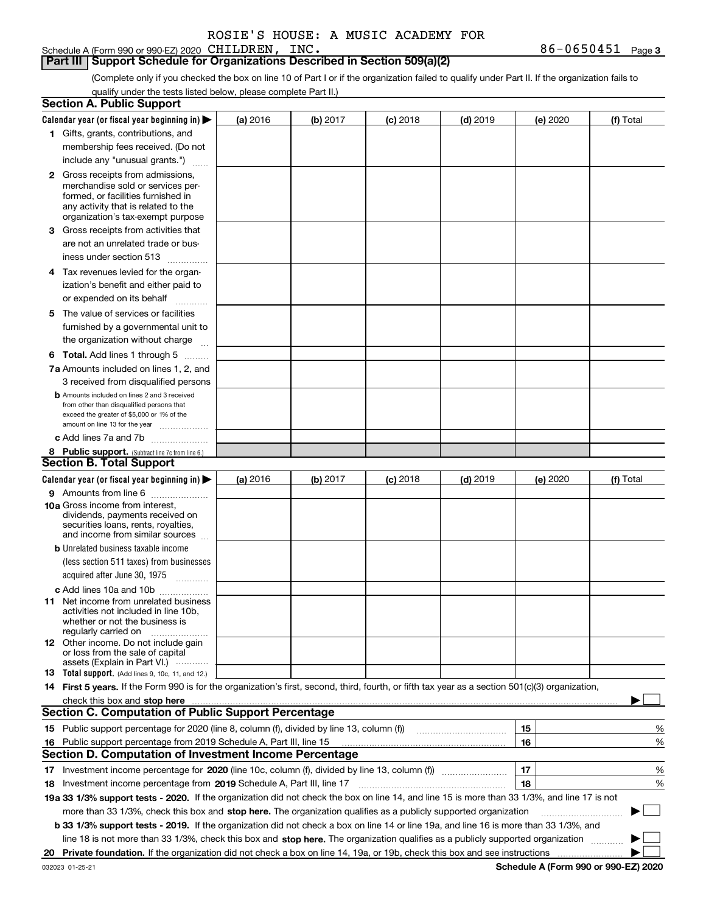ROSIE'S HOUSE: A MUSIC ACADEMY FOR

Schedule A (Form 990 or 990-EZ) 2020 CHILDREN, INC. 86-0650451 Page 3

## Part III | Support Schedule for Organizations Described in Section 509(a)(2)

(Complete only if you checked the box on line 10 of Part I or if the organization failed to qualify under Part II. If the organization fails to qualify under the tests listed below, please complete Part II.)

### Section A. Public Support

| Calendar year (or fiscal year beginning in) ▶ | (a) 2016 | (b) 2017 | (c) 2018 | (d) 2019 | (e) 2020 | (f) Total |
|---|---|---|---|---|---|---|
| 1 Gifts, grants, contributions, and membership fees received. (Do not include any "unusual grants.") | | | | | | |
| 2 Gross receipts from admissions, merchandise sold or services performed, or facilities furnished in any activity that is related to the organization's tax-exempt purpose | | | | | | |
| 3 Gross receipts from activities that are not an unrelated trade or business under section 513 | | | | | | |
| 4 Tax revenues levied for the organization's benefit and either paid to or expended on its behalf | | | | | | |
| 5 The value of services or facilities furnished by a governmental unit to the organization without charge | | | | | | |
| 6 Total. Add lines 1 through 5 | | | | | | |
| 7a Amounts included on lines 1, 2, and 3 received from disqualified persons | | | | | | |
| b Amounts included on lines 2 and 3 received from other than disqualified persons that exceed the greater of $5,000 or 1% of the amount on line 13 for the year | | | | | | |
| c Add lines 7a and 7b | | | | | | |
| 8 Public support. (Subtract line 7c from line 6.) | | | | | | |

### Section B. Total Support

| Calendar year (or fiscal year beginning in) ▶ | (a) 2016 | (b) 2017 | (c) 2018 | (d) 2019 | (e) 2020 | (f) Total |
|---|---|---|---|---|---|---|
| 9 Amounts from line 6 | | | | | | |
| 10a Gross income from interest, dividends, payments received on securities loans, rents, royalties, and income from similar sources | | | | | | |
| b Unrelated business taxable income (less section 511 taxes) from businesses acquired after June 30, 1975 | | | | | | |
| c Add lines 10a and 10b | | | | | | |
| 11 Net income from unrelated business activities not included in line 10b, whether or not the business is regularly carried on | | | | | | |
| 12 Other income. Do not include gain or loss from the sale of capital assets (Explain in Part VI.) | | | | | | |
| 13 Total support. (Add lines 9, 10c, 11, and 12.) | | | | | | |

14 First 5 years. If the Form 990 is for the organization's first, second, third, fourth, or fifth tax year as a section 501(c)(3) organization, check this box and stop here ▶ ☐

### Section C. Computation of Public Support Percentage

| | | | |
|---|---|---|---|
| 15 | Public support percentage for 2020 (line 8, column (f), divided by line 13, column (f)) | 15 | % |
| 16 | Public support percentage from 2019 Schedule A, Part III, line 15 | 16 | % |

### Section D. Computation of Investment Income Percentage

| | | | |
|---|---|---|---|
| 17 | Investment income percentage for 2020 (line 10c, column (f), divided by line 13, column (f)) | 17 | % |
| 18 | Investment income percentage from 2019 Schedule A, Part III, line 17 | 18 | % |

19a 33 1/3% support tests - 2020. If the organization did not check the box on line 14, and line 15 is more than 33 1/3%, and line 17 is not more than 33 1/3%, check this box and stop here. The organization qualifies as a publicly supported organization ▶ ☐

b 33 1/3% support tests - 2019. If the organization did not check a box on line 14 or line 19a, and line 16 is more than 33 1/3%, and line 18 is not more than 33 1/3%, check this box and stop here. The organization qualifies as a publicly supported organization ▶ ☐

20 Private foundation. If the organization did not check a box on line 14, 19a, or 19b, check this box and see instructions ▶ ☐

032023 01-25-21 Schedule A (Form 990 or 990-EZ) 2020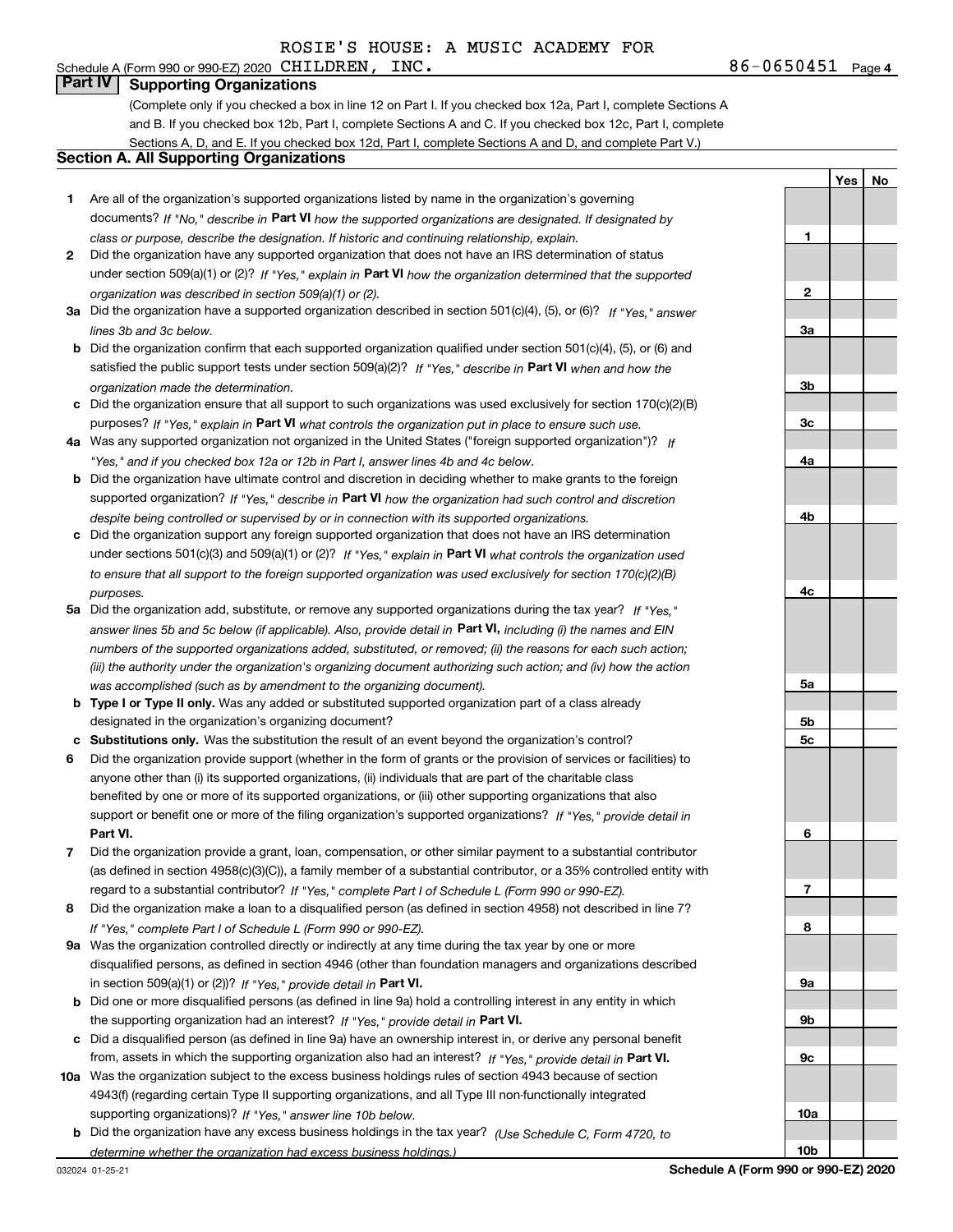ROSIE'S HOUSE: A MUSIC ACADEMY FOR

Schedule A (Form 990 or 990-EZ) 2020 CHILDREN, INC. 86-0650451 Page 4

## Part IV Supporting Organizations

(Complete only if you checked a box in line 12 on Part I. If you checked box 12a, Part I, complete Sections A and B. If you checked box 12b, Part I, complete Sections A and C. If you checked box 12c, Part I, complete Sections A, D, and E. If you checked box 12d, Part I, complete Sections A and D, and complete Part V.)

### Section A. All Supporting Organizations

| | | | Yes | No |
|---|---|---|---|---|
| 1 | Are all of the organization's supported organizations listed by name in the organization's governing documents? *If "No," describe in* **Part VI** *how the supported organizations are designated. If designated by class or purpose, describe the designation. If historic and continuing relationship, explain.* | 1 | | |
| 2 | Did the organization have any supported organization that does not have an IRS determination of status under section 509(a)(1) or (2)? *If "Yes," explain in* **Part VI** *how the organization determined that the supported organization was described in section 509(a)(1) or (2).* | 2 | | |
| 3a | Did the organization have a supported organization described in section 501(c)(4), (5), or (6)? *If "Yes," answer lines 3b and 3c below.* | 3a | | |
| b | Did the organization confirm that each supported organization qualified under section 501(c)(4), (5), or (6) and satisfied the public support tests under section 509(a)(2)? *If "Yes," describe in* **Part VI** *when and how the organization made the determination.* | 3b | | |
| c | Did the organization ensure that all support to such organizations was used exclusively for section 170(c)(2)(B) purposes? *If "Yes," explain in* **Part VI** *what controls the organization put in place to ensure such use.* | 3c | | |
| 4a | Was any supported organization not organized in the United States ("foreign supported organization")? *If "Yes," and if you checked box 12a or 12b in Part I, answer lines 4b and 4c below.* | 4a | | |
| b | Did the organization have ultimate control and discretion in deciding whether to make grants to the foreign supported organization? *If "Yes," describe in* **Part VI** *how the organization had such control and discretion despite being controlled or supervised by or in connection with its supported organizations.* | 4b | | |
| c | Did the organization support any foreign supported organization that does not have an IRS determination under sections 501(c)(3) and 509(a)(1) or (2)? *If "Yes," explain in* **Part VI** *what controls the organization used to ensure that all support to the foreign supported organization was used exclusively for section 170(c)(2)(B) purposes.* | 4c | | |
| 5a | Did the organization add, substitute, or remove any supported organizations during the tax year? *If "Yes," answer lines 5b and 5c below (if applicable). Also, provide detail in* **Part VI,** *including (i) the names and EIN numbers of the supported organizations added, substituted, or removed; (ii) the reasons for each such action; (iii) the authority under the organization's organizing document authorizing such action; and (iv) how the action was accomplished (such as by amendment to the organizing document).* | 5a | | |
| b | **Type I or Type II only.** Was any added or substituted supported organization part of a class already designated in the organization's organizing document? | 5b | | |
| c | **Substitutions only.** Was the substitution the result of an event beyond the organization's control? | 5c | | |
| 6 | Did the organization provide support (whether in the form of grants or the provision of services or facilities) to anyone other than (i) its supported organizations, (ii) individuals that are part of the charitable class benefited by one or more of its supported organizations, or (iii) other supporting organizations that also support or benefit one or more of the filing organization's supported organizations? *If "Yes," provide detail in* **Part VI.** | 6 | | |
| 7 | Did the organization provide a grant, loan, compensation, or other similar payment to a substantial contributor (as defined in section 4958(c)(3)(C)), a family member of a substantial contributor, or a 35% controlled entity with regard to a substantial contributor? *If "Yes," complete Part I of Schedule L (Form 990 or 990-EZ).* | 7 | | |
| 8 | Did the organization make a loan to a disqualified person (as defined in section 4958) not described in line 7? *If "Yes," complete Part I of Schedule L (Form 990 or 990-EZ).* | 8 | | |
| 9a | Was the organization controlled directly or indirectly at any time during the tax year by one or more disqualified persons, as defined in section 4946 (other than foundation managers and organizations described in section 509(a)(1) or (2))? *If "Yes," provide detail in* **Part VI.** | 9a | | |
| b | Did one or more disqualified persons (as defined in line 9a) hold a controlling interest in any entity in which the supporting organization had an interest? *If "Yes," provide detail in* **Part VI.** | 9b | | |
| c | Did a disqualified person (as defined in line 9a) have an ownership interest in, or derive any personal benefit from, assets in which the supporting organization also had an interest? *If "Yes," provide detail in* **Part VI.** | 9c | | |
| 10a | Was the organization subject to the excess business holdings rules of section 4943 because of section 4943(f) (regarding certain Type II supporting organizations, and all Type III non-functionally integrated supporting organizations)? *If "Yes," answer line 10b below.* | 10a | | |
| b | Did the organization have any excess business holdings in the tax year? *(Use Schedule C, Form 4720, to determine whether the organization had excess business holdings.)* | 10b | | |

032024 01-25-21 **Schedule A (Form 990 or 990-EZ) 2020**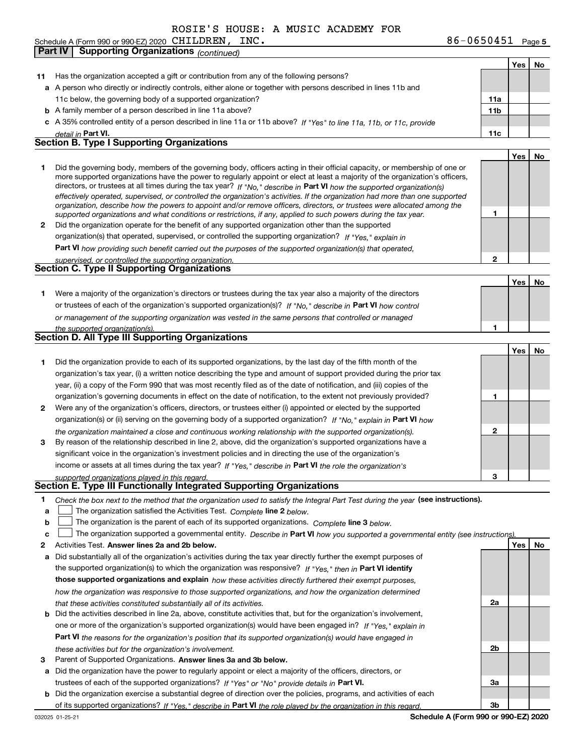ROSIE'S HOUSE: A MUSIC ACADEMY FOR

Schedule A (Form 990 or 990-EZ) 2020 CHILDREN, INC. 86-0650451 Page 5

**Part IV | Supporting Organizations** *(continued)*

| | | | Yes | No |
|---|---|---|---|---|
| **11** | Has the organization accepted a gift or contribution from any of the following persons? | | | |
| **a** | A person who directly or indirectly controls, either alone or together with persons described in lines 11b and 11c below, the governing body of a supported organization? | **11a** | | |
| **b** | A family member of a person described in line 11a above? | **11b** | | |
| **c** | A 35% controlled entity of a person described in line 11a or 11b above? *If "Yes" to line 11a, 11b, or 11c, provide detail in* **Part VI.** | **11c** | | |

## Section B. Type I Supporting Organizations

| | | | Yes | No |
|---|---|---|---|---|
| **1** | Did the governing body, members of the governing body, officers acting in their official capacity, or membership of one or more supported organizations have the power to regularly appoint or elect at least a majority of the organization's officers, directors, or trustees at all times during the tax year? *If "No," describe in* **Part VI** *how the supported organization(s) effectively operated, supervised, or controlled the organization's activities. If the organization had more than one supported organization, describe how the powers to appoint and/or remove officers, directors, or trustees were allocated among the supported organizations and what conditions or restrictions, if any, applied to such powers during the tax year.* | **1** | | |
| **2** | Did the organization operate for the benefit of any supported organization other than the supported organization(s) that operated, supervised, or controlled the supporting organization? *If "Yes," explain in* **Part VI** *how providing such benefit carried out the purposes of the supported organization(s) that operated, supervised, or controlled the supporting organization.* | **2** | | |

## Section C. Type II Supporting Organizations

| | | | Yes | No |
|---|---|---|---|---|
| **1** | Were a majority of the organization's directors or trustees during the tax year also a majority of the directors or trustees of each of the organization's supported organization(s)? *If "No," describe in* **Part VI** *how control or management of the supporting organization was vested in the same persons that controlled or managed the supported organization(s).* | **1** | | |

## Section D. All Type III Supporting Organizations

| | | | Yes | No |
|---|---|---|---|---|
| **1** | Did the organization provide to each of its supported organizations, by the last day of the fifth month of the organization's tax year, (i) a written notice describing the type and amount of support provided during the prior tax year, (ii) a copy of the Form 990 that was most recently filed as of the date of notification, and (iii) copies of the organization's governing documents in effect on the date of notification, to the extent not previously provided? | **1** | | |
| **2** | Were any of the organization's officers, directors, or trustees either (i) appointed or elected by the supported organization(s) or (ii) serving on the governing body of a supported organization? *If "No," explain in* **Part VI** *how the organization maintained a close and continuous working relationship with the supported organization(s).* | **2** | | |
| **3** | By reason of the relationship described in line 2, above, did the organization's supported organizations have a significant voice in the organization's investment policies and in directing the use of the organization's income or assets at all times during the tax year? *If "Yes," describe in* **Part VI** *the role the organization's supported organizations played in this regard.* | **3** | | |

## Section E. Type III Functionally Integrated Supporting Organizations

**1** *Check the box next to the method that the organization used to satisfy the Integral Part Test during the year* **(see instructions).**

- **a** ☐ The organization satisfied the Activities Test. *Complete* **line 2** *below.*
- **b** ☐ The organization is the parent of each of its supported organizations. *Complete* **line 3** *below.*
- **c** ☐ The organization supported a governmental entity. *Describe in* **Part VI** *how you supported a governmental entity (see instructions).*

| | | | Yes | No |
|---|---|---|---|---|
| **2** | Activities Test. **Answer lines 2a and 2b below.** | | | |
| **a** | Did substantially all of the organization's activities during the tax year directly further the exempt purposes of the supported organization(s) to which the organization was responsive? *If "Yes," then in* **Part VI identify those supported organizations and explain** *how these activities directly furthered their exempt purposes, how the organization was responsive to those supported organizations, and how the organization determined that these activities constituted substantially all of its activities.* | **2a** | | |
| **b** | Did the activities described in line 2a, above, constitute activities that, but for the organization's involvement, one or more of the organization's supported organization(s) would have been engaged in? *If "Yes," explain in* **Part VI** *the reasons for the organization's position that its supported organization(s) would have engaged in these activities but for the organization's involvement.* | **2b** | | |
| **3** | Parent of Supported Organizations. **Answer lines 3a and 3b below.** | | | |
| **a** | Did the organization have the power to regularly appoint or elect a majority of the officers, directors, or trustees of each of the supported organizations? *If "Yes" or "No" provide details in* **Part VI.** | **3a** | | |
| **b** | Did the organization exercise a substantial degree of direction over the policies, programs, and activities of each of its supported organizations? *If "Yes," describe in* **Part VI** *the role played by the organization in this regard.* | **3b** | | |

032025 01-25-21 **Schedule A (Form 990 or 990-EZ) 2020**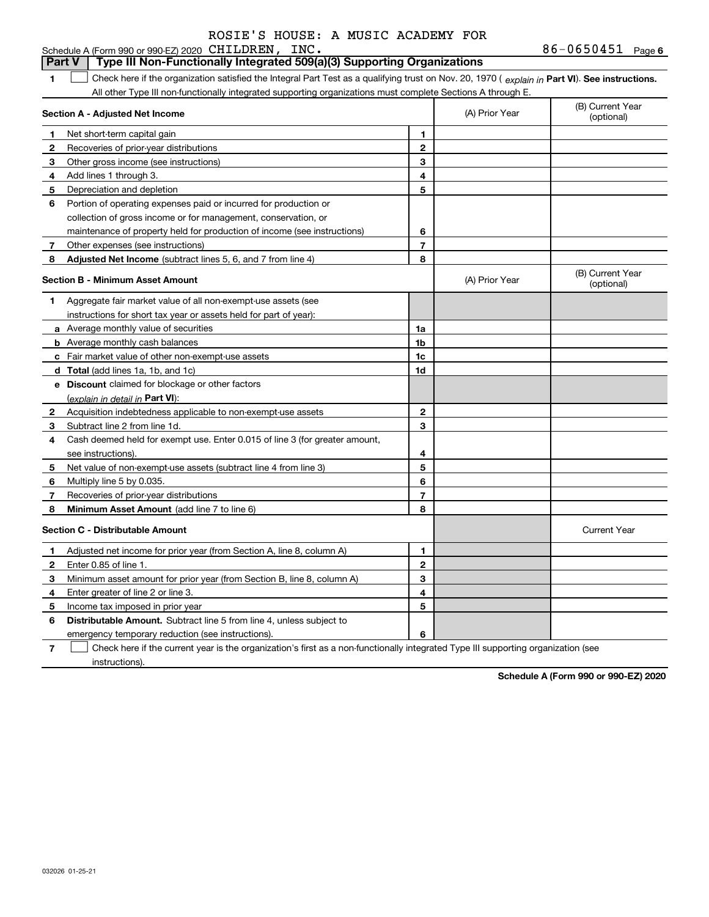ROSIE'S HOUSE: A MUSIC ACADEMY FOR

Schedule A (Form 990 or 990-EZ) 2020 CHILDREN, INC. 86-0650451 Page 6

**Part V | Type III Non-Functionally Integrated 509(a)(3) Supporting Organizations**

1 ☐ Check here if the organization satisfied the Integral Part Test as a qualifying trust on Nov. 20, 1970 ( *explain in* **Part VI**). **See instructions.** All other Type III non-functionally integrated supporting organizations must complete Sections A through E.

| **Section A - Adjusted Net Income** | | (A) Prior Year | (B) Current Year (optional) |
|---|---|---|---|
| **1** Net short-term capital gain | 1 | | |
| **2** Recoveries of prior-year distributions | 2 | | |
| **3** Other gross income (see instructions) | 3 | | |
| **4** Add lines 1 through 3. | 4 | | |
| **5** Depreciation and depletion | 5 | | |
| **6** Portion of operating expenses paid or incurred for production or collection of gross income or for management, conservation, or maintenance of property held for production of income (see instructions) | 6 | | |
| **7** Other expenses (see instructions) | 7 | | |
| **8** **Adjusted Net Income** (subtract lines 5, 6, and 7 from line 4) | 8 | | |

| **Section B - Minimum Asset Amount** | | (A) Prior Year | (B) Current Year (optional) |
|---|---|---|---|
| **1** Aggregate fair market value of all non-exempt-use assets (see instructions for short tax year or assets held for part of year): | | | |
| **a** Average monthly value of securities | 1a | | |
| **b** Average monthly cash balances | 1b | | |
| **c** Fair market value of other non-exempt-use assets | 1c | | |
| **d** **Total** (add lines 1a, 1b, and 1c) | 1d | | |
| **e** **Discount** claimed for blockage or other factors (*explain in detail in* **Part VI**): | | | |
| **2** Acquisition indebtedness applicable to non-exempt-use assets | 2 | | |
| **3** Subtract line 2 from line 1d. | 3 | | |
| **4** Cash deemed held for exempt use. Enter 0.015 of line 3 (for greater amount, see instructions). | 4 | | |
| **5** Net value of non-exempt-use assets (subtract line 4 from line 3) | 5 | | |
| **6** Multiply line 5 by 0.035. | 6 | | |
| **7** Recoveries of prior-year distributions | 7 | | |
| **8** **Minimum Asset Amount** (add line 7 to line 6) | 8 | | |

| **Section C - Distributable Amount** | | | Current Year |
|---|---|---|---|
| **1** Adjusted net income for prior year (from Section A, line 8, column A) | 1 | | |
| **2** Enter 0.85 of line 1. | 2 | | |
| **3** Minimum asset amount for prior year (from Section B, line 8, column A) | 3 | | |
| **4** Enter greater of line 2 or line 3. | 4 | | |
| **5** Income tax imposed in prior year | 5 | | |
| **6** **Distributable Amount.** Subtract line 5 from line 4, unless subject to emergency temporary reduction (see instructions). | 6 | | |

7 ☐ Check here if the current year is the organization's first as a non-functionally integrated Type III supporting organization (see instructions).

**Schedule A (Form 990 or 990-EZ) 2020**

032026 01-25-21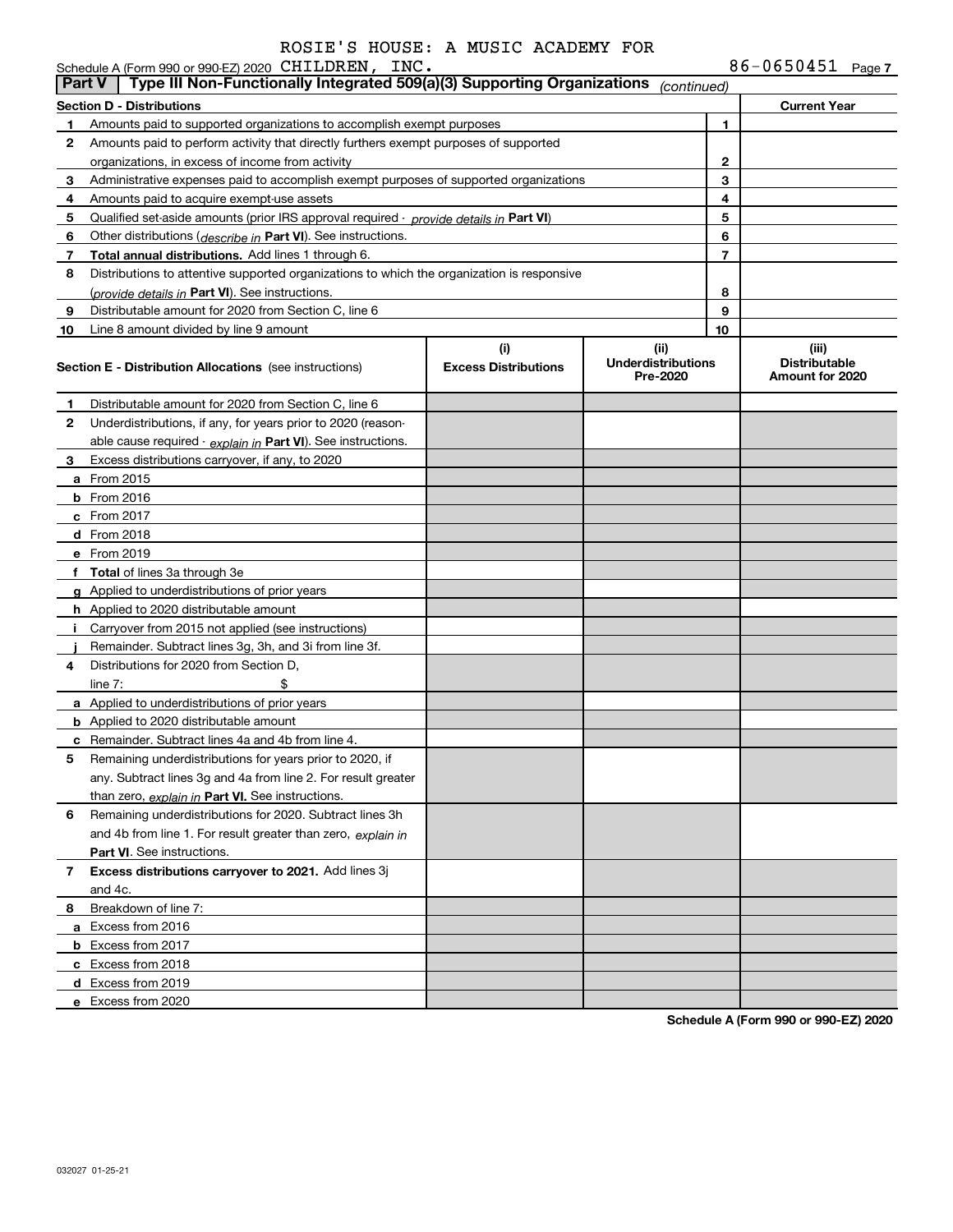ROSIE'S HOUSE: A MUSIC ACADEMY FOR

Schedule A (Form 990 or 990-EZ) 2020 CHILDREN, INC. 86-0650451 Page 7

**Part V | Type III Non-Functionally Integrated 509(a)(3) Supporting Organizations** *(continued)*

| Section D - Distributions | | | Current Year |
|---|---|---|---|
| 1 | Amounts paid to supported organizations to accomplish exempt purposes | 1 | |
| 2 | Amounts paid to perform activity that directly furthers exempt purposes of supported organizations, in excess of income from activity | 2 | |
| 3 | Administrative expenses paid to accomplish exempt purposes of supported organizations | 3 | |
| 4 | Amounts paid to acquire exempt-use assets | 4 | |
| 5 | Qualified set-aside amounts (prior IRS approval required - *provide details in* **Part VI**) | 5 | |
| 6 | Other distributions (*describe in* **Part VI**). See instructions. | 6 | |
| 7 | **Total annual distributions.** Add lines 1 through 6. | 7 | |
| 8 | Distributions to attentive supported organizations to which the organization is responsive (*provide details in* **Part VI**). See instructions. | 8 | |
| 9 | Distributable amount for 2020 from Section C, line 6 | 9 | |
| 10 | Line 8 amount divided by line 9 amount | 10 | |

| **Section E - Distribution Allocations** (see instructions) | (i) Excess Distributions | (ii) Underdistributions Pre-2020 | (iii) Distributable Amount for 2020 |
|---|---|---|---|
| **1** Distributable amount for 2020 from Section C, line 6 | | | |
| **2** Underdistributions, if any, for years prior to 2020 (reasonable cause required - *explain in* **Part VI**). See instructions. | | | |
| **3** Excess distributions carryover, if any, to 2020 | | | |
| **a** From 2015 | | | |
| **b** From 2016 | | | |
| **c** From 2017 | | | |
| **d** From 2018 | | | |
| **e** From 2019 | | | |
| **f Total** of lines 3a through 3e | | | |
| **g** Applied to underdistributions of prior years | | | |
| **h** Applied to 2020 distributable amount | | | |
| **i** Carryover from 2015 not applied (see instructions) | | | |
| **j** Remainder. Subtract lines 3g, 3h, and 3i from line 3f. | | | |
| **4** Distributions for 2020 from Section D, line 7: $ | | | |
| **a** Applied to underdistributions of prior years | | | |
| **b** Applied to 2020 distributable amount | | | |
| **c** Remainder. Subtract lines 4a and 4b from line 4. | | | |
| **5** Remaining underdistributions for years prior to 2020, if any. Subtract lines 3g and 4a from line 2. For result greater than zero, *explain in* **Part VI.** See instructions. | | | |
| **6** Remaining underdistributions for 2020. Subtract lines 3h and 4b from line 1. For result greater than zero, *explain in* **Part VI**. See instructions. | | | |
| **7 Excess distributions carryover to 2021.** Add lines 3j and 4c. | | | |
| **8** Breakdown of line 7: | | | |
| **a** Excess from 2016 | | | |
| **b** Excess from 2017 | | | |
| **c** Excess from 2018 | | | |
| **d** Excess from 2019 | | | |
| **e** Excess from 2020 | | | |

**Schedule A (Form 990 or 990-EZ) 2020**

032027 01-25-21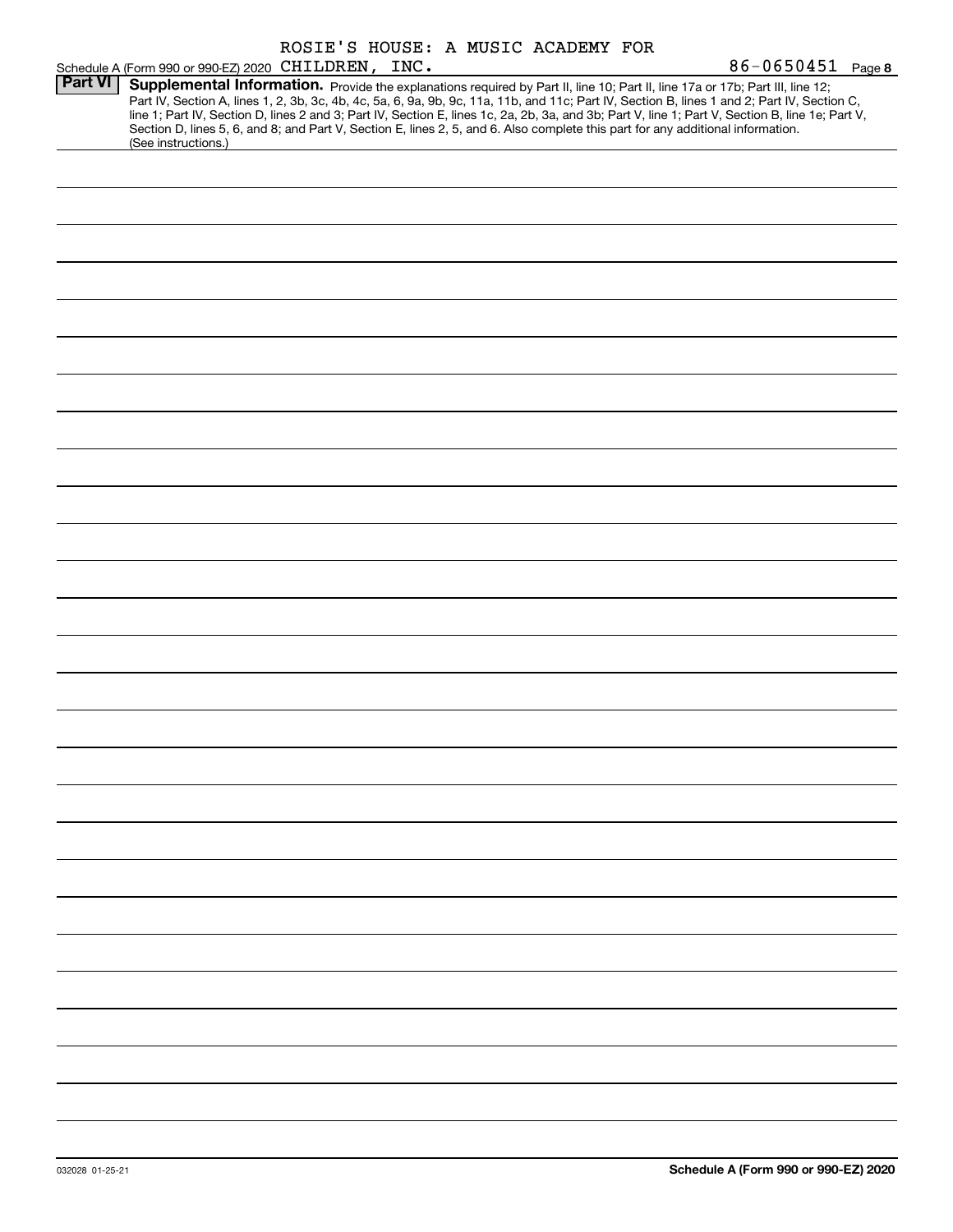Schedule A (Form 990 or 990-EZ) 2020 ROSIE'S HOUSE: A MUSIC ACADEMY FOR CHILDREN, INC. 86-0650451 Page 8

**Part VI** **Supplemental Information.** Provide the explanations required by Part II, line 10; Part II, line 17a or 17b; Part III, line 12; Part IV, Section A, lines 1, 2, 3b, 3c, 4b, 4c, 5a, 6, 9a, 9b, 9c, 11a, 11b, and 11c; Part IV, Section B, lines 1 and 2; Part IV, Section C, line 1; Part IV, Section D, lines 2 and 3; Part IV, Section E, lines 1c, 2a, 2b, 3a, and 3b; Part V, line 1; Part V, Section B, line 1e; Part V, Section D, lines 5, 6, and 8; and Part V, Section E, lines 2, 5, and 6. Also complete this part for any additional information. (See instructions.)

032028 01-25-21

**Schedule A (Form 990 or 990-EZ) 2020**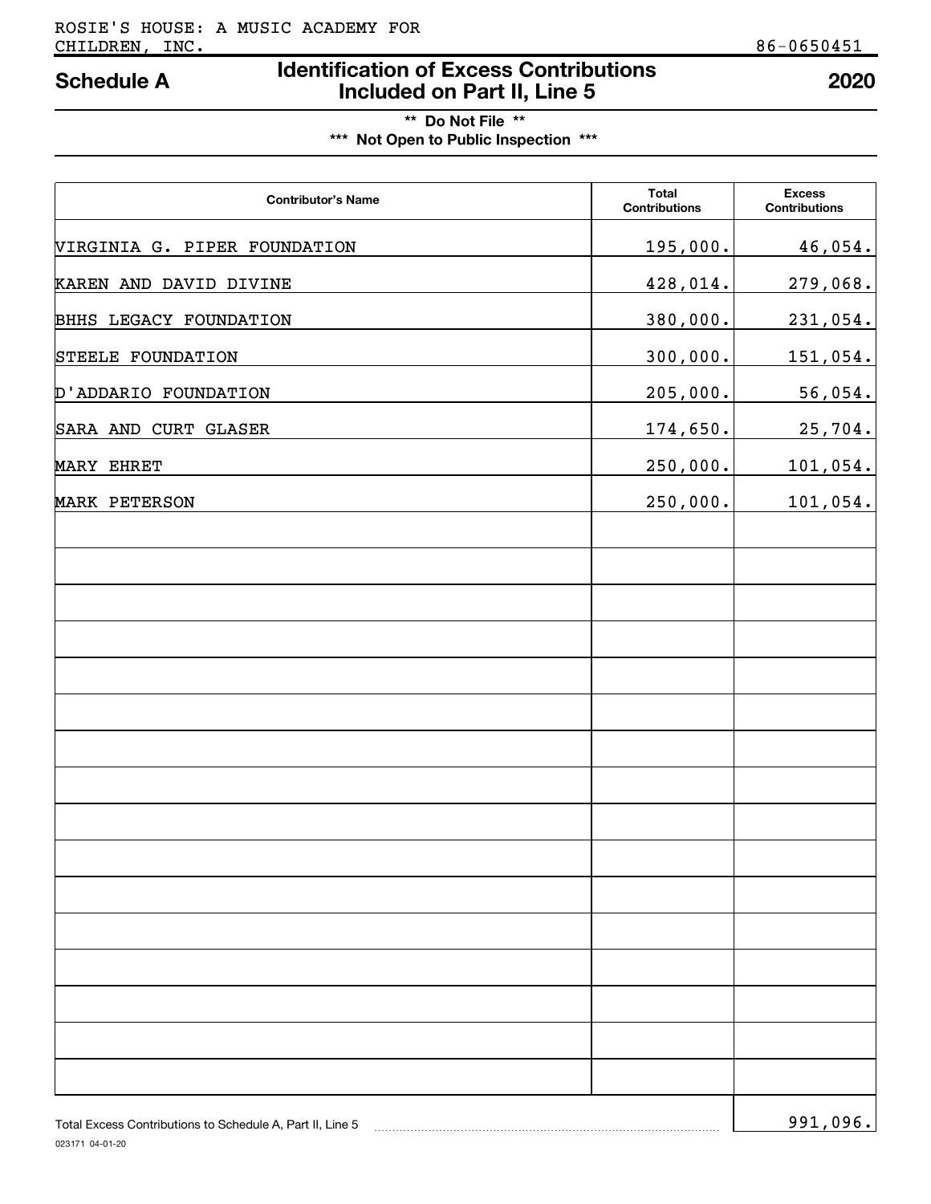ROSIE'S HOUSE: A MUSIC ACADEMY FOR CHILDREN, INC. 86-0650451

# Schedule A — Identification of Excess Contributions Included on Part II, Line 5 — 2020

** Do Not File **

*** Not Open to Public Inspection ***

| Contributor's Name | Total Contributions | Excess Contributions |
|---|---|---|
| VIRGINIA G. PIPER FOUNDATION | 195,000. | 46,054. |
| KAREN AND DAVID DIVINE | 428,014. | 279,068. |
| BHHS LEGACY FOUNDATION | 380,000. | 231,054. |
| STEELE FOUNDATION | 300,000. | 151,054. |
| D'ADDARIO FOUNDATION | 205,000. | 56,054. |
| SARA AND CURT GLASER | 174,650. | 25,704. |
| MARY EHRET | 250,000. | 101,054. |
| MARK PETERSON | 250,000. | 101,054. |

Total Excess Contributions to Schedule A, Part II, Line 5 ........ 991,096.

023171 04-01-20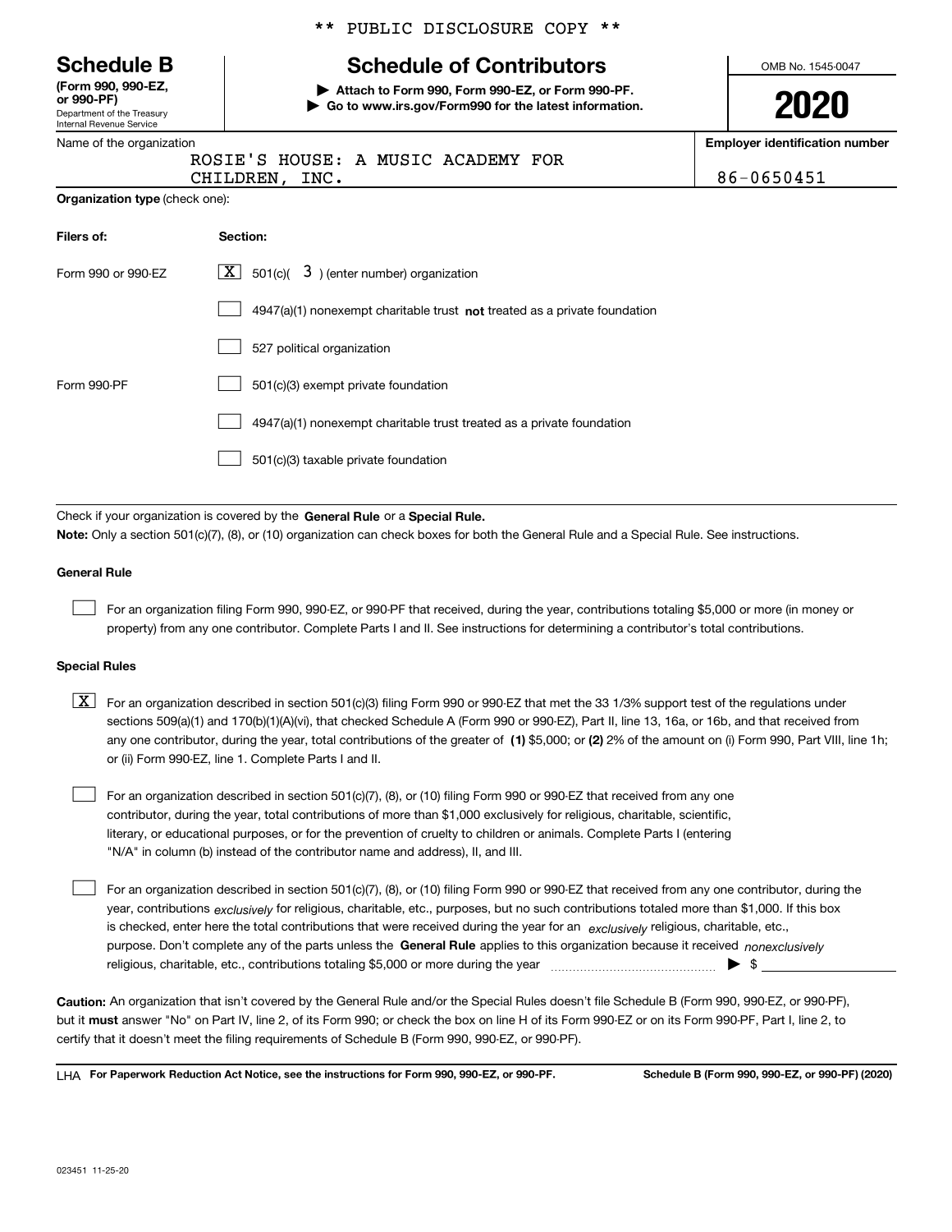** PUBLIC DISCLOSURE COPY **

# Schedule B

**(Form 990, 990-EZ, or 990-PF)**
Department of the Treasury
Internal Revenue Service

## Schedule of Contributors

▶ **Attach to Form 990, Form 990-EZ, or Form 990-PF.**
▶ **Go to www.irs.gov/Form990 for the latest information.**

OMB No. 1545-0047

**2020**

Name of the organization: ROSIE'S HOUSE: A MUSIC ACADEMY FOR CHILDREN, INC.

**Employer identification number:** 86-0650451

**Organization type** (check one):

| Filers of: | Section: |
|---|---|
| Form 990 or 990-EZ | [X] 501(c)( 3 ) (enter number) organization |
| | [ ] 4947(a)(1) nonexempt charitable trust **not** treated as a private foundation |
| | [ ] 527 political organization |
| Form 990-PF | [ ] 501(c)(3) exempt private foundation |
| | [ ] 4947(a)(1) nonexempt charitable trust treated as a private foundation |
| | [ ] 501(c)(3) taxable private foundation |

Check if your organization is covered by the **General Rule** or a **Special Rule.**
**Note:** Only a section 501(c)(7), (8), or (10) organization can check boxes for both the General Rule and a Special Rule. See instructions.

### General Rule

[ ] For an organization filing Form 990, 990-EZ, or 990-PF that received, during the year, contributions totaling $5,000 or more (in money or property) from any one contributor. Complete Parts I and II. See instructions for determining a contributor's total contributions.

### Special Rules

[X] For an organization described in section 501(c)(3) filing Form 990 or 990-EZ that met the 33 1/3% support test of the regulations under sections 509(a)(1) and 170(b)(1)(A)(vi), that checked Schedule A (Form 990 or 990-EZ), Part II, line 13, 16a, or 16b, and that received from any one contributor, during the year, total contributions of the greater of **(1)** $5,000; or **(2)** 2% of the amount on (i) Form 990, Part VIII, line 1h; or (ii) Form 990-EZ, line 1. Complete Parts I and II.

[ ] For an organization described in section 501(c)(7), (8), or (10) filing Form 990 or 990-EZ that received from any one contributor, during the year, total contributions of more than $1,000 exclusively for religious, charitable, scientific, literary, or educational purposes, or for the prevention of cruelty to children or animals. Complete Parts I (entering "N/A" in column (b) instead of the contributor name and address), II, and III.

[ ] For an organization described in section 501(c)(7), (8), or (10) filing Form 990 or 990-EZ that received from any one contributor, during the year, contributions *exclusively* for religious, charitable, etc., purposes, but no such contributions totaled more than $1,000. If this box is checked, enter here the total contributions that were received during the year for an *exclusively* religious, charitable, etc., purpose. Don't complete any of the parts unless the **General Rule** applies to this organization because it received *nonexclusively* religious, charitable, etc., contributions totaling $5,000 or more during the year ▶ $

**Caution:** An organization that isn't covered by the General Rule and/or the Special Rules doesn't file Schedule B (Form 990, 990-EZ, or 990-PF), but it **must** answer "No" on Part IV, line 2, of its Form 990; or check the box on line H of its Form 990-EZ or on its Form 990-PF, Part I, line 2, to certify that it doesn't meet the filing requirements of Schedule B (Form 990, 990-EZ, or 990-PF).

LHA **For Paperwork Reduction Act Notice, see the instructions for Form 990, 990-EZ, or 990-PF.** **Schedule B (Form 990, 990-EZ, or 990-PF) (2020)**

023451 11-25-20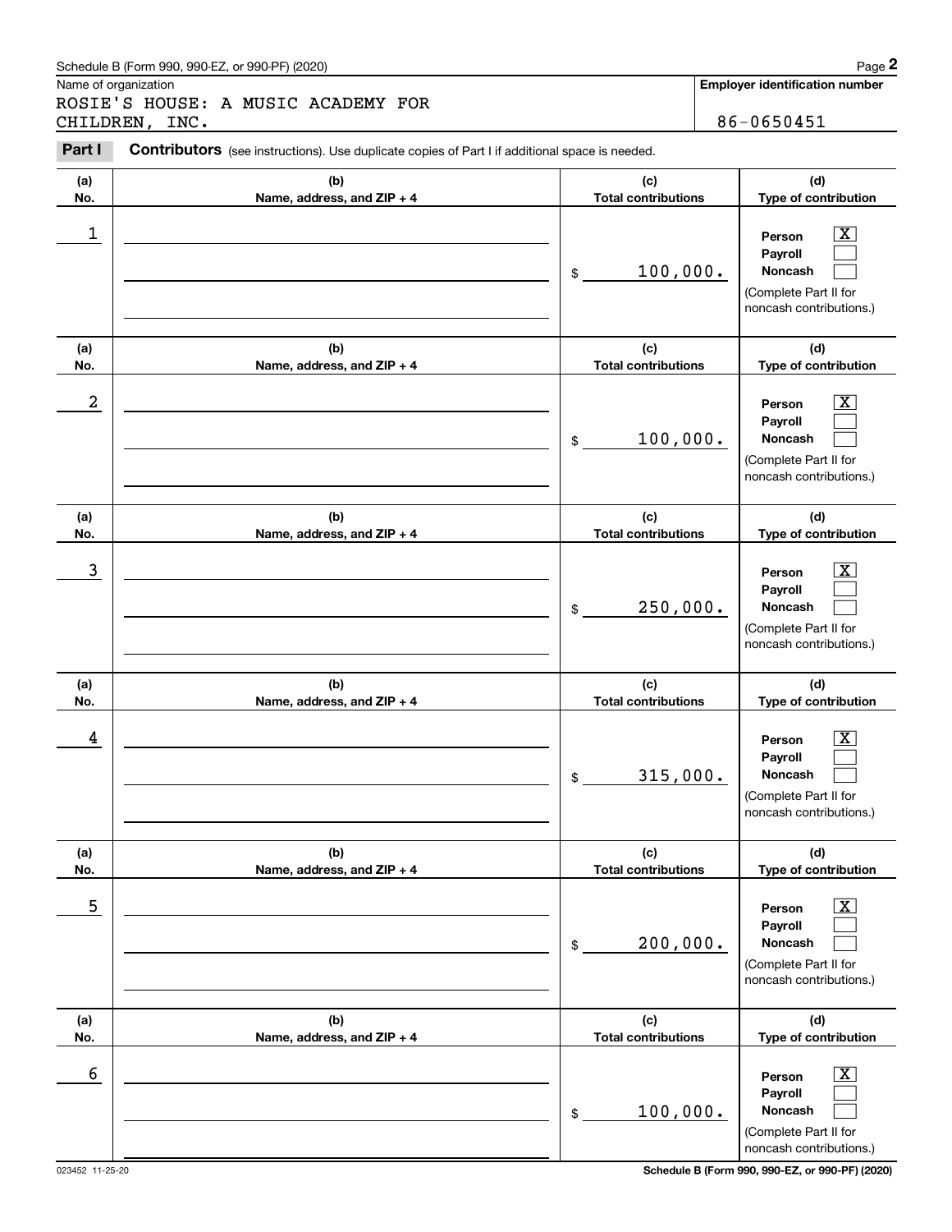Schedule B (Form 990, 990-EZ, or 990-PF) (2020)

Name of organization

ROSIE'S HOUSE: A MUSIC ACADEMY FOR CHILDREN, INC.

**Employer identification number**

86-0650451

**Part I** **Contributors** (see instructions). Use duplicate copies of Part I if additional space is needed.

| (a) No. | (b) Name, address, and ZIP + 4 | (c) Total contributions | (d) Type of contribution |
|---|---|---|---|
| 1 | | $ 100,000. | Person [X] Payroll [ ] Noncash [ ] (Complete Part II for noncash contributions.) |
| 2 | | $ 100,000. | Person [X] Payroll [ ] Noncash [ ] (Complete Part II for noncash contributions.) |
| 3 | | $ 250,000. | Person [X] Payroll [ ] Noncash [ ] (Complete Part II for noncash contributions.) |
| 4 | | $ 315,000. | Person [X] Payroll [ ] Noncash [ ] (Complete Part II for noncash contributions.) |
| 5 | | $ 200,000. | Person [X] Payroll [ ] Noncash [ ] (Complete Part II for noncash contributions.) |
| 6 | | $ 100,000. | Person [X] Payroll [ ] Noncash [ ] (Complete Part II for noncash contributions.) |

023452 11-25-20

**Schedule B (Form 990, 990-EZ, or 990-PF) (2020)**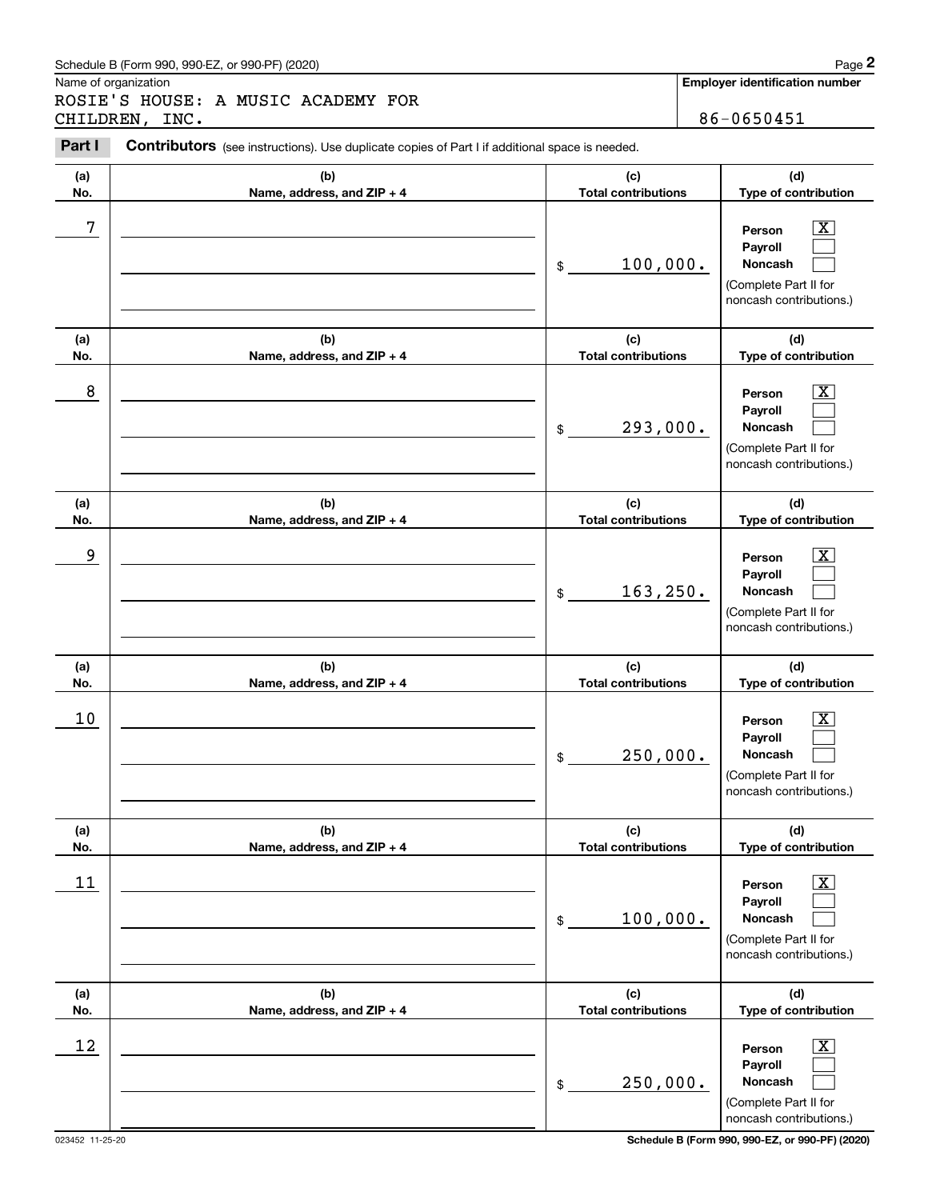Schedule B (Form 990, 990-EZ, or 990-PF) (2020)

Name of organization: ROSIE'S HOUSE: A MUSIC ACADEMY FOR CHILDREN, INC.

**Employer identification number**: 86-0650451

**Part I** **Contributors** (see instructions). Use duplicate copies of Part I if additional space is needed.

| (a) No. | (b) Name, address, and ZIP + 4 | (c) Total contributions | (d) Type of contribution |
|---|---|---|---|
| 7 | | $ 100,000. | Person [X] Payroll [ ] Noncash [ ] (Complete Part II for noncash contributions.) |
| 8 | | $ 293,000. | Person [X] Payroll [ ] Noncash [ ] (Complete Part II for noncash contributions.) |
| 9 | | $ 163,250. | Person [X] Payroll [ ] Noncash [ ] (Complete Part II for noncash contributions.) |
| 10 | | $ 250,000. | Person [X] Payroll [ ] Noncash [ ] (Complete Part II for noncash contributions.) |
| 11 | | $ 100,000. | Person [X] Payroll [ ] Noncash [ ] (Complete Part II for noncash contributions.) |
| 12 | | $ 250,000. | Person [X] Payroll [ ] Noncash [ ] (Complete Part II for noncash contributions.) |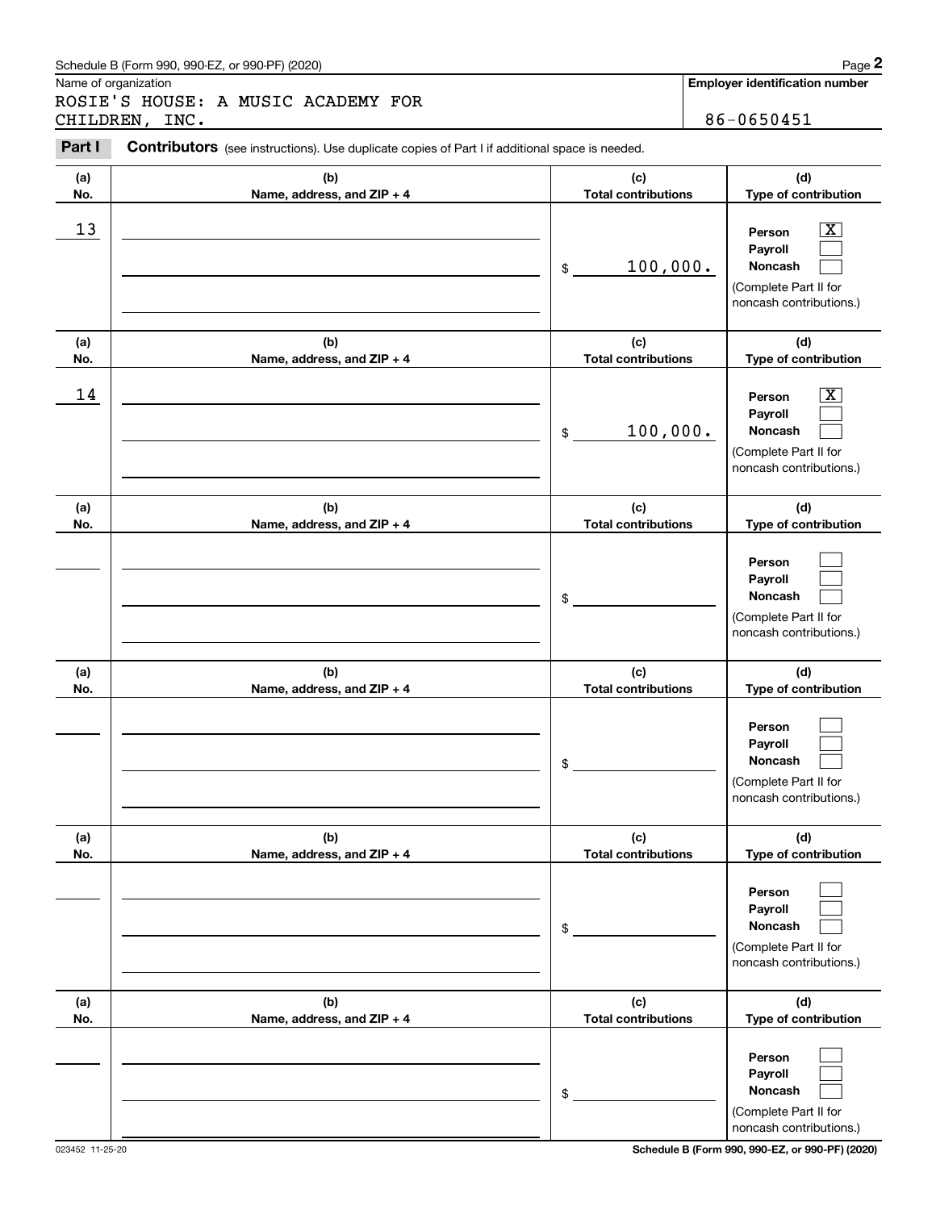Name of organization

ROSIE'S HOUSE: A MUSIC ACADEMY FOR CHILDREN, INC.

**Employer identification number** 86-0650451

**Part I** **Contributors** (see instructions). Use duplicate copies of Part I if additional space is needed.

| (a) No. | (b) Name, address, and ZIP + 4 | (c) Total contributions | (d) Type of contribution |
|---|---|---|---|
| 13 | | $ 100,000. | Person [X] Payroll [ ] Noncash [ ] (Complete Part II for noncash contributions.) |
| 14 | | $ 100,000. | Person [X] Payroll [ ] Noncash [ ] (Complete Part II for noncash contributions.) |
| | | $ | Person [ ] Payroll [ ] Noncash [ ] (Complete Part II for noncash contributions.) |
| | | $ | Person [ ] Payroll [ ] Noncash [ ] (Complete Part II for noncash contributions.) |
| | | $ | Person [ ] Payroll [ ] Noncash [ ] (Complete Part II for noncash contributions.) |
| | | $ | Person [ ] Payroll [ ] Noncash [ ] (Complete Part II for noncash contributions.) |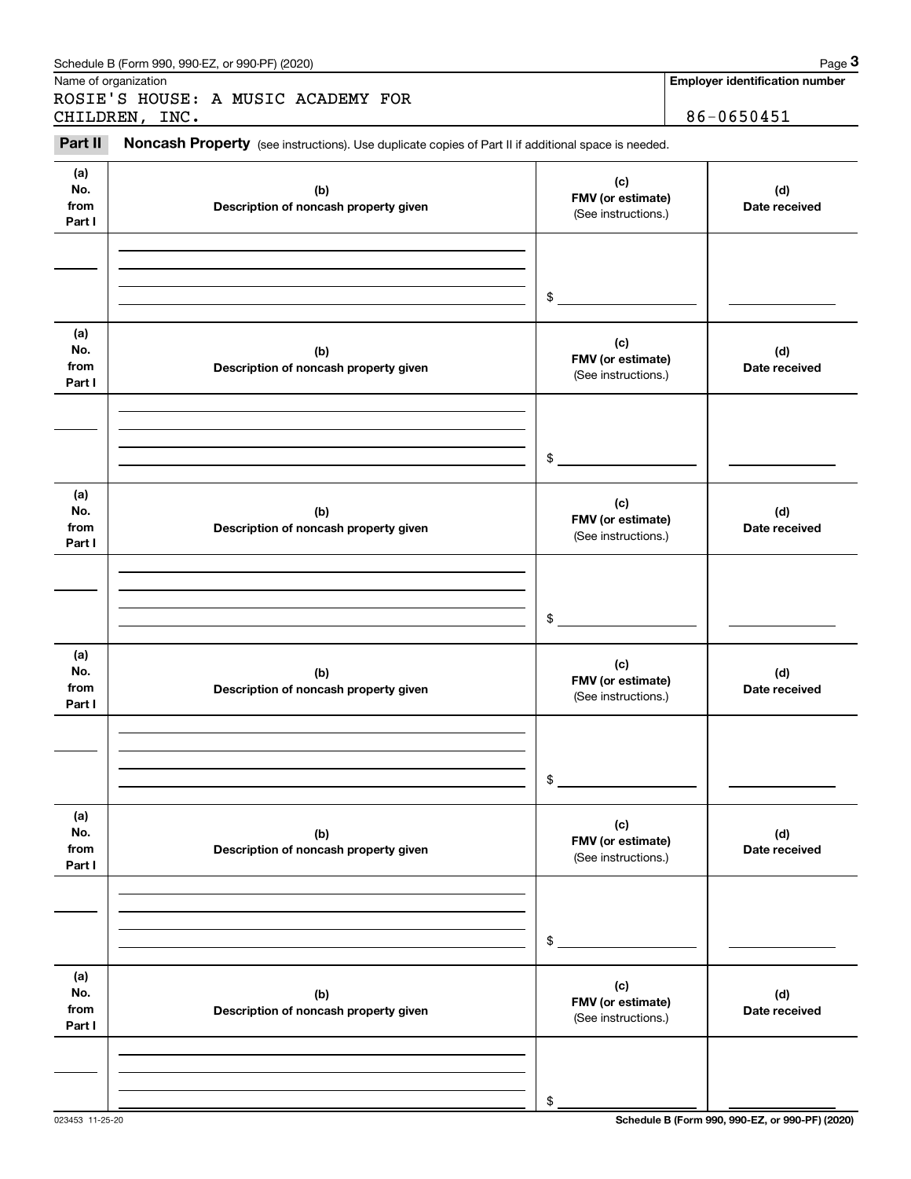Name of organization

ROSIE'S HOUSE: A MUSIC ACADEMY FOR CHILDREN, INC.

**Employer identification number**

86-0650451

**Part II** **Noncash Property** (see instructions). Use duplicate copies of Part II if additional space is needed.

| (a) No. from Part I | (b) Description of noncash property given | (c) FMV (or estimate) (See instructions.) | (d) Date received |
|---|---|---|---|
| | | $ | |

| (a) No. from Part I | (b) Description of noncash property given | (c) FMV (or estimate) (See instructions.) | (d) Date received |
|---|---|---|---|
| | | $ | |

| (a) No. from Part I | (b) Description of noncash property given | (c) FMV (or estimate) (See instructions.) | (d) Date received |
|---|---|---|---|
| | | $ | |

| (a) No. from Part I | (b) Description of noncash property given | (c) FMV (or estimate) (See instructions.) | (d) Date received |
|---|---|---|---|
| | | $ | |

| (a) No. from Part I | (b) Description of noncash property given | (c) FMV (or estimate) (See instructions.) | (d) Date received |
|---|---|---|---|
| | | $ | |

| (a) No. from Part I | (b) Description of noncash property given | (c) FMV (or estimate) (See instructions.) | (d) Date received |
|---|---|---|---|
| | | $ | |

023453 11-25-20

**Schedule B (Form 990, 990-EZ, or 990-PF) (2020)**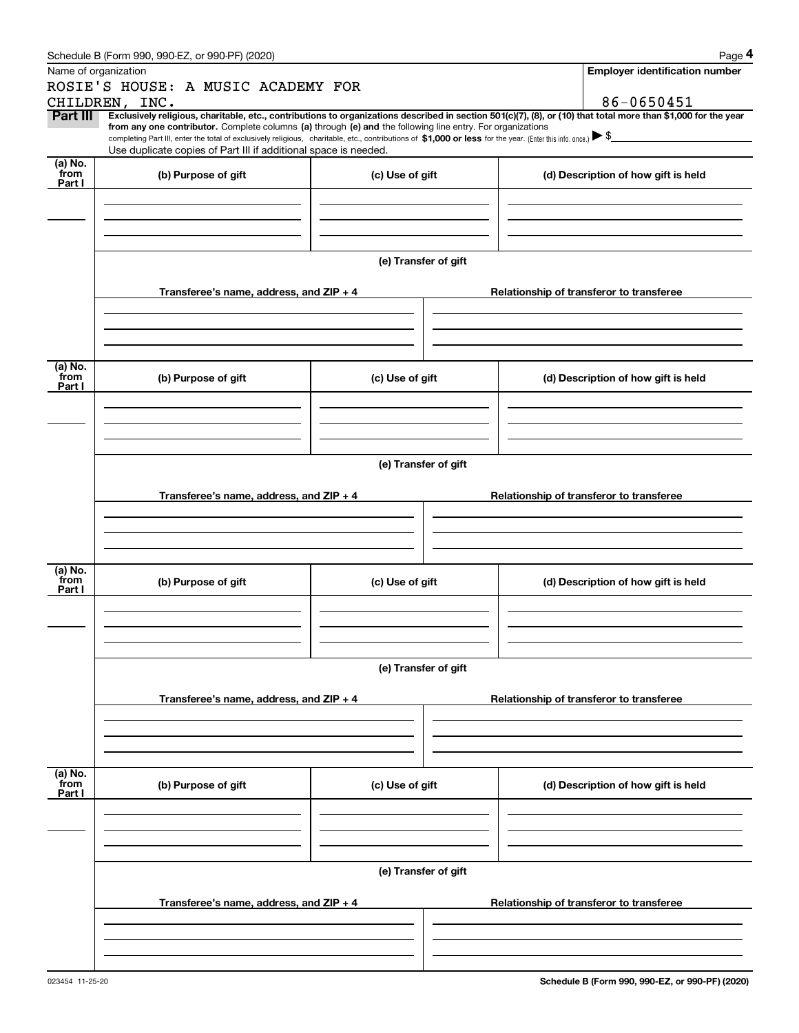Name of organization

ROSIE'S HOUSE: A MUSIC ACADEMY FOR CHILDREN, INC.

**Employer identification number**

86-0650451

**Part III** **Exclusively religious, charitable, etc., contributions to organizations described in section 501(c)(7), (8), or (10) that total more than $1,000 for the year from any one contributor.** Complete columns **(a)** through **(e) and** the following line entry. For organizations completing Part III, enter the total of exclusively religious, charitable, etc., contributions of **$1,000 or less** for the year. (Enter this info. once.) ▶ $

Use duplicate copies of Part III if additional space is needed.

| (a) No. from Part I | (b) Purpose of gift | (c) Use of gift | (d) Description of how gift is held |
|---|---|---|---|
| | | | |

**(e) Transfer of gift**

| Transferee's name, address, and ZIP + 4 | Relationship of transferor to transferee |
|---|---|
| | |

| (a) No. from Part I | (b) Purpose of gift | (c) Use of gift | (d) Description of how gift is held |
|---|---|---|---|
| | | | |

**(e) Transfer of gift**

| Transferee's name, address, and ZIP + 4 | Relationship of transferor to transferee |
|---|---|
| | |

| (a) No. from Part I | (b) Purpose of gift | (c) Use of gift | (d) Description of how gift is held |
|---|---|---|---|
| | | | |

**(e) Transfer of gift**

| Transferee's name, address, and ZIP + 4 | Relationship of transferor to transferee |
|---|---|
| | |

| (a) No. from Part I | (b) Purpose of gift | (c) Use of gift | (d) Description of how gift is held |
|---|---|---|---|
| | | | |

**(e) Transfer of gift**

| Transferee's name, address, and ZIP + 4 | Relationship of transferor to transferee |
|---|---|
| | |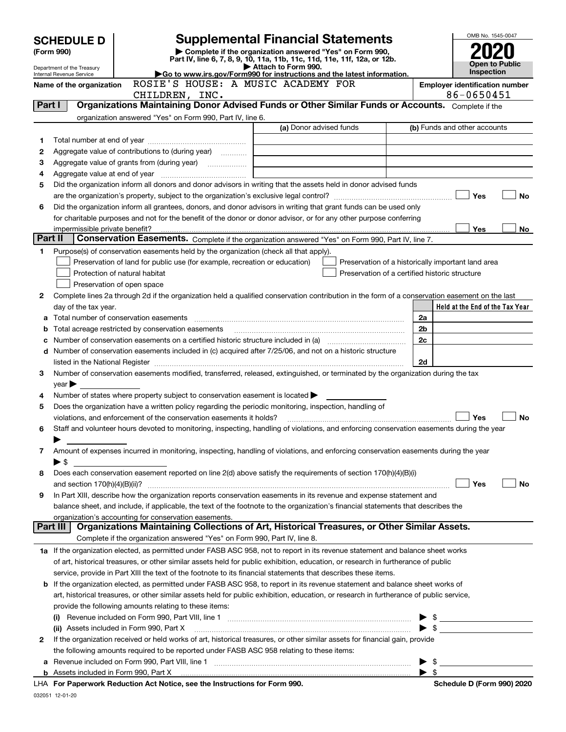# SCHEDULE D (Form 990)

Department of the Treasury
Internal Revenue Service

## Supplemental Financial Statements

▶ Complete if the organization answered "Yes" on Form 990, Part IV, line 6, 7, 8, 9, 10, 11a, 11b, 11c, 11d, 11e, 11f, 12a, or 12b.
▶ Attach to Form 990.
▶Go to www.irs.gov/Form990 for instructions and the latest information.

OMB No. 1545-0047

**2020**

**Open to Public Inspection**

Name of the organization: ROSIE'S HOUSE: A MUSIC ACADEMY FOR CHILDREN, INC.

Employer identification number: 86-0650451

### Part I — Organizations Maintaining Donor Advised Funds or Other Similar Funds or Accounts.

Complete if the organization answered "Yes" on Form 990, Part IV, line 6.

| | | (a) Donor advised funds | (b) Funds and other accounts |
|---|---|---|---|
| 1 | Total number at end of year | | |
| 2 | Aggregate value of contributions to (during year) | | |
| 3 | Aggregate value of grants from (during year) | | |
| 4 | Aggregate value at end of year | | |

5 Did the organization inform all donors and donor advisors in writing that the assets held in donor advised funds are the organization's property, subject to the organization's exclusive legal control? ☐ Yes ☐ No

6 Did the organization inform all grantees, donors, and donor advisors in writing that grant funds can be used only for charitable purposes and not for the benefit of the donor or donor advisor, or for any other purpose conferring impermissible private benefit? ☐ Yes ☐ No

### Part II — Conservation Easements.

Complete if the organization answered "Yes" on Form 990, Part IV, line 7.

1 Purpose(s) of conservation easements held by the organization (check all that apply).

- ☐ Preservation of land for public use (for example, recreation or education)
- ☐ Protection of natural habitat
- ☐ Preservation of open space
- ☐ Preservation of a historically important land area
- ☐ Preservation of a certified historic structure

2 Complete lines 2a through 2d if the organization held a qualified conservation contribution in the form of a conservation easement on the last day of the tax year.

| | | | Held at the End of the Tax Year |
|---|---|---|---|
| a | Total number of conservation easements | 2a | |
| b | Total acreage restricted by conservation easements | 2b | |
| c | Number of conservation easements on a certified historic structure included in (a) | 2c | |
| d | Number of conservation easements included in (c) acquired after 7/25/06, and not on a historic structure listed in the National Register | 2d | |

3 Number of conservation easements modified, transferred, released, extinguished, or terminated by the organization during the tax year ▶

4 Number of states where property subject to conservation easement is located ▶

5 Does the organization have a written policy regarding the periodic monitoring, inspection, handling of violations, and enforcement of the conservation easements it holds? ☐ Yes ☐ No

6 Staff and volunteer hours devoted to monitoring, inspecting, handling of violations, and enforcing conservation easements during the year ▶

7 Amount of expenses incurred in monitoring, inspecting, handling of violations, and enforcing conservation easements during the year ▶ $

8 Does each conservation easement reported on line 2(d) above satisfy the requirements of section 170(h)(4)(B)(i) and section 170(h)(4)(B)(ii)? ☐ Yes ☐ No

9 In Part XIII, describe how the organization reports conservation easements in its revenue and expense statement and balance sheet, and include, if applicable, the text of the footnote to the organization's financial statements that describes the organization's accounting for conservation easements.

### Part III — Organizations Maintaining Collections of Art, Historical Treasures, or Other Similar Assets.

Complete if the organization answered "Yes" on Form 990, Part IV, line 8.

1a If the organization elected, as permitted under FASB ASC 958, not to report in its revenue statement and balance sheet works of art, historical treasures, or other similar assets held for public exhibition, education, or research in furtherance of public service, provide in Part XIII the text of the footnote to its financial statements that describes these items.

b If the organization elected, as permitted under FASB ASC 958, to report in its revenue statement and balance sheet works of art, historical treasures, or other similar assets held for public exhibition, education, or research in furtherance of public service, provide the following amounts relating to these items:

(i) Revenue included on Form 990, Part VIII, line 1 ▶ $

(ii) Assets included in Form 990, Part X ▶ $

2 If the organization received or held works of art, historical treasures, or other similar assets for financial gain, provide the following amounts required to be reported under FASB ASC 958 relating to these items:

a Revenue included on Form 990, Part VIII, line 1 ▶ $

b Assets included in Form 990, Part X ▶ $

LHA For Paperwork Reduction Act Notice, see the Instructions for Form 990.

Schedule D (Form 990) 2020

032051 12-01-20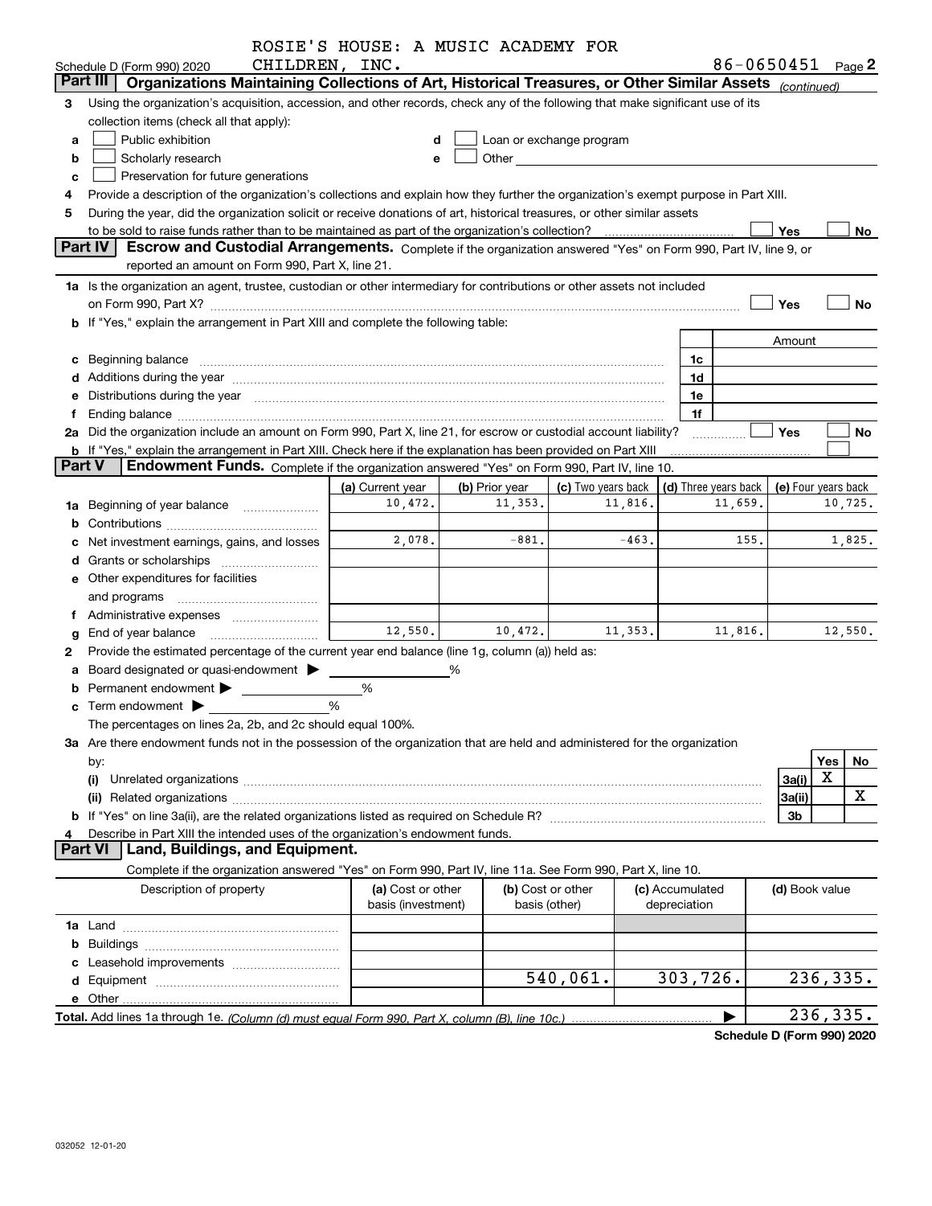ROSIE'S HOUSE: A MUSIC ACADEMY FOR CHILDREN, INC.

Schedule D (Form 990) 2020 — 86-0650451 Page 2

## Part III — Organizations Maintaining Collections of Art, Historical Treasures, or Other Similar Assets *(continued)*

**3** Using the organization's acquisition, accession, and other records, check any of the following that make significant use of its collection items (check all that apply):

- **a** ☐ Public exhibition
- **b** ☐ Scholarly research
- **c** ☐ Preservation for future generations
- **d** ☐ Loan or exchange program
- **e** ☐ Other

**4** Provide a description of the organization's collections and explain how they further the organization's exempt purpose in Part XIII.

**5** During the year, did the organization solicit or receive donations of art, historical treasures, or other similar assets to be sold to raise funds rather than to be maintained as part of the organization's collection? ☐ Yes ☐ No

## Part IV — Escrow and Custodial Arrangements.

Complete if the organization answered "Yes" on Form 990, Part IV, line 9, or reported an amount on Form 990, Part X, line 21.

**1a** Is the organization an agent, trustee, custodian or other intermediary for contributions or other assets not included on Form 990, Part X? ☐ Yes ☐ No

**b** If "Yes," explain the arrangement in Part XIII and complete the following table:

| | | Amount |
|---|---|---|
| **c** Beginning balance | 1c | |
| **d** Additions during the year | 1d | |
| **e** Distributions during the year | 1e | |
| **f** Ending balance | 1f | |

**2a** Did the organization include an amount on Form 990, Part X, line 21, for escrow or custodial account liability? ☐ Yes ☐ No

**b** If "Yes," explain the arrangement in Part XIII. Check here if the explanation has been provided on Part XIII ☐

## Part V — Endowment Funds.

Complete if the organization answered "Yes" on Form 990, Part IV, line 10.

| | (a) Current year | (b) Prior year | (c) Two years back | (d) Three years back | (e) Four years back |
|---|---|---|---|---|---|
| **1a** Beginning of year balance | 10,472. | 11,353. | 11,816. | 11,659. | 10,725. |
| **b** Contributions | | | | | |
| **c** Net investment earnings, gains, and losses | 2,078. | -881. | -463. | 155. | 1,825. |
| **d** Grants or scholarships | | | | | |
| **e** Other expenditures for facilities and programs | | | | | |
| **f** Administrative expenses | | | | | |
| **g** End of year balance | 12,550. | 10,472. | 11,353. | 11,816. | 12,550. |

**2** Provide the estimated percentage of the current year end balance (line 1g, column (a)) held as:

- **a** Board designated or quasi-endowment ▶ %
- **b** Permanent endowment ▶ %
- **c** Term endowment ▶ %

The percentages on lines 2a, 2b, and 2c should equal 100%.

**3a** Are there endowment funds not in the possession of the organization that are held and administered for the organization by:

| | | Yes | No |
|---|---|---|---|
| **(i)** Unrelated organizations | 3a(i) | X | |
| **(ii)** Related organizations | 3a(ii) | | X |
| **b** If "Yes" on line 3a(ii), are the related organizations listed as required on Schedule R? | 3b | | |

**4** Describe in Part XIII the intended uses of the organization's endowment funds.

## Part VI — Land, Buildings, and Equipment.

Complete if the organization answered "Yes" on Form 990, Part IV, line 11a. See Form 990, Part X, line 10.

| Description of property | (a) Cost or other basis (investment) | (b) Cost or other basis (other) | (c) Accumulated depreciation | (d) Book value |
|---|---|---|---|---|
| **1a** Land | | | | |
| **b** Buildings | | | | |
| **c** Leasehold improvements | | | | |
| **d** Equipment | | 540,061. | 303,726. | 236,335. |
| **e** Other | | | | |
| **Total.** Add lines 1a through 1e. *(Column (d) must equal Form 990, Part X, column (B), line 10c.)* | | | ▶ | 236,335. |

**Schedule D (Form 990) 2020**

032052 12-01-20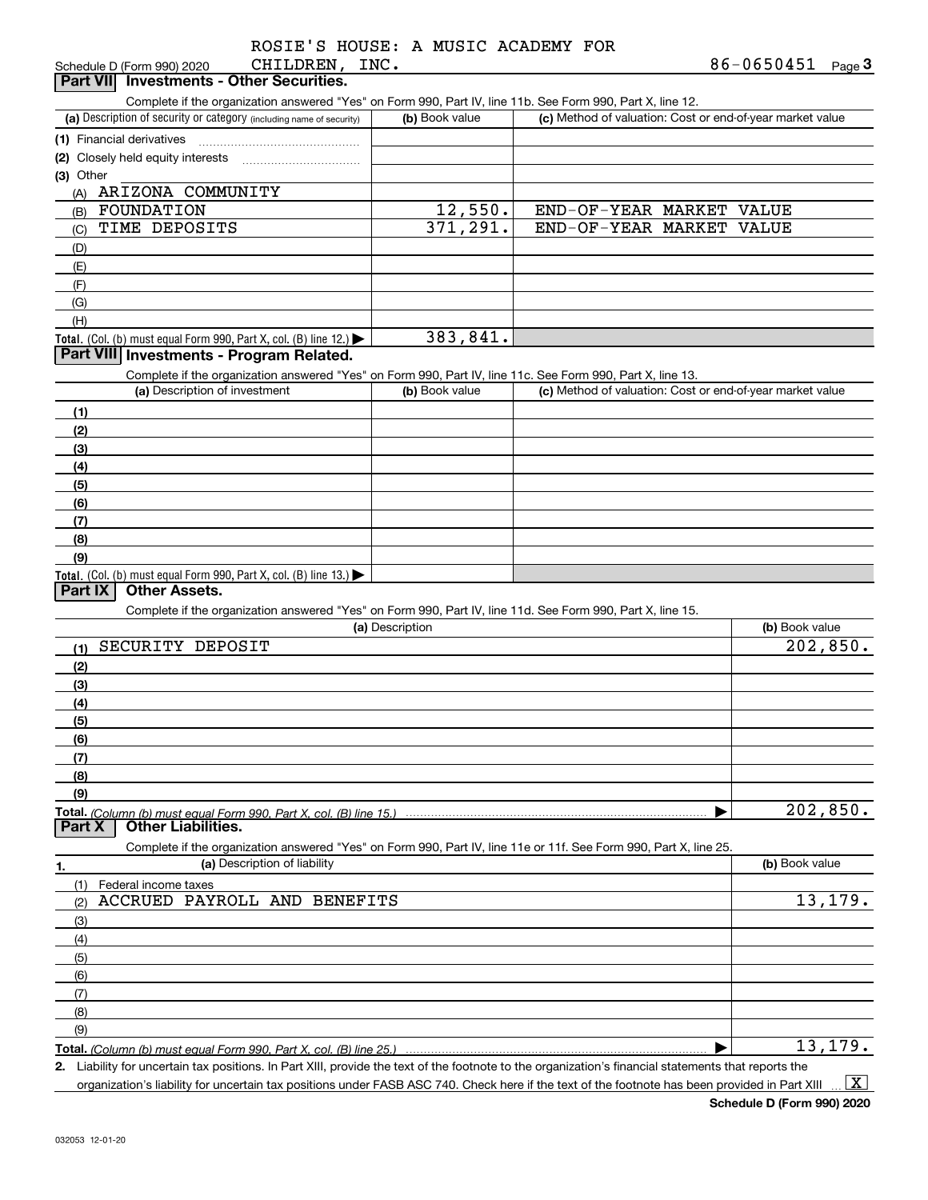ROSIE'S HOUSE: A MUSIC ACADEMY FOR CHILDREN, INC. 86-0650451

Schedule D (Form 990) 2020

## Part VII Investments - Other Securities.

Complete if the organization answered "Yes" on Form 990, Part IV, line 11b. See Form 990, Part X, line 12.

| (a) Description of security or category (including name of security) | (b) Book value | (c) Method of valuation: Cost or end-of-year market value |
|---|---|---|
| (1) Financial derivatives | | |
| (2) Closely held equity interests | | |
| (3) Other | | |
| (A) ARIZONA COMMUNITY | | |
| (B) FOUNDATION | 12,550. | END-OF-YEAR MARKET VALUE |
| (C) TIME DEPOSITS | 371,291. | END-OF-YEAR MARKET VALUE |
| (D) | | |
| (E) | | |
| (F) | | |
| (G) | | |
| (H) | | |
| Total. (Col. (b) must equal Form 990, Part X, col. (B) line 12.) | 383,841. | |

## Part VIII Investments - Program Related.

Complete if the organization answered "Yes" on Form 990, Part IV, line 11c. See Form 990, Part X, line 13.

| (a) Description of investment | (b) Book value | (c) Method of valuation: Cost or end-of-year market value |
|---|---|---|
| (1) | | |
| (2) | | |
| (3) | | |
| (4) | | |
| (5) | | |
| (6) | | |
| (7) | | |
| (8) | | |
| (9) | | |
| Total. (Col. (b) must equal Form 990, Part X, col. (B) line 13.) | | |

## Part IX Other Assets.

Complete if the organization answered "Yes" on Form 990, Part IV, line 11d. See Form 990, Part X, line 15.

| (a) Description | (b) Book value |
|---|---|
| (1) SECURITY DEPOSIT | 202,850. |
| (2) | |
| (3) | |
| (4) | |
| (5) | |
| (6) | |
| (7) | |
| (8) | |
| (9) | |
| Total. (Column (b) must equal Form 990, Part X, col. (B) line 15.) | 202,850. |

## Part X Other Liabilities.

Complete if the organization answered "Yes" on Form 990, Part IV, line 11e or 11f. See Form 990, Part X, line 25.

| 1. (a) Description of liability | (b) Book value |
|---|---|
| (1) Federal income taxes | |
| (2) ACCRUED PAYROLL AND BENEFITS | 13,179. |
| (3) | |
| (4) | |
| (5) | |
| (6) | |
| (7) | |
| (8) | |
| (9) | |
| Total. (Column (b) must equal Form 990, Part X, col. (B) line 25.) | 13,179. |

2. Liability for uncertain tax positions. In Part XIII, provide the text of the footnote to the organization's financial statements that reports the organization's liability for uncertain tax positions under FASB ASC 740. Check here if the text of the footnote has been provided in Part XIII [X]

Schedule D (Form 990) 2020

032053 12-01-20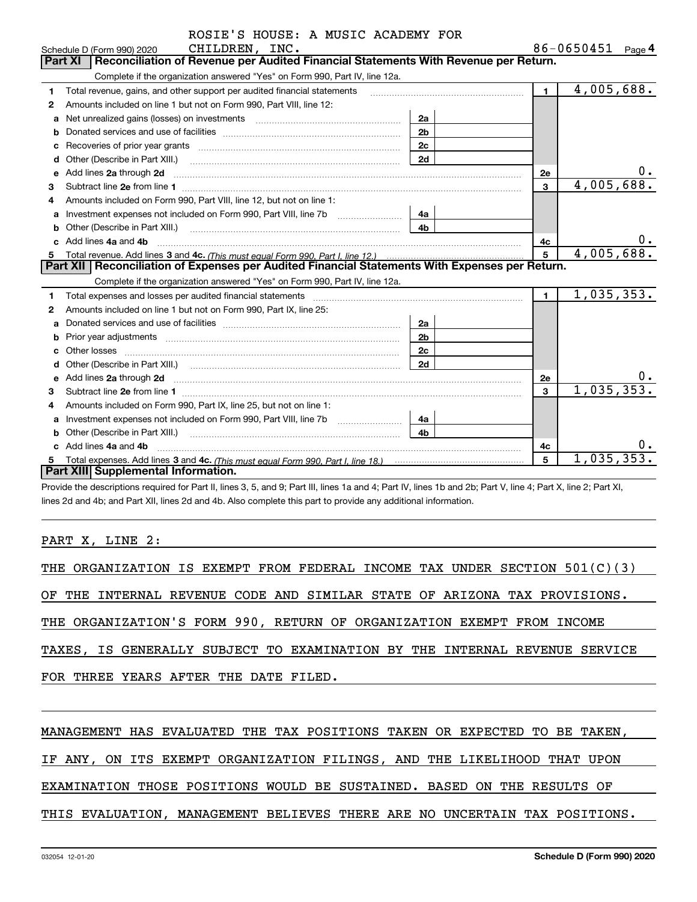Schedule D (Form 990) 2020 ROSIE'S HOUSE: A MUSIC ACADEMY FOR CHILDREN, INC. 86-0650451 Page 4

## Part XI Reconciliation of Revenue per Audited Financial Statements With Revenue per Return.

Complete if the organization answered "Yes" on Form 990, Part IV, line 12a.

| | | | | | |
|---|---|---|---|---|---|
| 1 | Total revenue, gains, and other support per audited financial statements | | | 1 | 4,005,688. |
| 2 | Amounts included on line 1 but not on Form 990, Part VIII, line 12: | | | | |
| a | Net unrealized gains (losses) on investments | 2a | | | |
| b | Donated services and use of facilities | 2b | | | |
| c | Recoveries of prior year grants | 2c | | | |
| d | Other (Describe in Part XIII.) | 2d | | | |
| e | Add lines 2a through 2d | | | 2e | 0. |
| 3 | Subtract line 2e from line 1 | | | 3 | 4,005,688. |
| 4 | Amounts included on Form 990, Part VIII, line 12, but not on line 1: | | | | |
| a | Investment expenses not included on Form 990, Part VIII, line 7b | 4a | | | |
| b | Other (Describe in Part XIII.) | 4b | | | |
| c | Add lines 4a and 4b | | | 4c | 0. |
| 5 | Total revenue. Add lines 3 and 4c. *(This must equal Form 990, Part I, line 12.)* | | | 5 | 4,005,688. |

## Part XII Reconciliation of Expenses per Audited Financial Statements With Expenses per Return.

Complete if the organization answered "Yes" on Form 990, Part IV, line 12a.

| | | | | | |
|---|---|---|---|---|---|
| 1 | Total expenses and losses per audited financial statements | | | 1 | 1,035,353. |
| 2 | Amounts included on line 1 but not on Form 990, Part IX, line 25: | | | | |
| a | Donated services and use of facilities | 2a | | | |
| b | Prior year adjustments | 2b | | | |
| c | Other losses | 2c | | | |
| d | Other (Describe in Part XIII.) | 2d | | | |
| e | Add lines 2a through 2d | | | 2e | 0. |
| 3 | Subtract line 2e from line 1 | | | 3 | 1,035,353. |
| 4 | Amounts included on Form 990, Part IX, line 25, but not on line 1: | | | | |
| a | Investment expenses not included on Form 990, Part VIII, line 7b | 4a | | | |
| b | Other (Describe in Part XIII.) | 4b | | | |
| c | Add lines 4a and 4b | | | 4c | 0. |
| 5 | Total expenses. Add lines 3 and 4c. *(This must equal Form 990, Part I, line 18.)* | | | 5 | 1,035,353. |

## Part XIII Supplemental Information.

Provide the descriptions required for Part II, lines 3, 5, and 9; Part III, lines 1a and 4; Part IV, lines 1b and 2b; Part V, line 4; Part X, line 2; Part XI, lines 2d and 4b; and Part XII, lines 2d and 4b. Also complete this part to provide any additional information.

PART X, LINE 2:

THE ORGANIZATION IS EXEMPT FROM FEDERAL INCOME TAX UNDER SECTION 501(C)(3) OF THE INTERNAL REVENUE CODE AND SIMILAR STATE OF ARIZONA TAX PROVISIONS. THE ORGANIZATION'S FORM 990, RETURN OF ORGANIZATION EXEMPT FROM INCOME TAXES, IS GENERALLY SUBJECT TO EXAMINATION BY THE INTERNAL REVENUE SERVICE FOR THREE YEARS AFTER THE DATE FILED.

MANAGEMENT HAS EVALUATED THE TAX POSITIONS TAKEN OR EXPECTED TO BE TAKEN, IF ANY, ON ITS EXEMPT ORGANIZATION FILINGS, AND THE LIKELIHOOD THAT UPON EXAMINATION THOSE POSITIONS WOULD BE SUSTAINED. BASED ON THE RESULTS OF THIS EVALUATION, MANAGEMENT BELIEVES THERE ARE NO UNCERTAIN TAX POSITIONS.

032054 12-01-20 **Schedule D (Form 990) 2020**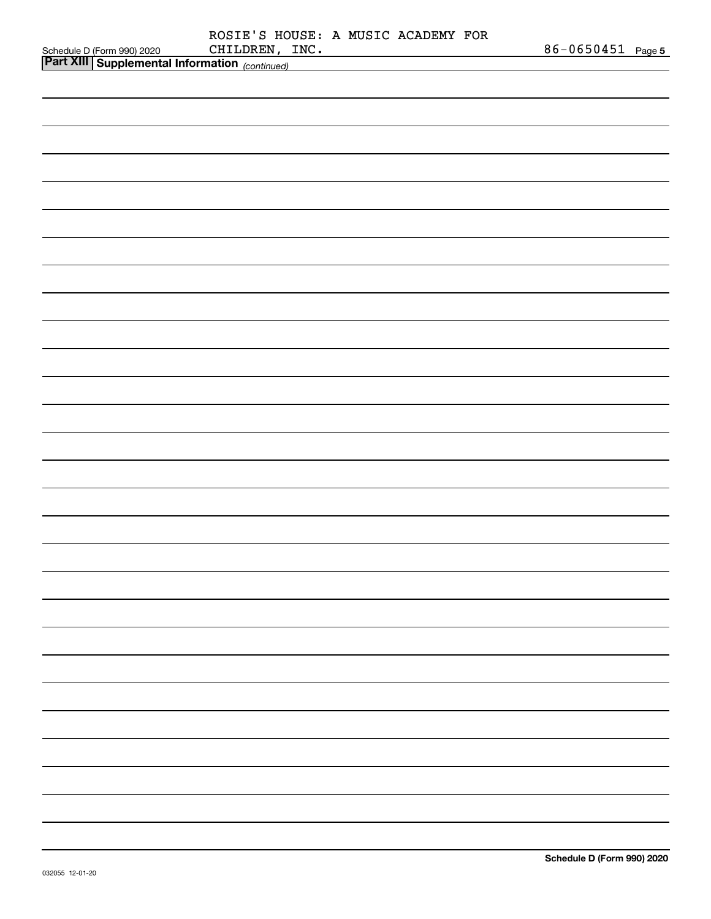ROSIE'S HOUSE: A MUSIC ACADEMY FOR CHILDREN, INC.

86-0650451

## Part XIII Supplemental Information *(continued)*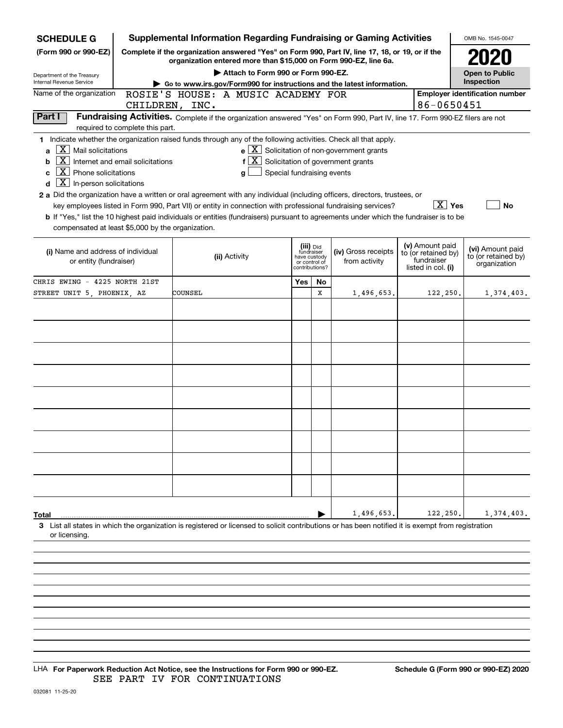**SCHEDULE G**
**(Form 990 or 990-EZ)**

Department of the Treasury
Internal Revenue Service

# Supplemental Information Regarding Fundraising or Gaming Activities

**Complete if the organization answered "Yes" on Form 990, Part IV, line 17, 18, or 19, or if the organization entered more than $15,000 on Form 990-EZ, line 6a.**

▶ Attach to Form 990 or Form 990-EZ.

▶ Go to www.irs.gov/Form990 for instructions and the latest information.

OMB No. 1545-0047

**2020**

**Open to Public Inspection**

Name of the organization: ROSIE'S HOUSE: A MUSIC ACADEMY FOR CHILDREN, INC.

Employer identification number: 86-0650451

**Part I** **Fundraising Activities.** Complete if the organization answered "Yes" on Form 990, Part IV, line 17. Form 990-EZ filers are not required to complete this part.

**1** Indicate whether the organization raised funds through any of the following activities. Check all that apply.

- **a** [X] Mail solicitations
- **b** [X] Internet and email solicitations
- **c** [X] Phone solicitations
- **d** [X] In-person solicitations
- **e** [X] Solicitation of non-government grants
- **f** [X] Solicitation of government grants
- **g** [ ] Special fundraising events

**2 a** Did the organization have a written or oral agreement with any individual (including officers, directors, trustees, or key employees listed in Form 990, Part VII) or entity in connection with professional fundraising services? [X] **Yes** [ ] **No**

**b** If "Yes," list the 10 highest paid individuals or entities (fundraisers) pursuant to agreements under which the fundraiser is to be compensated at least $5,000 by the organization.

| (i) Name and address of individual or entity (fundraiser) | (ii) Activity | (iii) Did fundraiser have custody or control of contributions? Yes | No | (iv) Gross receipts from activity | (v) Amount paid to (or retained by) fundraiser listed in col. (i) | (vi) Amount paid to (or retained by) organization |
|---|---|---|---|---|---|---|
| CHRIS EWING - 4225 NORTH 21ST STREET UNIT 5, PHOENIX, AZ | COUNSEL | | X | 1,496,653. | 122,250. | 1,374,403. |
| | | | | | | |
| | | | | | | |
| | | | | | | |
| | | | | | | |
| | | | | | | |
| | | | | | | |
| | | | | | | |
| | | | | | | |
| | | | | | | |
| **Total** | | | | 1,496,653. | 122,250. | 1,374,403. |

**3** List all states in which the organization is registered or licensed to solicit contributions or has been notified it is exempt from registration or licensing.

LHA **For Paperwork Reduction Act Notice, see the Instructions for Form 990 or 990-EZ.** **Schedule G (Form 990 or 990-EZ) 2020**

SEE PART IV FOR CONTINUATIONS

032081 11-25-20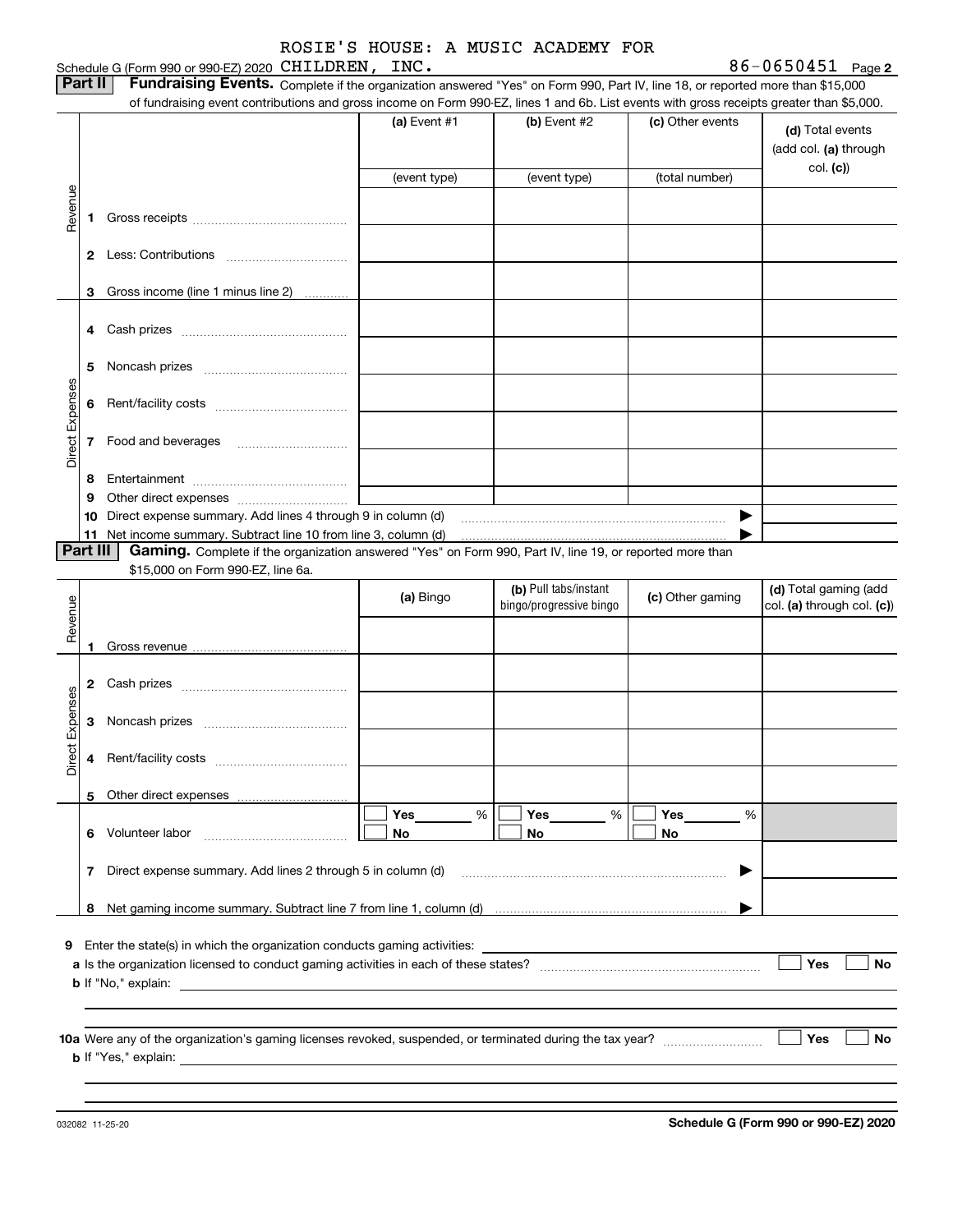ROSIE'S HOUSE: A MUSIC ACADEMY FOR

Schedule G (Form 990 or 990-EZ) 2020 CHILDREN, INC. 86-0650451 Page 2

**Part II** **Fundraising Events.** Complete if the organization answered "Yes" on Form 990, Part IV, line 18, or reported more than $15,000 of fundraising event contributions and gross income on Form 990-EZ, lines 1 and 6b. List events with gross receipts greater than $5,000.

| | | (a) Event #1 | (b) Event #2 | (c) Other events | (d) Total events (add col. (a) through col. (c)) |
|---|---|---|---|---|---|
| | | (event type) | (event type) | (total number) | |
| Revenue | 1 Gross receipts | | | | |
| | 2 Less: Contributions | | | | |
| | 3 Gross income (line 1 minus line 2) | | | | |
| Direct Expenses | 4 Cash prizes | | | | |
| | 5 Noncash prizes | | | | |
| | 6 Rent/facility costs | | | | |
| | 7 Food and beverages | | | | |
| | 8 Entertainment | | | | |
| | 9 Other direct expenses | | | | |
| | 10 Direct expense summary. Add lines 4 through 9 in column (d) | | | | |
| | 11 Net income summary. Subtract line 10 from line 3, column (d) | | | | |

**Part III** **Gaming.** Complete if the organization answered "Yes" on Form 990, Part IV, line 19, or reported more than $15,000 on Form 990-EZ, line 6a.

| | | (a) Bingo | (b) Pull tabs/instant bingo/progressive bingo | (c) Other gaming | (d) Total gaming (add col. (a) through col. (c)) |
|---|---|---|---|---|---|
| Revenue | 1 Gross revenue | | | | |
| Direct Expenses | 2 Cash prizes | | | | |
| | 3 Noncash prizes | | | | |
| | 4 Rent/facility costs | | | | |
| | 5 Other direct expenses | | | | |
| | 6 Volunteer labor | Yes ___ % No | Yes ___ % No | Yes ___ % No | |
| | 7 Direct expense summary. Add lines 2 through 5 in column (d) | | | | |
| | 8 Net gaming income summary. Subtract line 7 from line 1, column (d) | | | | |

**9** Enter the state(s) in which the organization conducts gaming activities: ______

**a** Is the organization licensed to conduct gaming activities in each of these states? ☐ Yes ☐ No

**b** If "No," explain: ______

**10a** Were any of the organization's gaming licenses revoked, suspended, or terminated during the tax year? ☐ Yes ☐ No

**b** If "Yes," explain: ______

032082 11-25-20 **Schedule G (Form 990 or 990-EZ) 2020**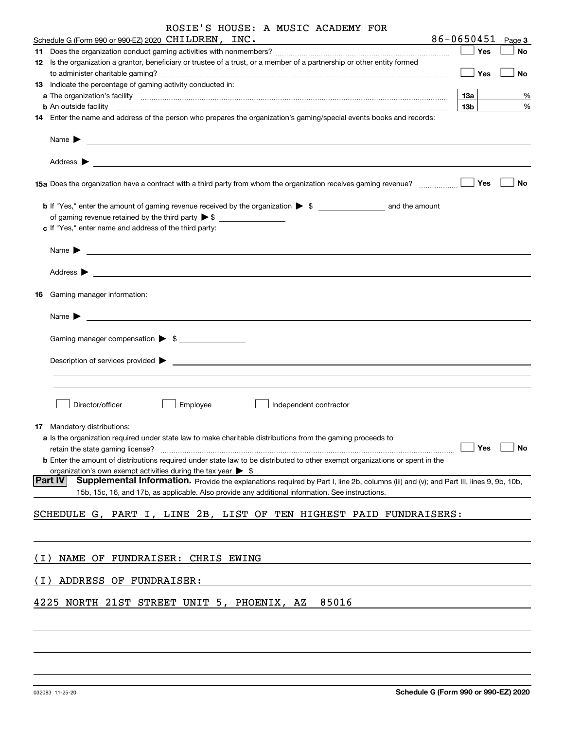ROSIE'S HOUSE: A MUSIC ACADEMY FOR

Schedule G (Form 990 or 990-EZ) 2020 CHILDREN, INC. 86-0650451 Page 3

**11** Does the organization conduct gaming activities with nonmembers? ☐ Yes ☐ No

**12** Is the organization a grantor, beneficiary or trustee of a trust, or a member of a partnership or other entity formed to administer charitable gaming? ☐ Yes ☐ No

**13** Indicate the percentage of gaming activity conducted in:

**a** The organization's facility **13a** %

**b** An outside facility **13b** %

**14** Enter the name and address of the person who prepares the organization's gaming/special events books and records:

Name ▶

Address ▶

**15a** Does the organization have a contract with a third party from whom the organization receives gaming revenue? ☐ Yes ☐ No

**b** If "Yes," enter the amount of gaming revenue received by the organization ▶ $ ______ and the amount of gaming revenue retained by the third party ▶ $ ______

**c** If "Yes," enter name and address of the third party:

Name ▶

Address ▶

**16** Gaming manager information:

Name ▶

Gaming manager compensation ▶ $

Description of services provided ▶

☐ Director/officer ☐ Employee ☐ Independent contractor

**17** Mandatory distributions:

**a** Is the organization required under state law to make charitable distributions from the gaming proceeds to retain the state gaming license? ☐ Yes ☐ No

**b** Enter the amount of distributions required under state law to be distributed to other exempt organizations or spent in the organization's own exempt activities during the tax year ▶ $

**Part IV** **Supplemental Information.** Provide the explanations required by Part I, line 2b, columns (iii) and (v); and Part III, lines 9, 9b, 10b, 15b, 15c, 16, and 17b, as applicable. Also provide any additional information. See instructions.

SCHEDULE G, PART I, LINE 2B, LIST OF TEN HIGHEST PAID FUNDRAISERS:

(I) NAME OF FUNDRAISER: CHRIS EWING

(I) ADDRESS OF FUNDRAISER:

4225 NORTH 21ST STREET UNIT 5, PHOENIX, AZ 85016

032083 11-25-20 **Schedule G (Form 990 or 990-EZ) 2020**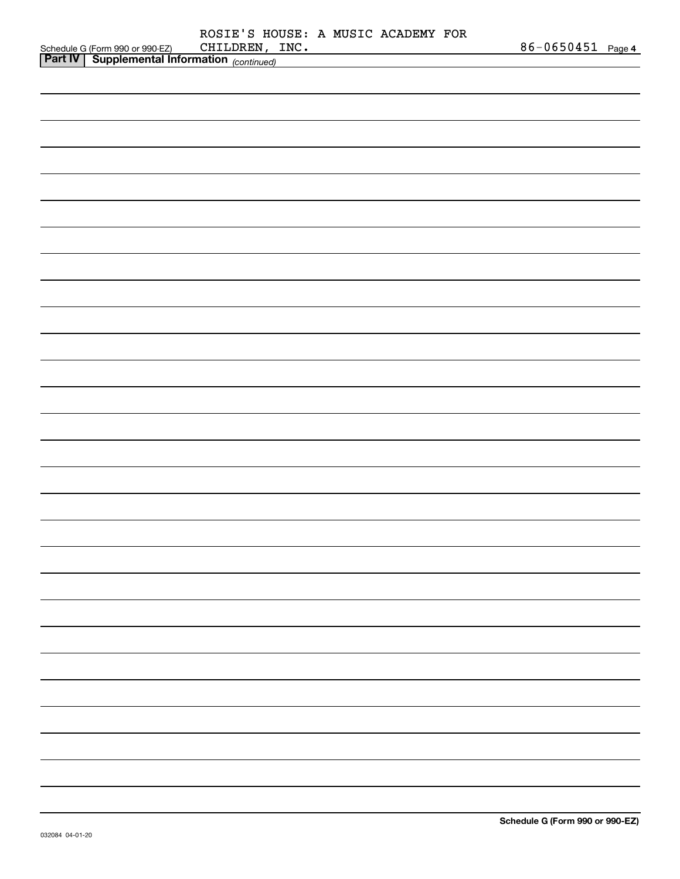ROSIE'S HOUSE: A MUSIC ACADEMY FOR CHILDREN, INC. 86-0650451

**Part IV | Supplemental Information** *(continued)*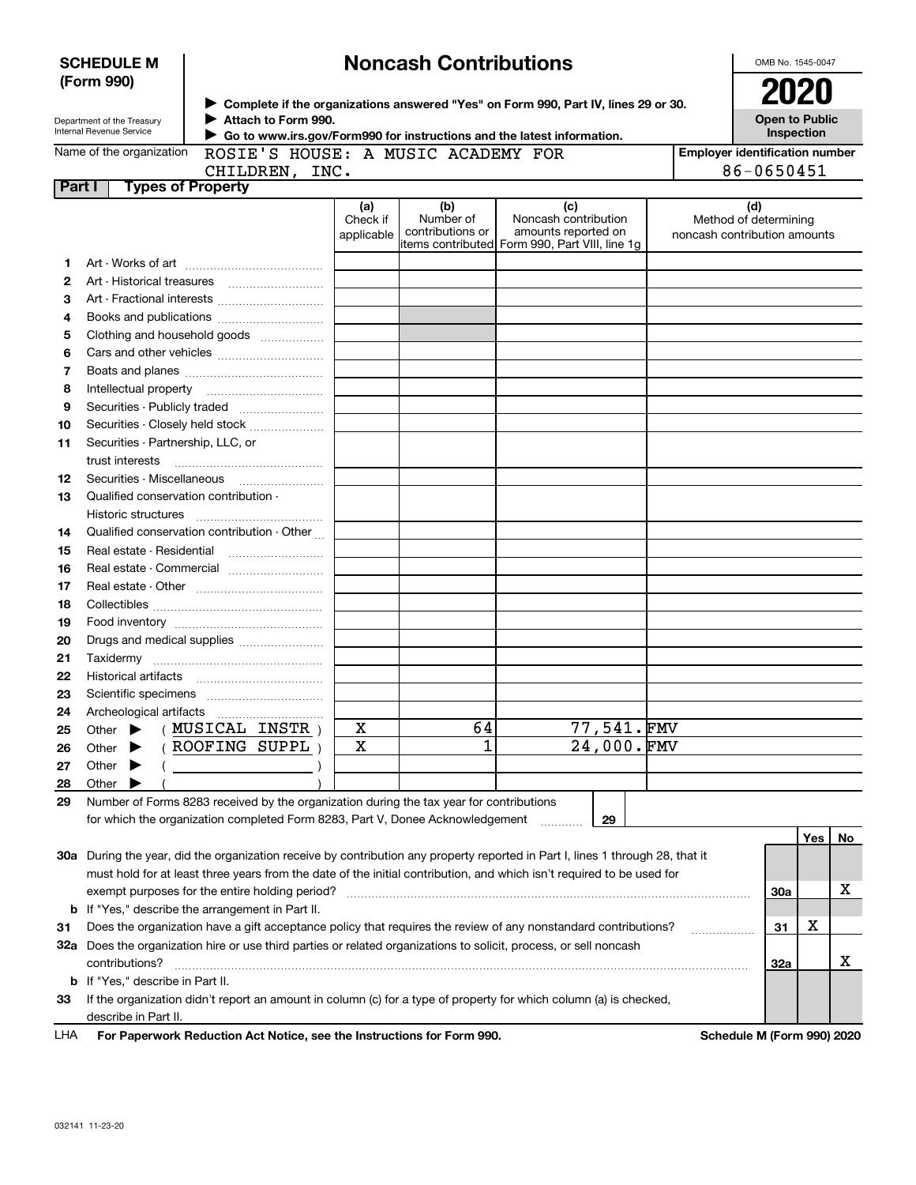**SCHEDULE M (Form 990)**

Department of the Treasury Internal Revenue Service

# Noncash Contributions

▶ Complete if the organizations answered "Yes" on Form 990, Part IV, lines 29 or 30.
▶ Attach to Form 990.
▶ Go to www.irs.gov/Form990 for instructions and the latest information.

OMB No. 1545-0047

**2020**

**Open to Public Inspection**

Name of the organization: ROSIE'S HOUSE: A MUSIC ACADEMY FOR CHILDREN, INC.

Employer identification number: 86-0650451

## Part I Types of Property

| | | (a) Check if applicable | (b) Number of contributions or items contributed | (c) Noncash contribution amounts reported on Form 990, Part VIII, line 1g | (d) Method of determining noncash contribution amounts |
|---|---|---|---|---|---|
| 1 | Art - Works of art | | | | |
| 2 | Art - Historical treasures | | | | |
| 3 | Art - Fractional interests | | | | |
| 4 | Books and publications | | | | |
| 5 | Clothing and household goods | | | | |
| 6 | Cars and other vehicles | | | | |
| 7 | Boats and planes | | | | |
| 8 | Intellectual property | | | | |
| 9 | Securities - Publicly traded | | | | |
| 10 | Securities - Closely held stock | | | | |
| 11 | Securities - Partnership, LLC, or trust interests | | | | |
| 12 | Securities - Miscellaneous | | | | |
| 13 | Qualified conservation contribution - Historic structures | | | | |
| 14 | Qualified conservation contribution - Other | | | | |
| 15 | Real estate - Residential | | | | |
| 16 | Real estate - Commercial | | | | |
| 17 | Real estate - Other | | | | |
| 18 | Collectibles | | | | |
| 19 | Food inventory | | | | |
| 20 | Drugs and medical supplies | | | | |
| 21 | Taxidermy | | | | |
| 22 | Historical artifacts | | | | |
| 23 | Scientific specimens | | | | |
| 24 | Archeological artifacts | | | | |
| 25 | Other ▶ ( MUSICAL INSTR ) | X | 64 | 77,541. | FMV |
| 26 | Other ▶ ( ROOFING SUPPL ) | X | 1 | 24,000. | FMV |
| 27 | Other ▶ ( ) | | | | |
| 28 | Other ▶ ( ) | | | | |

29 Number of Forms 8283 received by the organization during the tax year for contributions for which the organization completed Form 8283, Part V, Donee Acknowledgement ..... 29

| | | | Yes | No |
|---|---|---|---|---|
| 30a | During the year, did the organization receive by contribution any property reported in Part I, lines 1 through 28, that it must hold for at least three years from the date of the initial contribution, and which isn't required to be used for exempt purposes for the entire holding period? | 30a | | X |
| b | If "Yes," describe the arrangement in Part II. | | | |
| 31 | Does the organization have a gift acceptance policy that requires the review of any nonstandard contributions? | 31 | X | |
| 32a | Does the organization hire or use third parties or related organizations to solicit, process, or sell noncash contributions? | 32a | | X |
| b | If "Yes," describe in Part II. | | | |
| 33 | If the organization didn't report an amount in column (c) for a type of property for which column (a) is checked, describe in Part II. | | | |

LHA For Paperwork Reduction Act Notice, see the Instructions for Form 990. Schedule M (Form 990) 2020

032141 11-23-20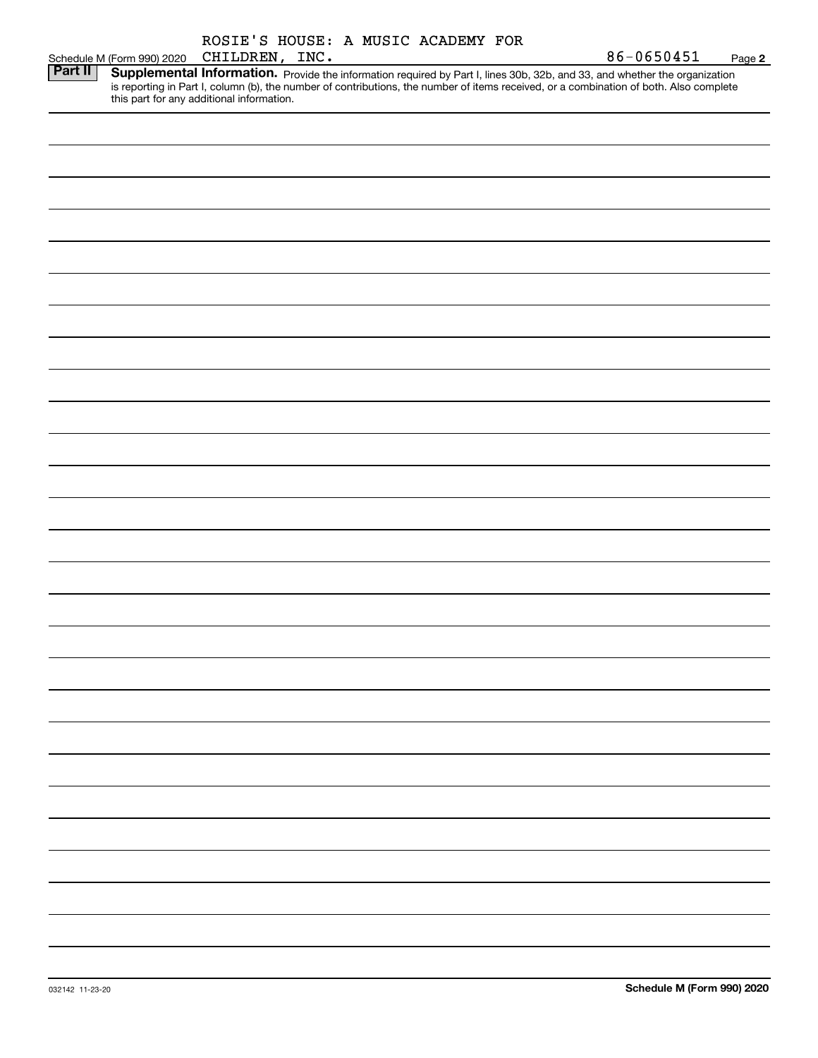Schedule M (Form 990) 2020 ROSIE'S HOUSE: A MUSIC ACADEMY FOR CHILDREN, INC. 86-0650451 Page **2**

**Part II** **Supplemental Information.** Provide the information required by Part I, lines 30b, 32b, and 33, and whether the organization is reporting in Part I, column (b), the number of contributions, the number of items received, or a combination of both. Also complete this part for any additional information.

032142 11-23-20 **Schedule M (Form 990) 2020**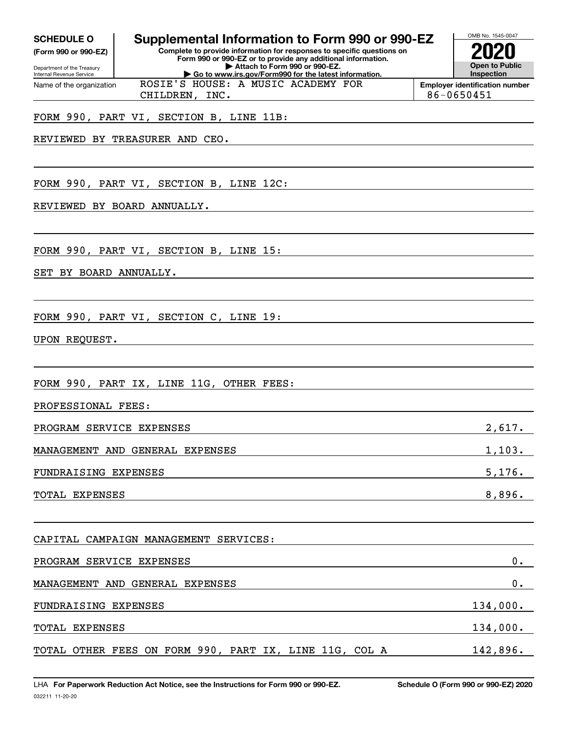**SCHEDULE O**
**(Form 990 or 990-EZ)**

Department of the Treasury
Internal Revenue Service

# Supplemental Information to Form 990 or 990-EZ

**Complete to provide information for responses to specific questions on Form 990 or 990-EZ or to provide any additional information.**
**▶ Attach to Form 990 or 990-EZ.**
**▶ Go to www.irs.gov/Form990 for the latest information.**

OMB No. 1545-0047
**2020**
**Open to Public Inspection**

Name of the organization: ROSIE'S HOUSE: A MUSIC ACADEMY FOR CHILDREN, INC.

**Employer identification number**: 86-0650451

FORM 990, PART VI, SECTION B, LINE 11B:

REVIEWED BY TREASURER AND CEO.

FORM 990, PART VI, SECTION B, LINE 12C:

REVIEWED BY BOARD ANNUALLY.

FORM 990, PART VI, SECTION B, LINE 15:

SET BY BOARD ANNUALLY.

FORM 990, PART VI, SECTION C, LINE 19:

UPON REQUEST.

FORM 990, PART IX, LINE 11G, OTHER FEES:

| | |
|---|---|
| PROFESSIONAL FEES: | |
| PROGRAM SERVICE EXPENSES | 2,617. |
| MANAGEMENT AND GENERAL EXPENSES | 1,103. |
| FUNDRAISING EXPENSES | 5,176. |
| TOTAL EXPENSES | 8,896. |
| | |
| CAPITAL CAMPAIGN MANAGEMENT SERVICES: | |
| PROGRAM SERVICE EXPENSES | 0. |
| MANAGEMENT AND GENERAL EXPENSES | 0. |
| FUNDRAISING EXPENSES | 134,000. |
| TOTAL EXPENSES | 134,000. |
| TOTAL OTHER FEES ON FORM 990, PART IX, LINE 11G, COL A | 142,896. |

LHA **For Paperwork Reduction Act Notice, see the Instructions for Form 990 or 990-EZ.** **Schedule O (Form 990 or 990-EZ) 2020**

032211 11-20-20